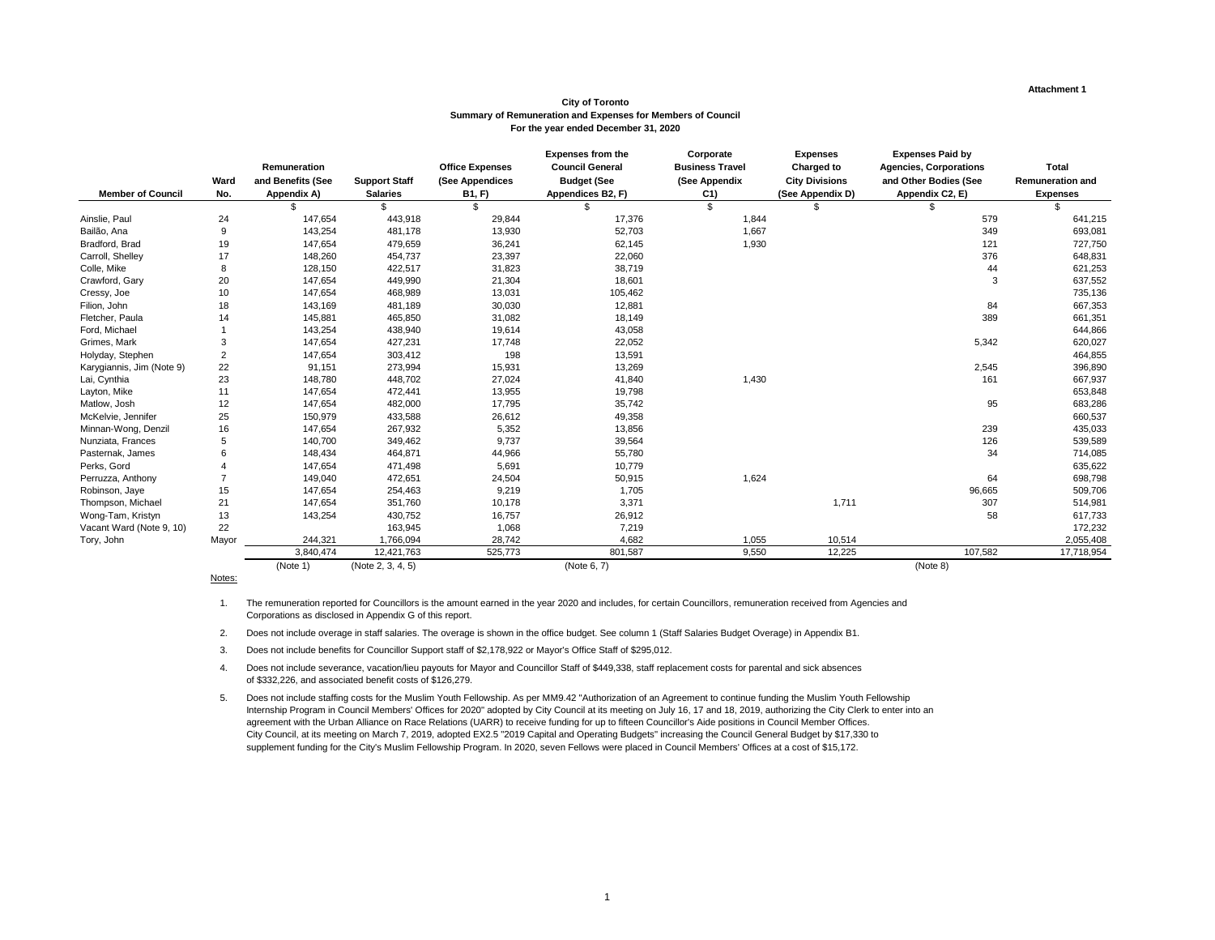**Attachment 1**

**City of Toronto**
**Summary of Remuneration and Expenses for Members of Council**
**For the year ended December 31, 2020**

| Member of Council | Ward No. | Remuneration and Benefits (See Appendix A) | Support Staff Salaries | Office Expenses (See Appendices B1, F) | Expenses from the Council General Budget (See Appendices B2, F) | Corporate Business Travel (See Appendix C1) | Expenses Charged to City Divisions (See Appendix D) | Expenses Paid by Agencies, Corporations and Other Bodies (See Appendix C2, E) | Total Remuneration and Expenses |
|---|---|---|---|---|---|---|---|---|---|
| | | $ | $ | $ | $ | $ | $ | $ | $ |
| Ainslie, Paul | 24 | 147,654 | 443,918 | 29,844 | 17,376 | 1,844 | | 579 | 641,215 |
| Bailão, Ana | 9 | 143,254 | 481,178 | 13,930 | 52,703 | 1,667 | | 349 | 693,081 |
| Bradford, Brad | 19 | 147,654 | 479,659 | 36,241 | 62,145 | 1,930 | | 121 | 727,750 |
| Carroll, Shelley | 17 | 148,260 | 454,737 | 23,397 | 22,060 | | | 376 | 648,831 |
| Colle, Mike | 8 | 128,150 | 422,517 | 31,823 | 38,719 | | | 44 | 621,253 |
| Crawford, Gary | 20 | 147,654 | 449,990 | 21,304 | 18,601 | | | 3 | 637,552 |
| Cressy, Joe | 10 | 147,654 | 468,989 | 13,031 | 105,462 | | | | 735,136 |
| Filion, John | 18 | 143,169 | 481,189 | 30,030 | 12,881 | | | 84 | 667,353 |
| Fletcher, Paula | 14 | 145,881 | 465,850 | 31,082 | 18,149 | | | 389 | 661,351 |
| Ford, Michael | 1 | 143,254 | 438,940 | 19,614 | 43,058 | | | | 644,866 |
| Grimes, Mark | 3 | 147,654 | 427,231 | 17,748 | 22,052 | | | 5,342 | 620,027 |
| Holyday, Stephen | 2 | 147,654 | 303,412 | 198 | 13,591 | | | | 464,855 |
| Karygiannis, Jim (Note 9) | 22 | 91,151 | 273,994 | 15,931 | 13,269 | | | 2,545 | 396,890 |
| Lai, Cynthia | 23 | 148,780 | 448,702 | 27,024 | 41,840 | 1,430 | | 161 | 667,937 |
| Layton, Mike | 11 | 147,654 | 472,441 | 13,955 | 19,798 | | | | 653,848 |
| Matlow, Josh | 12 | 147,654 | 482,000 | 17,795 | 35,742 | | | 95 | 683,286 |
| McKelvie, Jennifer | 25 | 150,979 | 433,588 | 26,612 | 49,358 | | | | 660,537 |
| Minnan-Wong, Denzil | 16 | 147,654 | 267,932 | 5,352 | 13,856 | | | 239 | 435,033 |
| Nunziata, Frances | 5 | 140,700 | 349,462 | 9,737 | 39,564 | | | 126 | 539,589 |
| Pasternak, James | 6 | 148,434 | 464,871 | 44,966 | 55,780 | | | 34 | 714,085 |
| Perks, Gord | 4 | 147,654 | 471,498 | 5,691 | 10,779 | | | | 635,622 |
| Perruzza, Anthony | 7 | 149,040 | 472,651 | 24,504 | 50,915 | 1,624 | | 64 | 698,798 |
| Robinson, Jaye | 15 | 147,654 | 254,463 | 9,219 | 1,705 | | | 96,665 | 509,706 |
| Thompson, Michael | 21 | 147,654 | 351,760 | 10,178 | 3,371 | | 1,711 | 307 | 514,981 |
| Wong-Tam, Kristyn | 13 | 143,254 | 430,752 | 16,757 | 26,912 | | | 58 | 617,733 |
| Vacant Ward (Note 9, 10) | 22 | | 163,945 | 1,068 | 7,219 | | | | 172,232 |
| Tory, John | Mayor | 244,321 | 1,766,094 | 28,742 | 4,682 | 1,055 | 10,514 | | 2,055,408 |
| | | 3,840,474 | 12,421,763 | 525,773 | 801,587 | 9,550 | 12,225 | 107,582 | 17,718,954 |
| | | (Note 1) | (Note 2, 3, 4, 5) | | (Note 6, 7) | | | (Note 8) | |

Notes:

1. The remuneration reported for Councillors is the amount earned in the year 2020 and includes, for certain Councillors, remuneration received from Agencies and Corporations as disclosed in Appendix G of this report.

2. Does not include overage in staff salaries. The overage is shown in the office budget. See column 1 (Staff Salaries Budget Overage) in Appendix B1.

3. Does not include benefits for Councillor Support staff of $2,178,922 or Mayor's Office Staff of $295,012.

4. Does not include severance, vacation/lieu payouts for Mayor and Councillor Staff of $449,338, staff replacement costs for parental and sick absences of $332,226, and associated benefit costs of $126,279.

5. Does not include staffing costs for the Muslim Youth Fellowship. As per MM9.42 "Authorization of an Agreement to continue funding the Muslim Youth Fellowship Internship Program in Council Members' Offices for 2020" adopted by City Council at its meeting on July 16, 17 and 18, 2019, authorizing the City Clerk to enter into an agreement with the Urban Alliance on Race Relations (UARR) to receive funding for up to fifteen Councillor's Aide positions in Council Member Offices. City Council, at its meeting on March 7, 2019, adopted EX2.5 "2019 Capital and Operating Budgets" increasing the Council General Budget by $17,330 to supplement funding for the City's Muslim Fellowship Program. In 2020, seven Fellows were placed in Council Members' Offices at a cost of $15,172.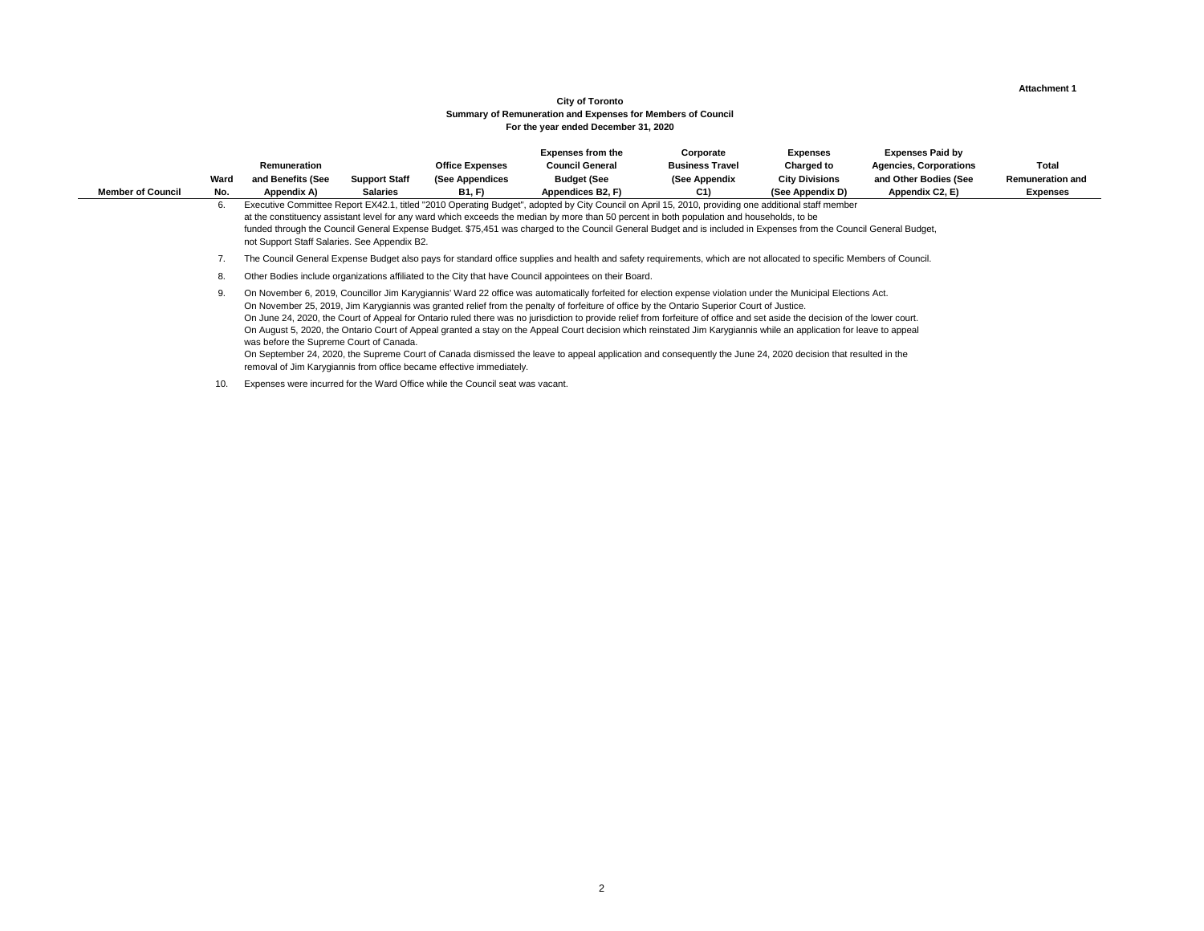Attachment 1

**City of Toronto**
**Summary of Remuneration and Expenses for Members of Council**
**For the year ended December 31, 2020**

| Member of Council | Ward No. | Remuneration and Benefits (See Appendix A) | Support Staff Salaries | Office Expenses (See Appendices B1, F) | Expenses from the Council General Budget (See Appendices B2, F) | Corporate Business Travel (See Appendix C1) | Expenses Charged to City Divisions (See Appendix D) | Expenses Paid by Agencies, Corporations and Other Bodies (See Appendix C2, E) | Total Remuneration and Expenses |
|---|---|---|---|---|---|---|---|---|---|

6. Executive Committee Report EX42.1, titled "2010 Operating Budget", adopted by City Council on April 15, 2010, providing one additional staff member at the constituency assistant level for any ward which exceeds the median by more than 50 percent in both population and households, to be funded through the Council General Expense Budget. $75,451 was charged to the Council General Budget and is included in Expenses from the Council General Budget, not Support Staff Salaries. See Appendix B2.

7. The Council General Expense Budget also pays for standard office supplies and health and safety requirements, which are not allocated to specific Members of Council.

8. Other Bodies include organizations affiliated to the City that have Council appointees on their Board.

9. On November 6, 2019, Councillor Jim Karygiannis' Ward 22 office was automatically forfeited for election expense violation under the Municipal Elections Act.
   On November 25, 2019, Jim Karygiannis was granted relief from the penalty of forfeiture of office by the Ontario Superior Court of Justice.
   On June 24, 2020, the Court of Appeal for Ontario ruled there was no jurisdiction to provide relief from forfeiture of office and set aside the decision of the lower court.
   On August 5, 2020, the Ontario Court of Appeal granted a stay on the Appeal Court decision which reinstated Jim Karygiannis while an application for leave to appeal was before the Supreme Court of Canada.
   On September 24, 2020, the Supreme Court of Canada dismissed the leave to appeal application and consequently the June 24, 2020 decision that resulted in the removal of Jim Karygiannis from office became effective immediately.

10. Expenses were incurred for the Ward Office while the Council seat was vacant.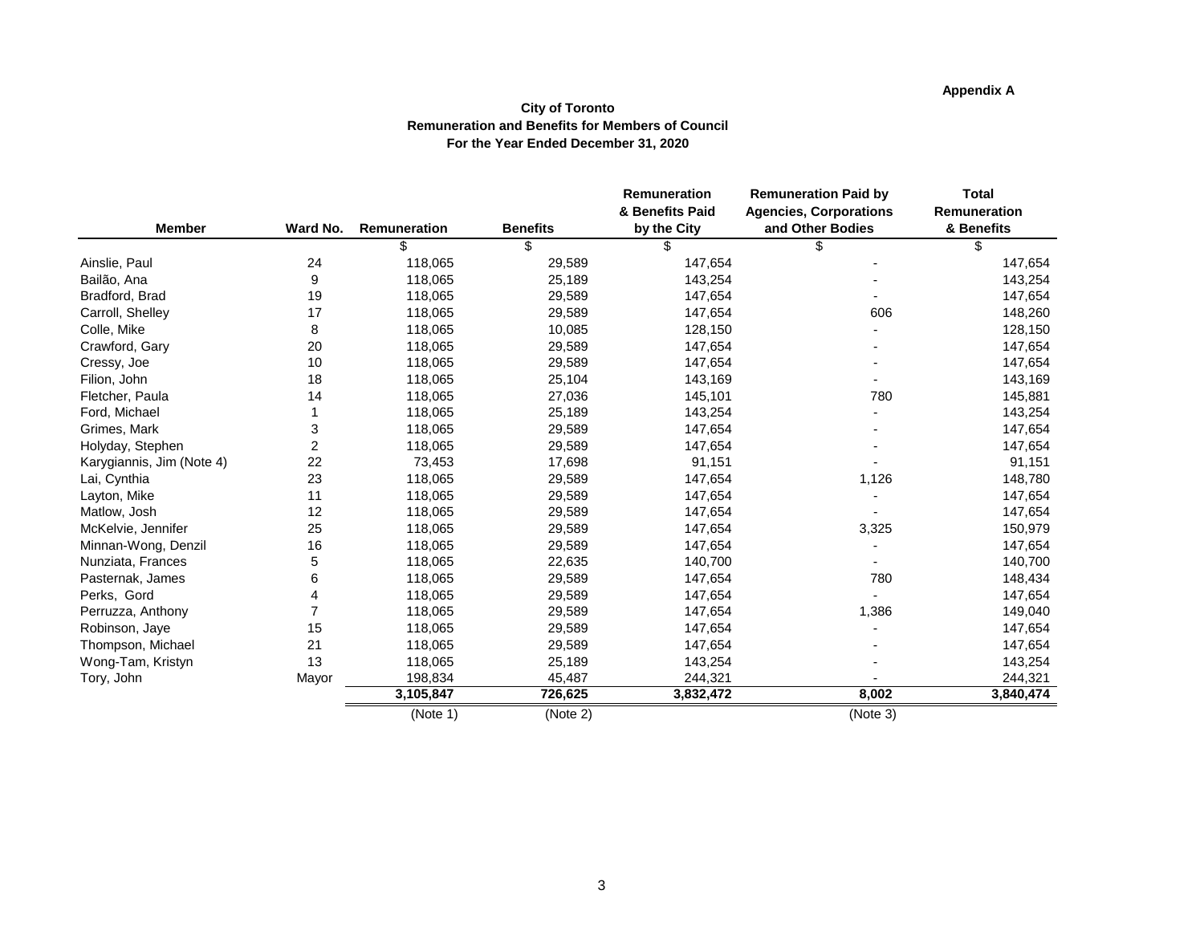**Appendix A**

**City of Toronto**
**Remuneration and Benefits for Members of Council**
**For the Year Ended December 31, 2020**

| Member | Ward No. | Remuneration | Benefits | Remuneration & Benefits Paid by the City | Remuneration Paid by Agencies, Corporations and Other Bodies | Total Remuneration & Benefits |
|---|---|---|---|---|---|---|
| | | $ | $ | $ | $ | $ |
| Ainslie, Paul | 24 | 118,065 | 29,589 | 147,654 | - | 147,654 |
| Bailão, Ana | 9 | 118,065 | 25,189 | 143,254 | - | 143,254 |
| Bradford, Brad | 19 | 118,065 | 29,589 | 147,654 | - | 147,654 |
| Carroll, Shelley | 17 | 118,065 | 29,589 | 147,654 | 606 | 148,260 |
| Colle, Mike | 8 | 118,065 | 10,085 | 128,150 | - | 128,150 |
| Crawford, Gary | 20 | 118,065 | 29,589 | 147,654 | - | 147,654 |
| Cressy, Joe | 10 | 118,065 | 29,589 | 147,654 | - | 147,654 |
| Filion, John | 18 | 118,065 | 25,104 | 143,169 | - | 143,169 |
| Fletcher, Paula | 14 | 118,065 | 27,036 | 145,101 | 780 | 145,881 |
| Ford, Michael | 1 | 118,065 | 25,189 | 143,254 | - | 143,254 |
| Grimes, Mark | 3 | 118,065 | 29,589 | 147,654 | - | 147,654 |
| Holyday, Stephen | 2 | 118,065 | 29,589 | 147,654 | - | 147,654 |
| Karygiannis, Jim (Note 4) | 22 | 73,453 | 17,698 | 91,151 | - | 91,151 |
| Lai, Cynthia | 23 | 118,065 | 29,589 | 147,654 | 1,126 | 148,780 |
| Layton, Mike | 11 | 118,065 | 29,589 | 147,654 | - | 147,654 |
| Matlow, Josh | 12 | 118,065 | 29,589 | 147,654 | - | 147,654 |
| McKelvie, Jennifer | 25 | 118,065 | 29,589 | 147,654 | 3,325 | 150,979 |
| Minnan-Wong, Denzil | 16 | 118,065 | 29,589 | 147,654 | - | 147,654 |
| Nunziata, Frances | 5 | 118,065 | 22,635 | 140,700 | - | 140,700 |
| Pasternak, James | 6 | 118,065 | 29,589 | 147,654 | 780 | 148,434 |
| Perks, Gord | 4 | 118,065 | 29,589 | 147,654 | - | 147,654 |
| Perruzza, Anthony | 7 | 118,065 | 29,589 | 147,654 | 1,386 | 149,040 |
| Robinson, Jaye | 15 | 118,065 | 29,589 | 147,654 | - | 147,654 |
| Thompson, Michael | 21 | 118,065 | 29,589 | 147,654 | - | 147,654 |
| Wong-Tam, Kristyn | 13 | 118,065 | 25,189 | 143,254 | - | 143,254 |
| Tory, John | Mayor | 198,834 | 45,487 | 244,321 | - | 244,321 |
| | | **3,105,847** | **726,625** | **3,832,472** | **8,002** | **3,840,474** |
| | | (Note 1) | (Note 2) | | (Note 3) | |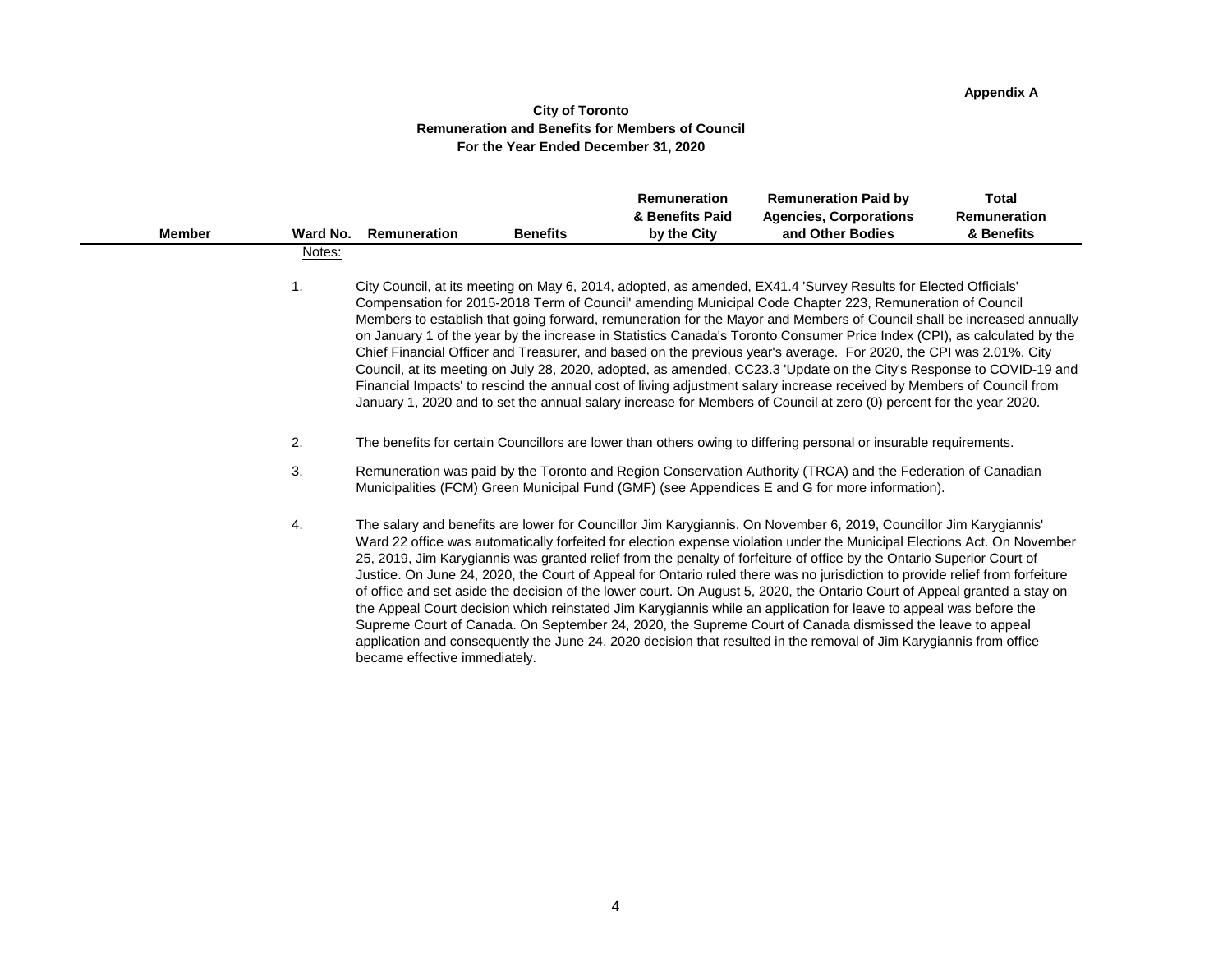Appendix A

**City of Toronto**
**Remuneration and Benefits for Members of Council**
**For the Year Ended December 31, 2020**

| Member | Ward No. | Remuneration | Benefits | Remuneration & Benefits Paid by the City | Remuneration Paid by Agencies, Corporations and Other Bodies | Total Remuneration & Benefits |
|---|---|---|---|---|---|---|

Notes:

1. City Council, at its meeting on May 6, 2014, adopted, as amended, EX41.4 'Survey Results for Elected Officials' Compensation for 2015-2018 Term of Council' amending Municipal Code Chapter 223, Remuneration of Council Members to establish that going forward, remuneration for the Mayor and Members of Council shall be increased annually on January 1 of the year by the increase in Statistics Canada's Toronto Consumer Price Index (CPI), as calculated by the Chief Financial Officer and Treasurer, and based on the previous year's average. For 2020, the CPI was 2.01%. City Council, at its meeting on July 28, 2020, adopted, as amended, CC23.3 'Update on the City's Response to COVID-19 and Financial Impacts' to rescind the annual cost of living adjustment salary increase received by Members of Council from January 1, 2020 and to set the annual salary increase for Members of Council at zero (0) percent for the year 2020.

2. The benefits for certain Councillors are lower than others owing to differing personal or insurable requirements.

3. Remuneration was paid by the Toronto and Region Conservation Authority (TRCA) and the Federation of Canadian Municipalities (FCM) Green Municipal Fund (GMF) (see Appendices E and G for more information).

4. The salary and benefits are lower for Councillor Jim Karygiannis. On November 6, 2019, Councillor Jim Karygiannis' Ward 22 office was automatically forfeited for election expense violation under the Municipal Elections Act. On November 25, 2019, Jim Karygiannis was granted relief from the penalty of forfeiture of office by the Ontario Superior Court of Justice. On June 24, 2020, the Court of Appeal for Ontario ruled there was no jurisdiction to provide relief from forfeiture of office and set aside the decision of the lower court. On August 5, 2020, the Ontario Court of Appeal granted a stay on the Appeal Court decision which reinstated Jim Karygiannis while an application for leave to appeal was before the Supreme Court of Canada. On September 24, 2020, the Supreme Court of Canada dismissed the leave to appeal application and consequently the June 24, 2020 decision that resulted in the removal of Jim Karygiannis from office became effective immediately.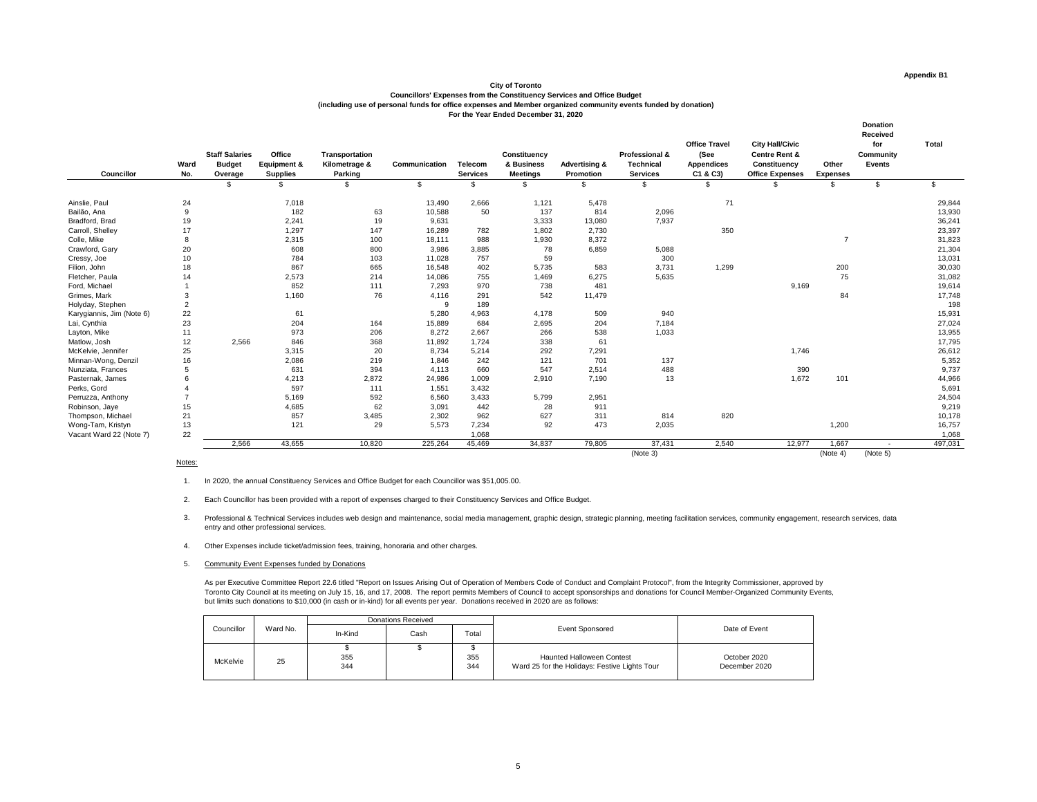Appendix B1

# City of Toronto

## Councillors' Expenses from the Constituency Services and Office Budget

### (including use of personal funds for office expenses and Member organized community events funded by donation)

### For the Year Ended December 31, 2020

| Councillor | Ward No. | Staff Salaries Budget Overage | Office Equipment & Supplies | Transportation Kilometrage & Parking | Communication | Telecom Services | Constituency & Business Meetings | Advertising & Promotion | Professional & Technical Services | Office Travel (See Appendices C1 & C3) | City Hall/Civic Centre Rent & Constituency Office Expenses | Other Expenses | Donation Received for Community Events | Total |
|---|---|---|---|---|---|---|---|---|---|---|---|---|---|---|
| | | $ | $ | $ | $ | $ | $ | $ | $ | $ | $ | $ | $ | $ |
| Ainslie, Paul | 24 | | 7,018 | | 13,490 | 2,666 | 1,121 | 5,478 | | 71 | | | | 29,844 |
| Bailão, Ana | 9 | | 182 | 63 | 10,588 | 50 | 137 | 814 | 2,096 | | | | | 13,930 |
| Bradford, Brad | 19 | | 2,241 | 19 | 9,631 | | 3,333 | 13,080 | 7,937 | | | | | 36,241 |
| Carroll, Shelley | 17 | | 1,297 | 147 | 16,289 | 782 | 1,802 | 2,730 | | 350 | | | | 23,397 |
| Colle, Mike | 8 | | 2,315 | 100 | 18,111 | 988 | 1,930 | 8,372 | | | | 7 | | 31,823 |
| Crawford, Gary | 20 | | 608 | 800 | 3,986 | 3,885 | 78 | 6,859 | 5,088 | | | | | 21,304 |
| Cressy, Joe | 10 | | 784 | 103 | 11,028 | 757 | 59 | | 300 | | | | | 13,031 |
| Filion, John | 18 | | 867 | 665 | 16,548 | 402 | 5,735 | 583 | 3,731 | 1,299 | | 200 | | 30,030 |
| Fletcher, Paula | 14 | | 2,573 | 214 | 14,086 | 755 | 1,469 | 6,275 | 5,635 | | | 75 | | 31,082 |
| Ford, Michael | 1 | | 852 | 111 | 7,293 | 970 | 738 | 481 | | | 9,169 | | | 19,614 |
| Grimes, Mark | 3 | | 1,160 | 76 | 4,116 | 291 | 542 | 11,479 | | | | 84 | | 17,748 |
| Holyday, Stephen | 2 | | | | 9 | 189 | | | | | | | | 198 |
| Karygiannis, Jim (Note 6) | 22 | | 61 | | 5,280 | 4,963 | 4,178 | 509 | 940 | | | | | 15,931 |
| Lai, Cynthia | 23 | | 204 | 164 | 15,889 | 684 | 2,695 | 204 | 7,184 | | | | | 27,024 |
| Layton, Mike | 11 | | 973 | 206 | 8,272 | 2,667 | 266 | 538 | 1,033 | | | | | 13,955 |
| Matlow, Josh | 12 | 2,566 | 846 | 368 | 11,892 | 1,724 | 338 | 61 | | | | | | 17,795 |
| McKelvie, Jennifer | 25 | | 3,315 | 20 | 8,734 | 5,214 | 292 | 7,291 | | | 1,746 | | | 26,612 |
| Minnan-Wong, Denzil | 16 | | 2,086 | 219 | 1,846 | 242 | 121 | 701 | 137 | | | | | 5,352 |
| Nunziata, Frances | 5 | | 631 | 394 | 4,113 | 660 | 547 | 2,514 | 488 | | 390 | | | 9,737 |
| Pasternak, James | 6 | | 4,213 | 2,872 | 24,986 | 1,009 | 2,910 | 7,190 | 13 | | 1,672 | 101 | | 44,966 |
| Perks, Gord | 4 | | 597 | 111 | 1,551 | 3,432 | | | | | | | | 5,691 |
| Perruzza, Anthony | 7 | | 5,169 | 592 | 6,560 | 3,433 | 5,799 | 2,951 | | | | | | 24,504 |
| Robinson, Jaye | 15 | | 4,685 | 62 | 3,091 | 442 | 28 | 911 | | | | | | 9,219 |
| Thompson, Michael | 21 | | 857 | 3,485 | 2,302 | 962 | 627 | 311 | 814 | 820 | | | | 10,178 |
| Wong-Tam, Kristyn | 13 | | 121 | 29 | 5,573 | 7,234 | 92 | 473 | 2,035 | | | 1,200 | | 16,757 |
| Vacant Ward 22 (Note 7) | 22 | | | | | 1,068 | | | | | | | | 1,068 |
| | | 2,566 | 43,655 | 10,820 | 225,264 | 45,469 | 34,837 | 79,805 | 37,431 | 2,540 | 12,977 | 1,667 | - | 497,031 |
| | | | | | | | | | (Note 3) | | | (Note 4) | (Note 5) | |

Notes:

1. In 2020, the annual Constituency Services and Office Budget for each Councillor was $51,005.00.

2. Each Councillor has been provided with a report of expenses charged to their Constituency Services and Office Budget.

3. Professional & Technical Services includes web design and maintenance, social media management, graphic design, strategic planning, meeting facilitation services, community engagement, research services, data entry and other professional services.

4. Other Expenses include ticket/admission fees, training, honoraria and other charges.

5. Community Event Expenses funded by Donations

As per Executive Committee Report 22.6 titled "Report on Issues Arising Out of Operation of Members Code of Conduct and Complaint Protocol", from the Integrity Commissioner, approved by Toronto City Council at its meeting on July 15, 16, and 17, 2008. The report permits Members of Council to accept sponsorships and donations for Council Member-Organized Community Events, but limits such donations to $10,000 (in cash or in-kind) for all events per year. Donations received in 2020 are as follows:

| Councillor | Ward No. | Donations Received | | | Event Sponsored | Date of Event |
|---|---|---|---|---|---|---|
| | | In-Kind | Cash | Total | | |
| | | $ | $ | $ | | |
| McKelvie | 25 | 355 | | 355 | Haunted Halloween Contest | October 2020 |
| | | 344 | | 344 | Ward 25 for the Holidays: Festive Lights Tour | December 2020 |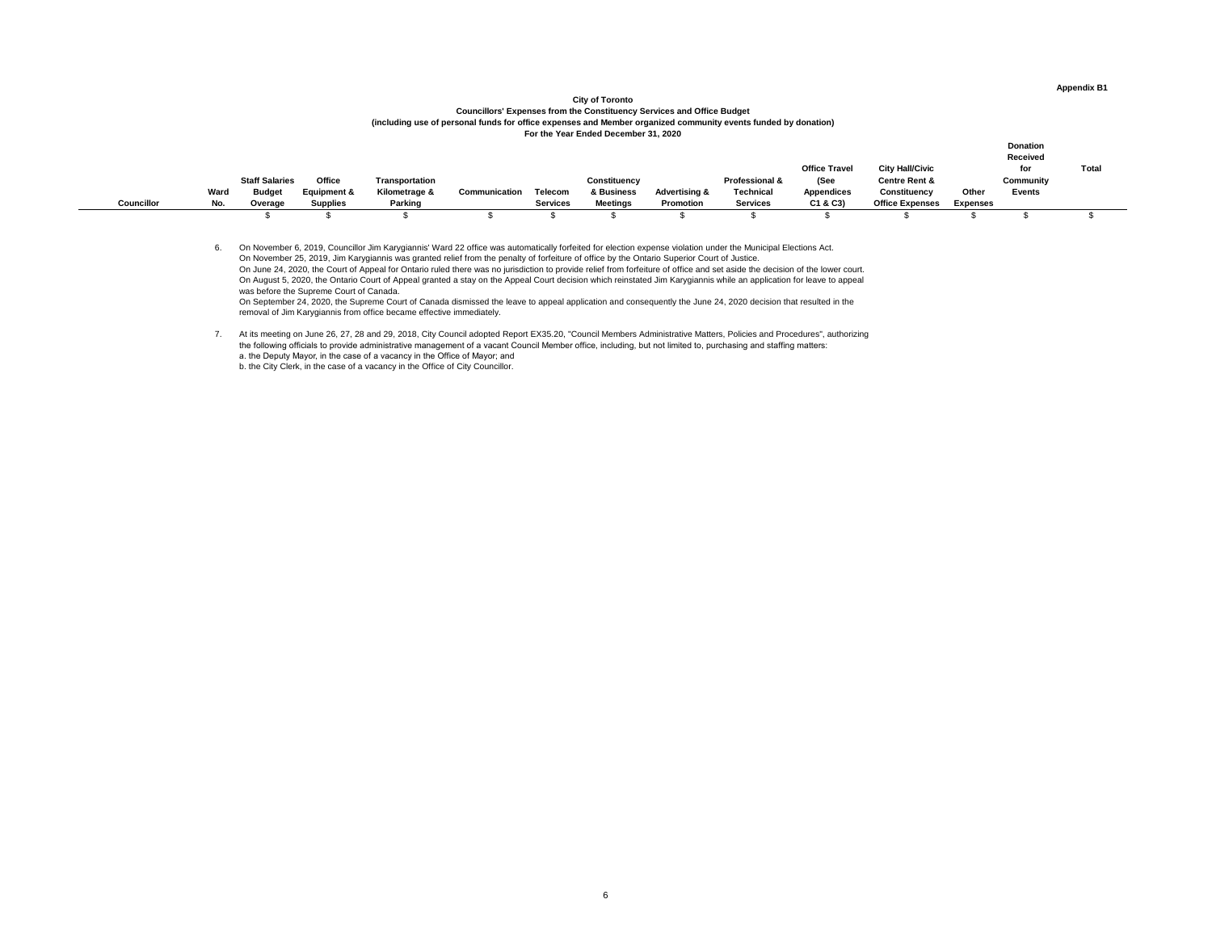Appendix B1

**City of Toronto**
**Councillors' Expenses from the Constituency Services and Office Budget**
**(including use of personal funds for office expenses and Member organized community events funded by donation)**
**For the Year Ended December 31, 2020**

| Councillor | Ward No. | Staff Salaries Budget Overage | Office Equipment & Supplies | Transportation Kilometrage & Parking | Communication | Telecom Services | Constituency & Business Meetings | Advertising & Promotion | Professional & Technical Services | Office Travel (See Appendices C1 & C3) | City Hall/Civic Centre Rent & Constituency Office Expenses | Other Expenses | Donation Received for Community Events | Total |
|---|---|---|---|---|---|---|---|---|---|---|---|---|---|---|
| | | $ | $ | $ | $ | $ | $ | $ | $ | $ | $ | $ | $ | $ |

6. On November 6, 2019, Councillor Jim Karygiannis' Ward 22 office was automatically forfeited for election expense violation under the Municipal Elections Act.
   On November 25, 2019, Jim Karygiannis was granted relief from the penalty of forfeiture of office by the Ontario Superior Court of Justice.
   On June 24, 2020, the Court of Appeal for Ontario ruled there was no jurisdiction to provide relief from forfeiture of office and set aside the decision of the lower court.
   On August 5, 2020, the Ontario Court of Appeal granted a stay on the Appeal Court decision which reinstated Jim Karygiannis while an application for leave to appeal was before the Supreme Court of Canada.
   On September 24, 2020, the Supreme Court of Canada dismissed the leave to appeal application and consequently the June 24, 2020 decision that resulted in the removal of Jim Karygiannis from office became effective immediately.

7. At its meeting on June 26, 27, 28 and 29, 2018, City Council adopted Report EX35.20, "Council Members Administrative Matters, Policies and Procedures", authorizing the following officials to provide administrative management of a vacant Council Member office, including, but not limited to, purchasing and staffing matters:
   a. the Deputy Mayor, in the case of a vacancy in the Office of Mayor; and
   b. the City Clerk, in the case of a vacancy in the Office of City Councillor.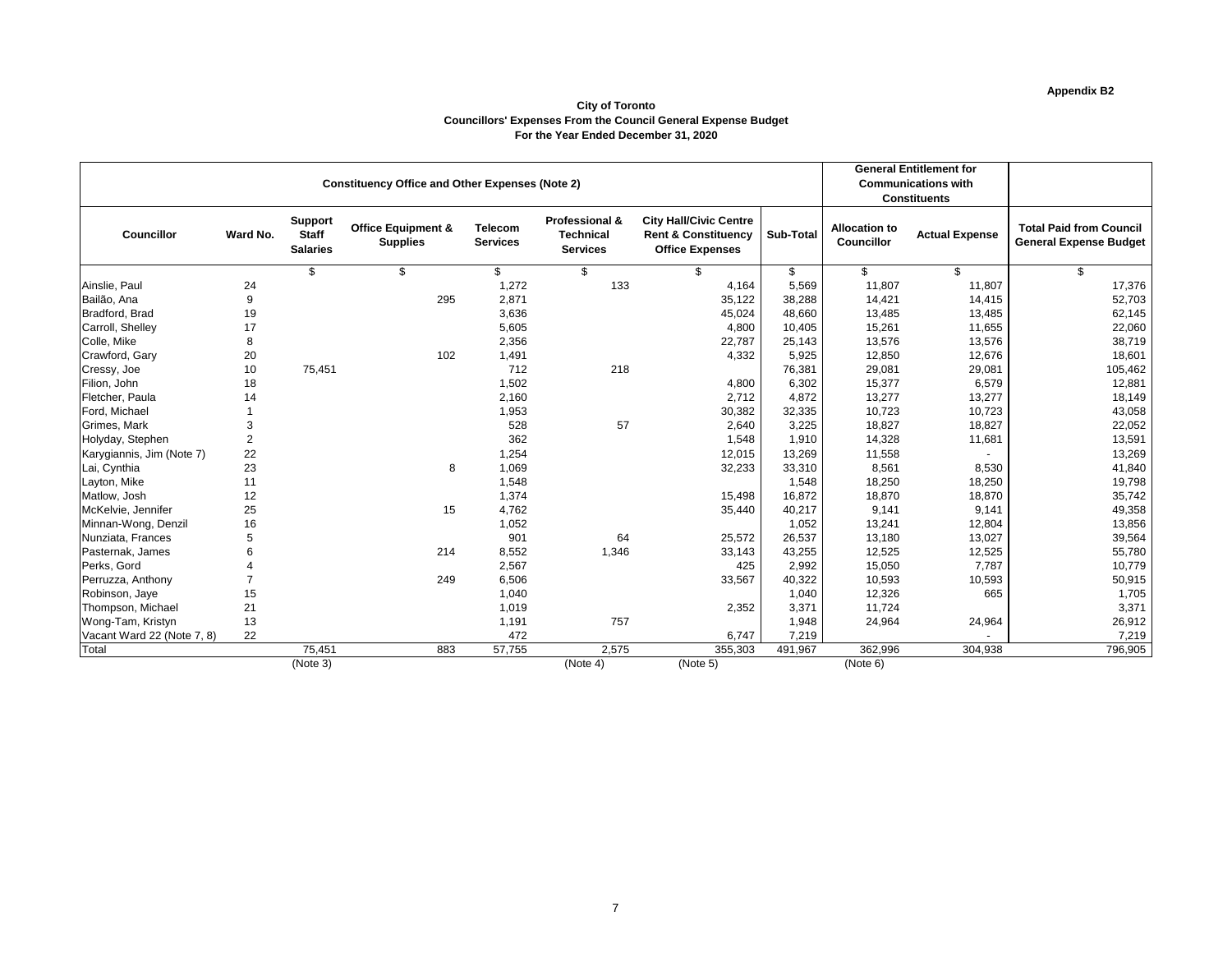**Appendix B2**

**City of Toronto**
**Councillors' Expenses From the Council General Expense Budget**
**For the Year Ended December 31, 2020**

| Constituency Office and Other Expenses (Note 2) | | | | | | | | General Entitlement for Communications with Constituents | | |
|---|---|---|---|---|---|---|---|---|---|---|
| **Councillor** | **Ward No.** | **Support Staff Salaries** | **Office Equipment & Supplies** | **Telecom Services** | **Professional & Technical Services** | **City Hall/Civic Centre Rent & Constituency Office Expenses** | **Sub-Total** | **Allocation to Councillor** | **Actual Expense** | **Total Paid from Council General Expense Budget** |
| | | $ | $ | $ | $ | $ | $ | $ | $ | $ |
| Ainslie, Paul | 24 | | | 1,272 | 133 | 4,164 | 5,569 | 11,807 | 11,807 | 17,376 |
| Bailão, Ana | 9 | | 295 | 2,871 | | 35,122 | 38,288 | 14,421 | 14,415 | 52,703 |
| Bradford, Brad | 19 | | | 3,636 | | 45,024 | 48,660 | 13,485 | 13,485 | 62,145 |
| Carroll, Shelley | 17 | | | 5,605 | | 4,800 | 10,405 | 15,261 | 11,655 | 22,060 |
| Colle, Mike | 8 | | | 2,356 | | 22,787 | 25,143 | 13,576 | 13,576 | 38,719 |
| Crawford, Gary | 20 | | 102 | 1,491 | | 4,332 | 5,925 | 12,850 | 12,676 | 18,601 |
| Cressy, Joe | 10 | 75,451 | | 712 | 218 | | 76,381 | 29,081 | 29,081 | 105,462 |
| Filion, John | 18 | | | 1,502 | | 4,800 | 6,302 | 15,377 | 6,579 | 12,881 |
| Fletcher, Paula | 14 | | | 2,160 | | 2,712 | 4,872 | 13,277 | 13,277 | 18,149 |
| Ford, Michael | 1 | | | 1,953 | | 30,382 | 32,335 | 10,723 | 10,723 | 43,058 |
| Grimes, Mark | 3 | | | 528 | 57 | 2,640 | 3,225 | 18,827 | 18,827 | 22,052 |
| Holyday, Stephen | 2 | | | 362 | | 1,548 | 1,910 | 14,328 | 11,681 | 13,591 |
| Karygiannis, Jim (Note 7) | 22 | | | 1,254 | | 12,015 | 13,269 | 11,558 | - | 13,269 |
| Lai, Cynthia | 23 | | 8 | 1,069 | | 32,233 | 33,310 | 8,561 | 8,530 | 41,840 |
| Layton, Mike | 11 | | | 1,548 | | | 1,548 | 18,250 | 18,250 | 19,798 |
| Matlow, Josh | 12 | | | 1,374 | | 15,498 | 16,872 | 18,870 | 18,870 | 35,742 |
| McKelvie, Jennifer | 25 | | 15 | 4,762 | | 35,440 | 40,217 | 9,141 | 9,141 | 49,358 |
| Minnan-Wong, Denzil | 16 | | | 1,052 | | | 1,052 | 13,241 | 12,804 | 13,856 |
| Nunziata, Frances | 5 | | | 901 | 64 | 25,572 | 26,537 | 13,180 | 13,027 | 39,564 |
| Pasternak, James | 6 | | 214 | 8,552 | 1,346 | 33,143 | 43,255 | 12,525 | 12,525 | 55,780 |
| Perks, Gord | 4 | | | 2,567 | | 425 | 2,992 | 15,050 | 7,787 | 10,779 |
| Perruzza, Anthony | 7 | | 249 | 6,506 | | 33,567 | 40,322 | 10,593 | 10,593 | 50,915 |
| Robinson, Jaye | 15 | | | 1,040 | | | 1,040 | 12,326 | 665 | 1,705 |
| Thompson, Michael | 21 | | | 1,019 | | 2,352 | 3,371 | 11,724 | | 3,371 |
| Wong-Tam, Kristyn | 13 | | | 1,191 | 757 | | 1,948 | 24,964 | 24,964 | 26,912 |
| Vacant Ward 22 (Note 7, 8) | 22 | | | 472 | | 6,747 | 7,219 | | - | 7,219 |
| Total | | 75,451 | 883 | 57,755 | 2,575 | 355,303 | 491,967 | 362,996 | 304,938 | 796,905 |
| | | (Note 3) | | | (Note 4) | (Note 5) | | (Note 6) | | |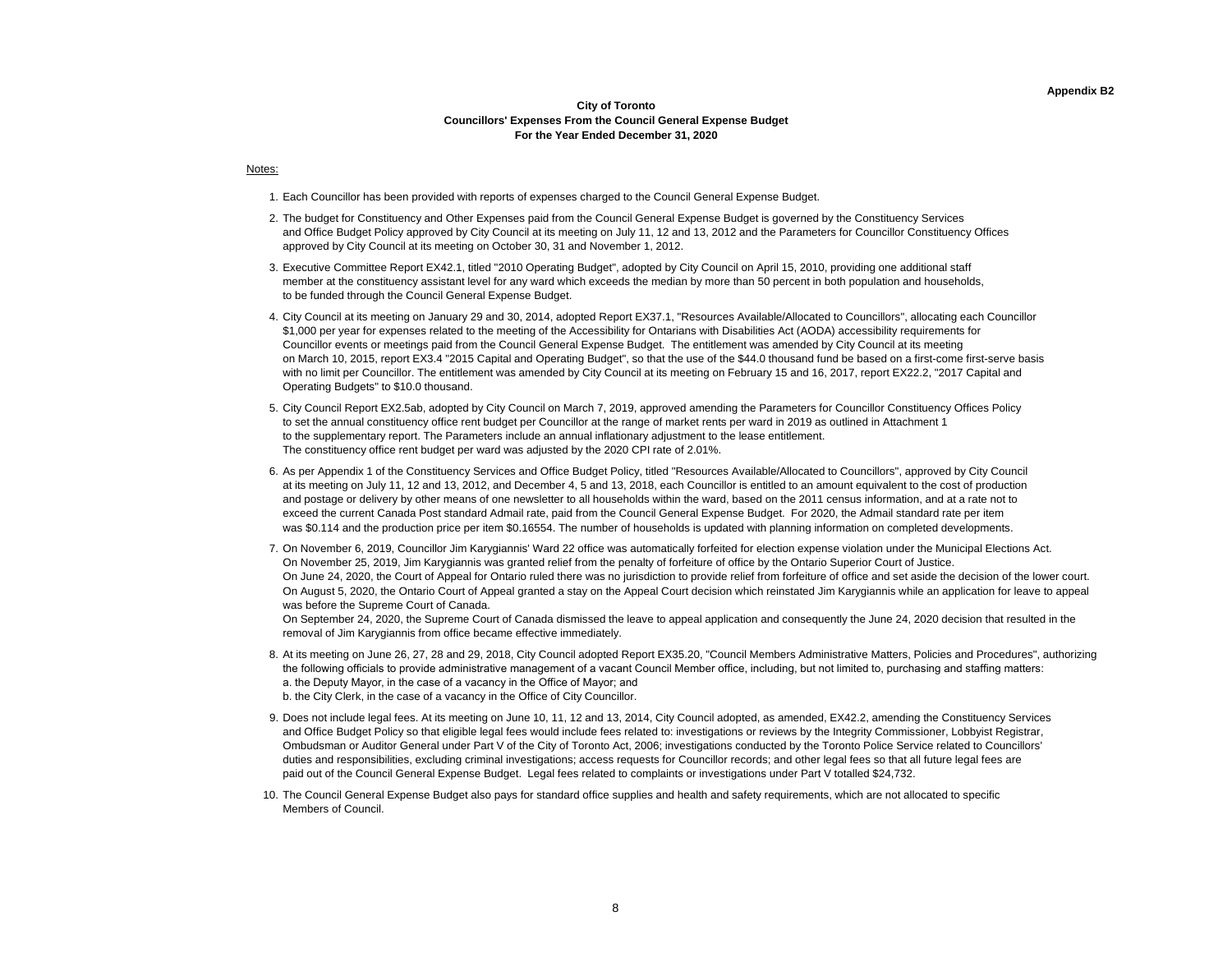**Appendix B2**

**City of Toronto**
**Councillors' Expenses From the Council General Expense Budget**
**For the Year Ended December 31, 2020**

Notes:

1. Each Councillor has been provided with reports of expenses charged to the Council General Expense Budget.

2. The budget for Constituency and Other Expenses paid from the Council General Expense Budget is governed by the Constituency Services and Office Budget Policy approved by City Council at its meeting on July 11, 12 and 13, 2012 and the Parameters for Councillor Constituency Offices approved by City Council at its meeting on October 30, 31 and November 1, 2012.

3. Executive Committee Report EX42.1, titled "2010 Operating Budget", adopted by City Council on April 15, 2010, providing one additional staff member at the constituency assistant level for any ward which exceeds the median by more than 50 percent in both population and households, to be funded through the Council General Expense Budget.

4. City Council at its meeting on January 29 and 30, 2014, adopted Report EX37.1, "Resources Available/Allocated to Councillors", allocating each Councillor $1,000 per year for expenses related to the meeting of the Accessibility for Ontarians with Disabilities Act (AODA) accessibility requirements for Councillor events or meetings paid from the Council General Expense Budget. The entitlement was amended by City Council at its meeting on March 10, 2015, report EX3.4 "2015 Capital and Operating Budget", so that the use of the $44.0 thousand fund be based on a first-come first-serve basis with no limit per Councillor. The entitlement was amended by City Council at its meeting on February 15 and 16, 2017, report EX22.2, "2017 Capital and Operating Budgets" to $10.0 thousand.

5. City Council Report EX2.5ab, adopted by City Council on March 7, 2019, approved amending the Parameters for Councillor Constituency Offices Policy to set the annual constituency office rent budget per Councillor at the range of market rents per ward in 2019 as outlined in Attachment 1 to the supplementary report. The Parameters include an annual inflationary adjustment to the lease entitlement. The constituency office rent budget per ward was adjusted by the 2020 CPI rate of 2.01%.

6. As per Appendix 1 of the Constituency Services and Office Budget Policy, titled "Resources Available/Allocated to Councillors", approved by City Council at its meeting on July 11, 12 and 13, 2012, and December 4, 5 and 13, 2018, each Councillor is entitled to an amount equivalent to the cost of production and postage or delivery by other means of one newsletter to all households within the ward, based on the 2011 census information, and at a rate not to exceed the current Canada Post standard Admail rate, paid from the Council General Expense Budget. For 2020, the Admail standard rate per item was $0.114 and the production price per item $0.16554. The number of households is updated with planning information on completed developments.

7. On November 6, 2019, Councillor Jim Karygiannis' Ward 22 office was automatically forfeited for election expense violation under the Municipal Elections Act. On November 25, 2019, Jim Karygiannis was granted relief from the penalty of forfeiture of office by the Ontario Superior Court of Justice. On June 24, 2020, the Court of Appeal for Ontario ruled there was no jurisdiction to provide relief from forfeiture of office and set aside the decision of the lower court. On August 5, 2020, the Ontario Court of Appeal granted a stay on the Appeal Court decision which reinstated Jim Karygiannis while an application for leave to appeal was before the Supreme Court of Canada.
   On September 24, 2020, the Supreme Court of Canada dismissed the leave to appeal application and consequently the June 24, 2020 decision that resulted in the removal of Jim Karygiannis from office became effective immediately.

8. At its meeting on June 26, 27, 28 and 29, 2018, City Council adopted Report EX35.20, "Council Members Administrative Matters, Policies and Procedures", authorizing the following officials to provide administrative management of a vacant Council Member office, including, but not limited to, purchasing and staffing matters:
   a. the Deputy Mayor, in the case of a vacancy in the Office of Mayor; and
   b. the City Clerk, in the case of a vacancy in the Office of City Councillor.

9. Does not include legal fees. At its meeting on June 10, 11, 12 and 13, 2014, City Council adopted, as amended, EX42.2, amending the Constituency Services and Office Budget Policy so that eligible legal fees would include fees related to: investigations or reviews by the Integrity Commissioner, Lobbyist Registrar, Ombudsman or Auditor General under Part V of the City of Toronto Act, 2006; investigations conducted by the Toronto Police Service related to Councillors' duties and responsibilities, excluding criminal investigations; access requests for Councillor records; and other legal fees so that all future legal fees are paid out of the Council General Expense Budget. Legal fees related to complaints or investigations under Part V totalled $24,732.

10. The Council General Expense Budget also pays for standard office supplies and health and safety requirements, which are not allocated to specific Members of Council.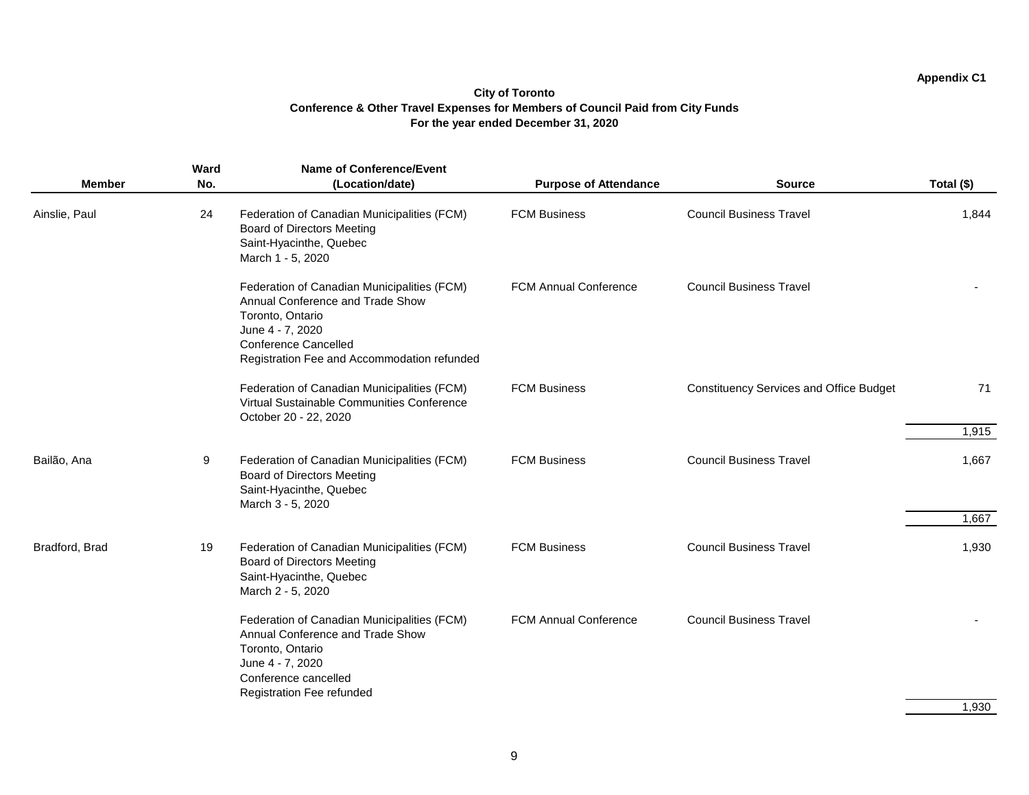Appendix C1

**City of Toronto**
**Conference & Other Travel Expenses for Members of Council Paid from City Funds**
**For the year ended December 31, 2020**

| Member | Ward No. | Name of Conference/Event (Location/date) | Purpose of Attendance | Source | Total ($) |
|---|---|---|---|---|---|
| Ainslie, Paul | 24 | Federation of Canadian Municipalities (FCM) Board of Directors Meeting Saint-Hyacinthe, Quebec March 1 - 5, 2020 | FCM Business | Council Business Travel | 1,844 |
| | | Federation of Canadian Municipalities (FCM) Annual Conference and Trade Show Toronto, Ontario June 4 - 7, 2020 Conference Cancelled Registration Fee and Accommodation refunded | FCM Annual Conference | Council Business Travel | - |
| | | Federation of Canadian Municipalities (FCM) Virtual Sustainable Communities Conference October 20 - 22, 2020 | FCM Business | Constituency Services and Office Budget | 71 |
| | | | | | 1,915 |
| Bailão, Ana | 9 | Federation of Canadian Municipalities (FCM) Board of Directors Meeting Saint-Hyacinthe, Quebec March 3 - 5, 2020 | FCM Business | Council Business Travel | 1,667 |
| | | | | | 1,667 |
| Bradford, Brad | 19 | Federation of Canadian Municipalities (FCM) Board of Directors Meeting Saint-Hyacinthe, Quebec March 2 - 5, 2020 | FCM Business | Council Business Travel | 1,930 |
| | | Federation of Canadian Municipalities (FCM) Annual Conference and Trade Show Toronto, Ontario June 4 - 7, 2020 Conference cancelled Registration Fee refunded | FCM Annual Conference | Council Business Travel | - |
| | | | | | 1,930 |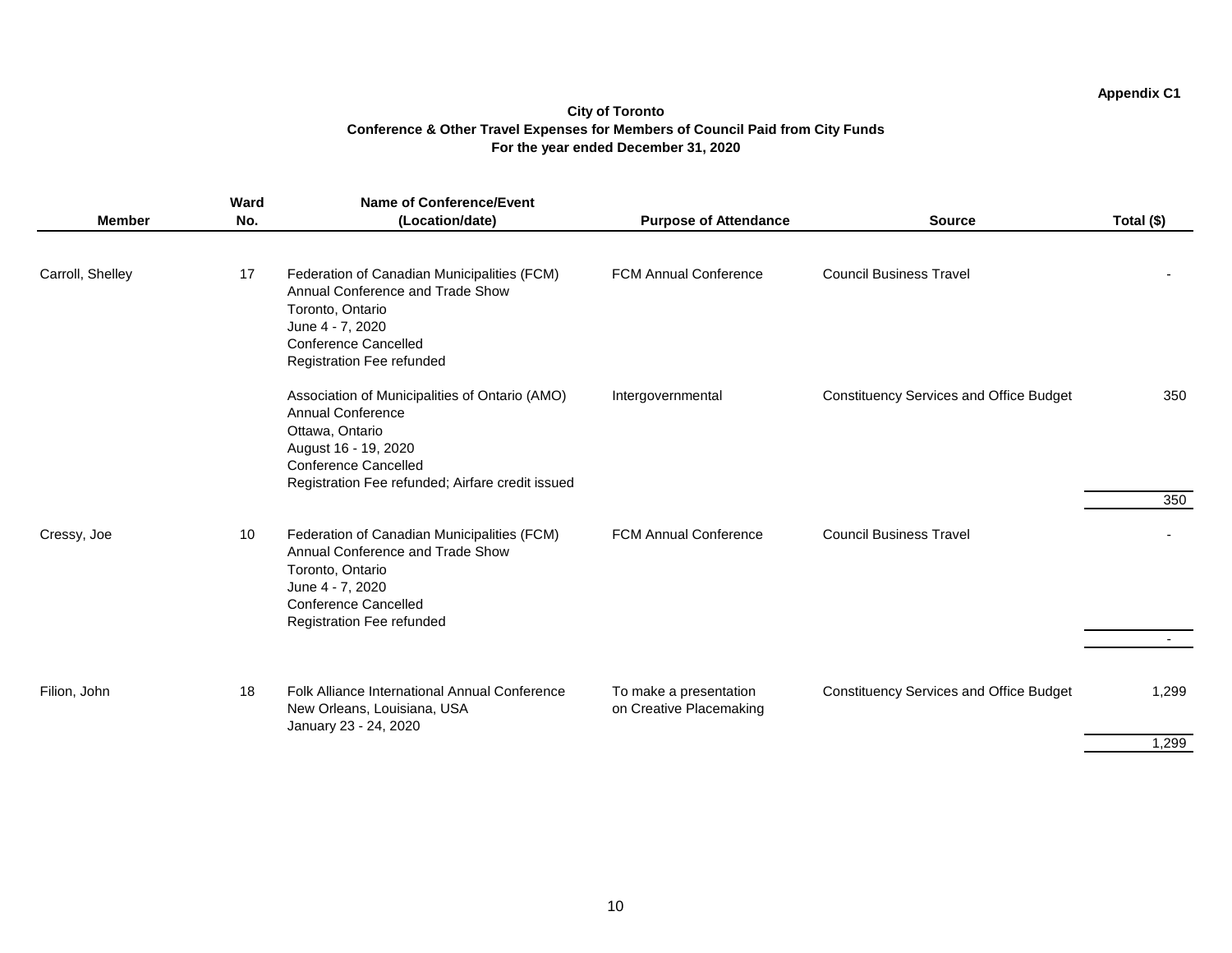Appendix C1

**City of Toronto**
**Conference & Other Travel Expenses for Members of Council Paid from City Funds**
**For the year ended December 31, 2020**

| Member | Ward No. | Name of Conference/Event (Location/date) | Purpose of Attendance | Source | Total ($) |
|---|---|---|---|---|---|
| Carroll, Shelley | 17 | Federation of Canadian Municipalities (FCM) Annual Conference and Trade Show<br>Toronto, Ontario<br>June 4 - 7, 2020<br>Conference Cancelled<br>Registration Fee refunded | FCM Annual Conference | Council Business Travel | - |
| | | Association of Municipalities of Ontario (AMO) Annual Conference<br>Ottawa, Ontario<br>August 16 - 19, 2020<br>Conference Cancelled<br>Registration Fee refunded; Airfare credit issued | Intergovernmental | Constituency Services and Office Budget | 350 |
| | | | | | 350 |
| Cressy, Joe | 10 | Federation of Canadian Municipalities (FCM) Annual Conference and Trade Show<br>Toronto, Ontario<br>June 4 - 7, 2020<br>Conference Cancelled<br>Registration Fee refunded | FCM Annual Conference | Council Business Travel | - |
| | | | | | - |
| Filion, John | 18 | Folk Alliance International Annual Conference<br>New Orleans, Louisiana, USA<br>January 23 - 24, 2020 | To make a presentation on Creative Placemaking | Constituency Services and Office Budget | 1,299 |
| | | | | | 1,299 |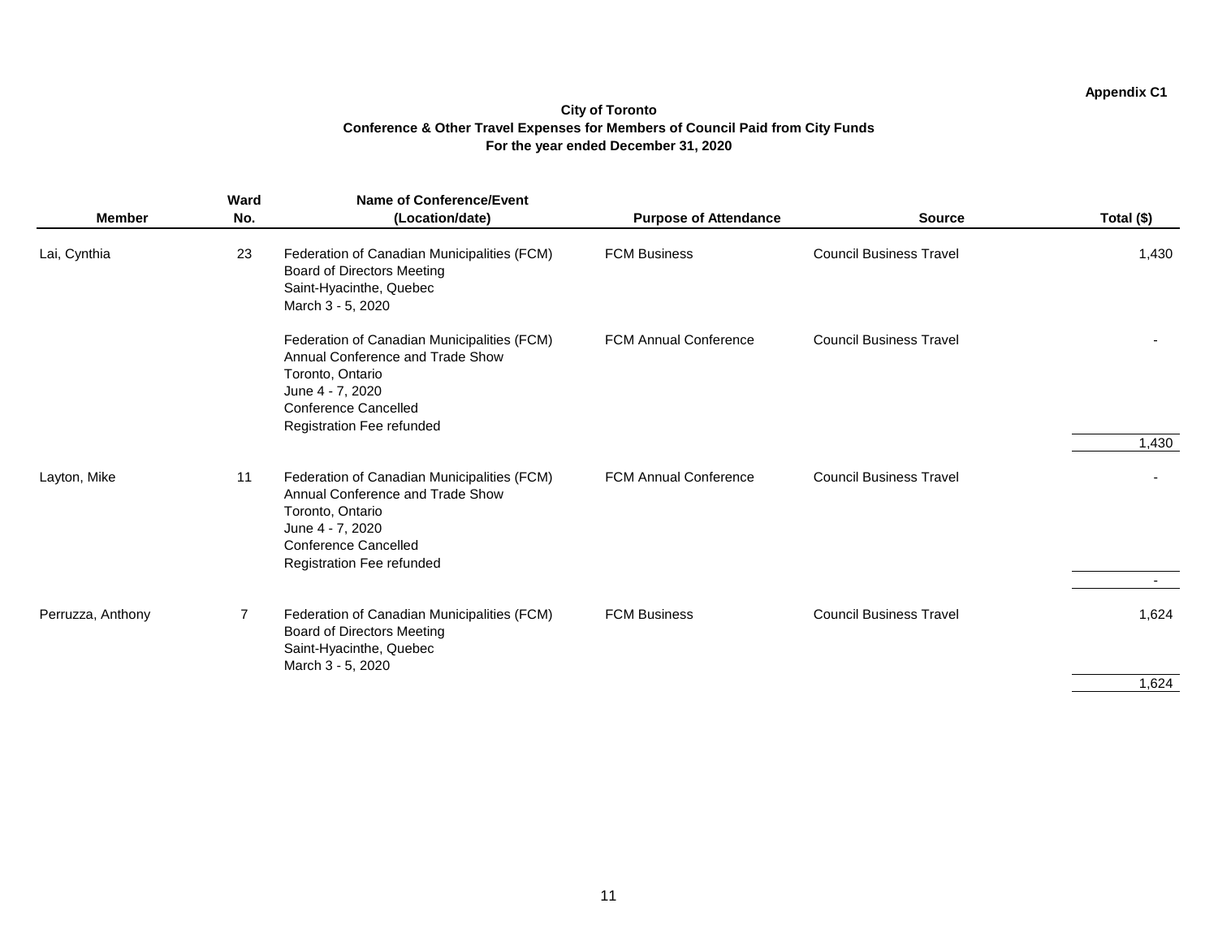**Appendix C1**

**City of Toronto**
**Conference & Other Travel Expenses for Members of Council Paid from City Funds**
**For the year ended December 31, 2020**

| Member | Ward No. | Name of Conference/Event (Location/date) | Purpose of Attendance | Source | Total ($) |
|---|---|---|---|---|---|
| Lai, Cynthia | 23 | Federation of Canadian Municipalities (FCM) Board of Directors Meeting Saint-Hyacinthe, Quebec March 3 - 5, 2020 | FCM Business | Council Business Travel | 1,430 |
| | | Federation of Canadian Municipalities (FCM) Annual Conference and Trade Show Toronto, Ontario June 4 - 7, 2020 Conference Cancelled Registration Fee refunded | FCM Annual Conference | Council Business Travel | - |
| | | | | | 1,430 |
| Layton, Mike | 11 | Federation of Canadian Municipalities (FCM) Annual Conference and Trade Show Toronto, Ontario June 4 - 7, 2020 Conference Cancelled Registration Fee refunded | FCM Annual Conference | Council Business Travel | - |
| | | | | | - |
| Perruzza, Anthony | 7 | Federation of Canadian Municipalities (FCM) Board of Directors Meeting Saint-Hyacinthe, Quebec March 3 - 5, 2020 | FCM Business | Council Business Travel | 1,624 |
| | | | | | 1,624 |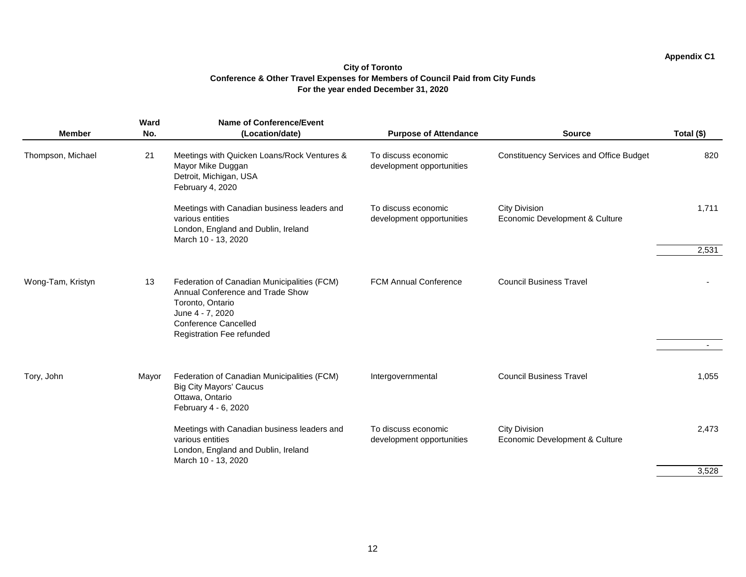Appendix C1

**City of Toronto**
**Conference & Other Travel Expenses for Members of Council Paid from City Funds**
**For the year ended December 31, 2020**

| Member | Ward No. | Name of Conference/Event (Location/date) | Purpose of Attendance | Source | Total ($) |
|---|---|---|---|---|---|
| Thompson, Michael | 21 | Meetings with Quicken Loans/Rock Ventures & Mayor Mike Duggan<br>Detroit, Michigan, USA<br>February 4, 2020 | To discuss economic development opportunities | Constituency Services and Office Budget | 820 |
| | | Meetings with Canadian business leaders and various entities<br>London, England and Dublin, Ireland<br>March 10 - 13, 2020 | To discuss economic development opportunities | City Division<br>Economic Development & Culture | 1,711 |
| | | | | | 2,531 |
| Wong-Tam, Kristyn | 13 | Federation of Canadian Municipalities (FCM) Annual Conference and Trade Show<br>Toronto, Ontario<br>June 4 - 7, 2020<br>Conference Cancelled<br>Registration Fee refunded | FCM Annual Conference | Council Business Travel | - |
| | | | | | - |
| Tory, John | Mayor | Federation of Canadian Municipalities (FCM)<br>Big City Mayors' Caucus<br>Ottawa, Ontario<br>February 4 - 6, 2020 | Intergovernmental | Council Business Travel | 1,055 |
| | | Meetings with Canadian business leaders and various entities<br>London, England and Dublin, Ireland<br>March 10 - 13, 2020 | To discuss economic development opportunities | City Division<br>Economic Development & Culture | 2,473 |
| | | | | | 3,528 |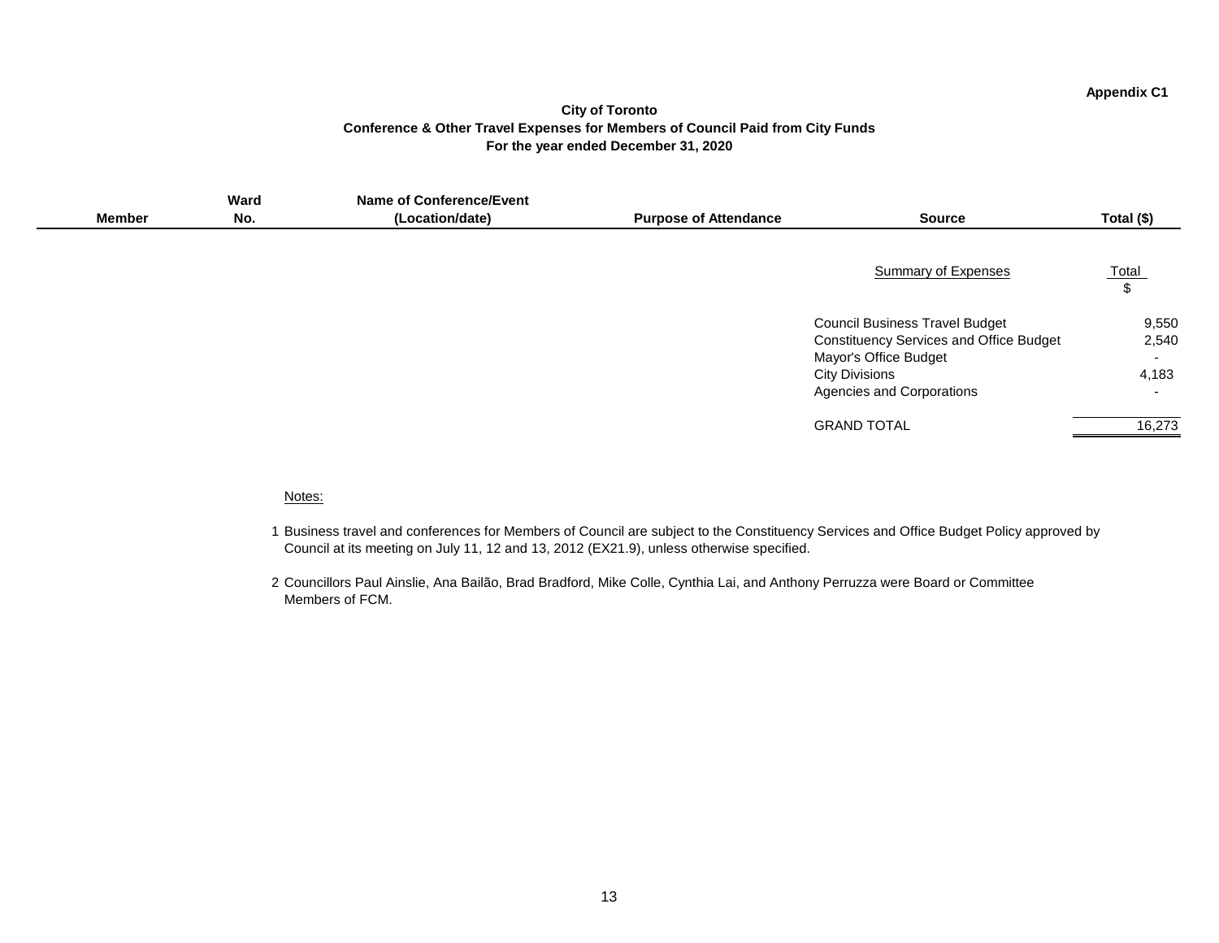Appendix C1

**City of Toronto**
**Conference & Other Travel Expenses for Members of Council Paid from City Funds**
**For the year ended December 31, 2020**

| Member | Ward No. | Name of Conference/Event (Location/date) | Purpose of Attendance | Source | Total ($) |
|---|---|---|---|---|---|

| Summary of Expenses | Total $ |
|---|---|
| Council Business Travel Budget | 9,550 |
| Constituency Services and Office Budget | 2,540 |
| Mayor's Office Budget | - |
| City Divisions | 4,183 |
| Agencies and Corporations | - |
| GRAND TOTAL | 16,273 |

Notes:

1 Business travel and conferences for Members of Council are subject to the Constituency Services and Office Budget Policy approved by Council at its meeting on July 11, 12 and 13, 2012 (EX21.9), unless otherwise specified.

2 Councillors Paul Ainslie, Ana Bailão, Brad Bradford, Mike Colle, Cynthia Lai, and Anthony Perruzza were Board or Committee Members of FCM.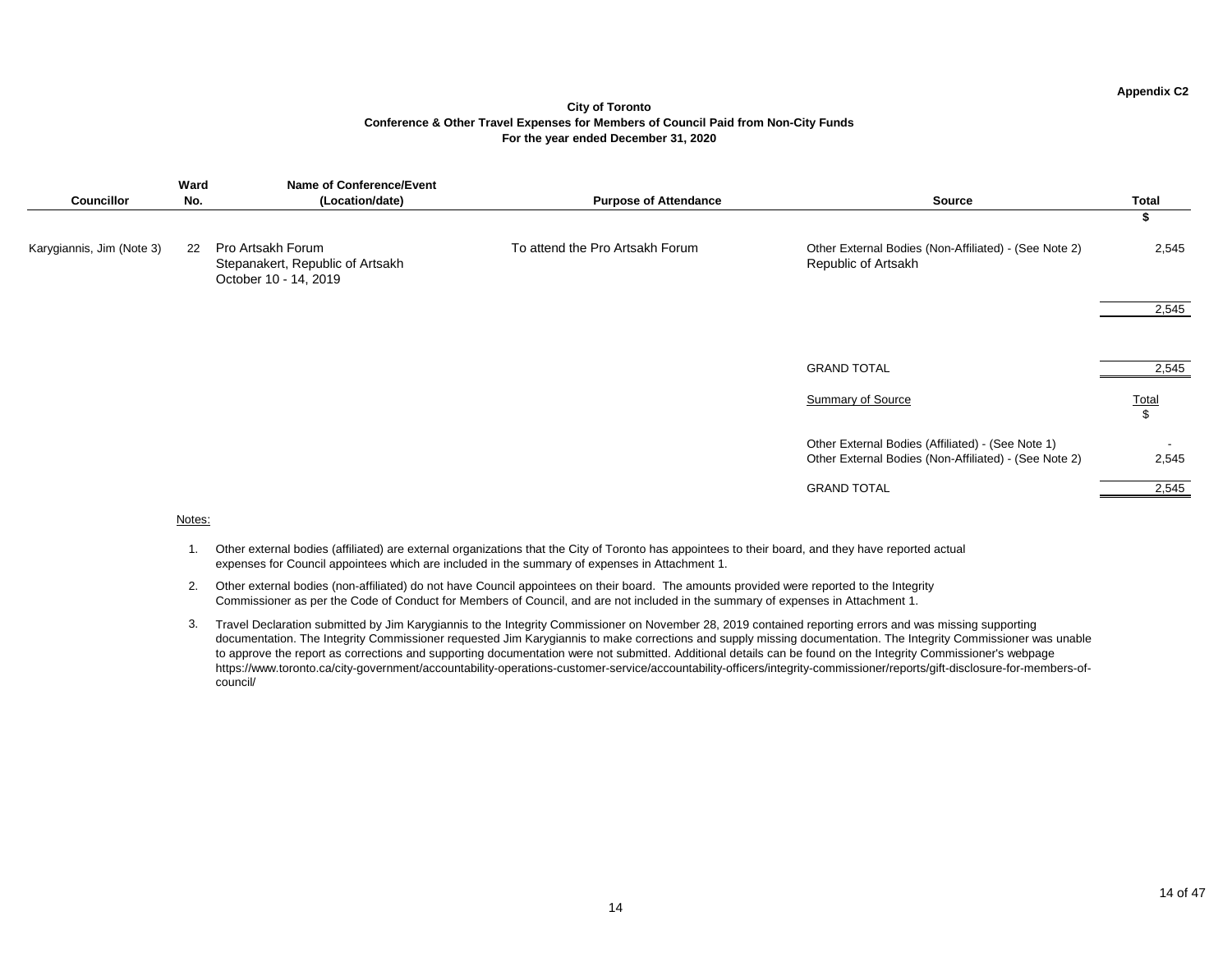Appendix C2

**City of Toronto**
**Conference & Other Travel Expenses for Members of Council Paid from Non-City Funds**
**For the year ended December 31, 2020**

| Councillor | Ward No. | Name of Conference/Event (Location/date) | Purpose of Attendance | Source | Total |
|---|---|---|---|---|---|
| | | | | | $ |
| Karygiannis, Jim (Note 3) | 22 | Pro Artsakh Forum<br>Stepanakert, Republic of Artsakh<br>October 10 - 14, 2019 | To attend the Pro Artsakh Forum | Other External Bodies (Non-Affiliated) - (See Note 2)<br>Republic of Artsakh | 2,545 |
| | | | | | 2,545 |
| | | | | GRAND TOTAL | 2,545 |

| Summary of Source | Total<br>$ |
|---|---|
| Other External Bodies (Affiliated) - (See Note 1) | - |
| Other External Bodies (Non-Affiliated) - (See Note 2) | 2,545 |
| GRAND TOTAL | 2,545 |

Notes:

1. Other external bodies (affiliated) are external organizations that the City of Toronto has appointees to their board, and they have reported actual expenses for Council appointees which are included in the summary of expenses in Attachment 1.
2. Other external bodies (non-affiliated) do not have Council appointees on their board. The amounts provided were reported to the Integrity Commissioner as per the Code of Conduct for Members of Council, and are not included in the summary of expenses in Attachment 1.
3. Travel Declaration submitted by Jim Karygiannis to the Integrity Commissioner on November 28, 2019 contained reporting errors and was missing supporting documentation. The Integrity Commissioner requested Jim Karygiannis to make corrections and supply missing documentation. The Integrity Commissioner was unable to approve the report as corrections and supporting documentation were not submitted. Additional details can be found on the Integrity Commissioner's webpage https://www.toronto.ca/city-government/accountability-operations-customer-service/accountability-officers/integrity-commissioner/reports/gift-disclosure-for-members-of-council/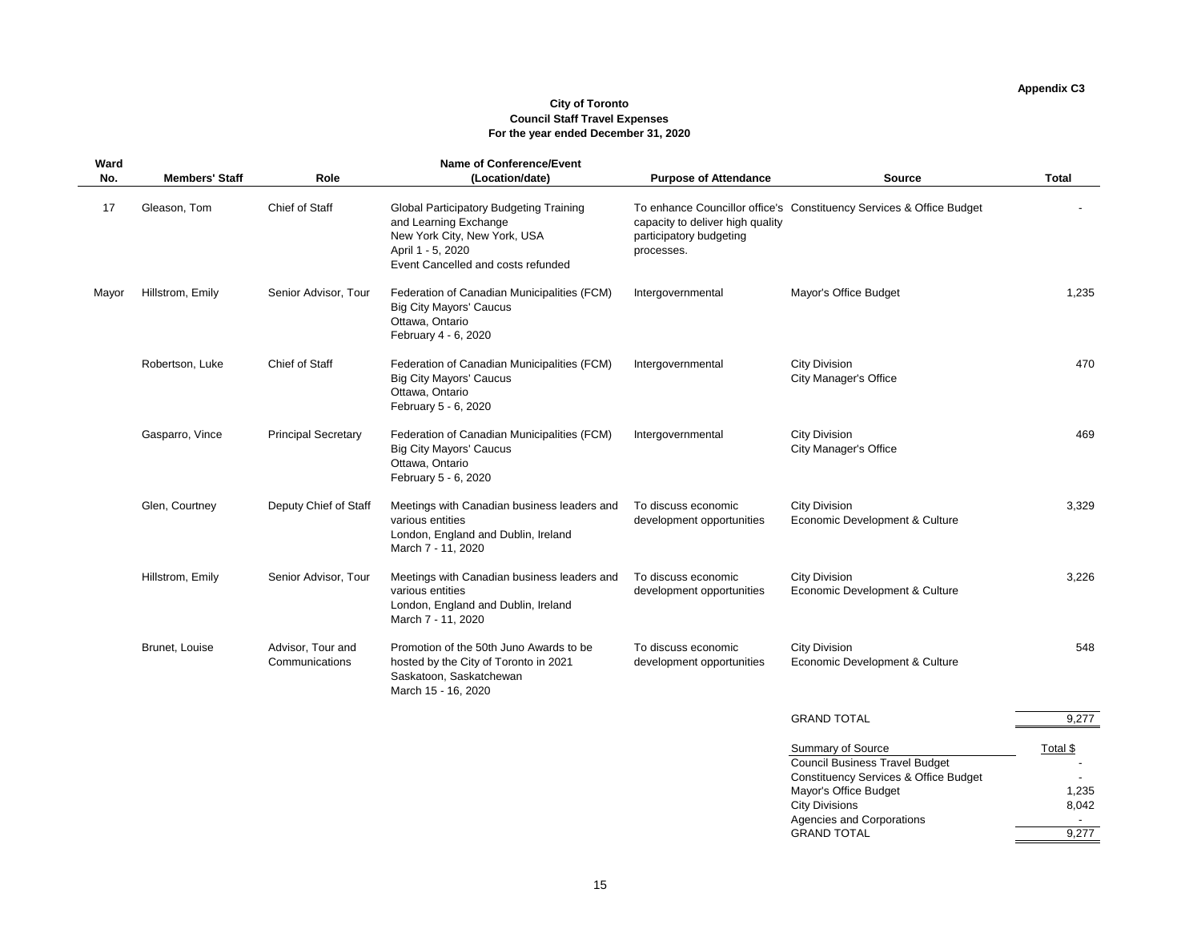**Appendix C3**

**City of Toronto**
**Council Staff Travel Expenses**
**For the year ended December 31, 2020**

| Ward No. | Members' Staff | Role | Name of Conference/Event (Location/date) | Purpose of Attendance | Source | Total |
|---|---|---|---|---|---|---|
| 17 | Gleason, Tom | Chief of Staff | Global Participatory Budgeting Training and Learning Exchange<br>New York City, New York, USA<br>April 1 - 5, 2020<br>Event Cancelled and costs refunded | To enhance Councillor office's capacity to deliver high quality participatory budgeting processes. | Constituency Services & Office Budget | - |
| Mayor | Hillstrom, Emily | Senior Advisor, Tour | Federation of Canadian Municipalities (FCM)<br>Big City Mayors' Caucus<br>Ottawa, Ontario<br>February 4 - 6, 2020 | Intergovernmental | Mayor's Office Budget | 1,235 |
| | Robertson, Luke | Chief of Staff | Federation of Canadian Municipalities (FCM)<br>Big City Mayors' Caucus<br>Ottawa, Ontario<br>February 5 - 6, 2020 | Intergovernmental | City Division<br>City Manager's Office | 470 |
| | Gasparro, Vince | Principal Secretary | Federation of Canadian Municipalities (FCM)<br>Big City Mayors' Caucus<br>Ottawa, Ontario<br>February 5 - 6, 2020 | Intergovernmental | City Division<br>City Manager's Office | 469 |
| | Glen, Courtney | Deputy Chief of Staff | Meetings with Canadian business leaders and various entities<br>London, England and Dublin, Ireland<br>March 7 - 11, 2020 | To discuss economic development opportunities | City Division<br>Economic Development & Culture | 3,329 |
| | Hillstrom, Emily | Senior Advisor, Tour | Meetings with Canadian business leaders and various entities<br>London, England and Dublin, Ireland<br>March 7 - 11, 2020 | To discuss economic development opportunities | City Division<br>Economic Development & Culture | 3,226 |
| | Brunet, Louise | Advisor, Tour and Communications | Promotion of the 50th Juno Awards to be hosted by the City of Toronto in 2021<br>Saskatoon, Saskatchewan<br>March 15 - 16, 2020 | To discuss economic development opportunities | City Division<br>Economic Development & Culture | 548 |
| | | | | | GRAND TOTAL | 9,277 |

| Summary of Source | Total $ |
|---|---|
| Council Business Travel Budget | - |
| Constituency Services & Office Budget | - |
| Mayor's Office Budget | 1,235 |
| City Divisions | 8,042 |
| Agencies and Corporations | - |
| GRAND TOTAL | 9,277 |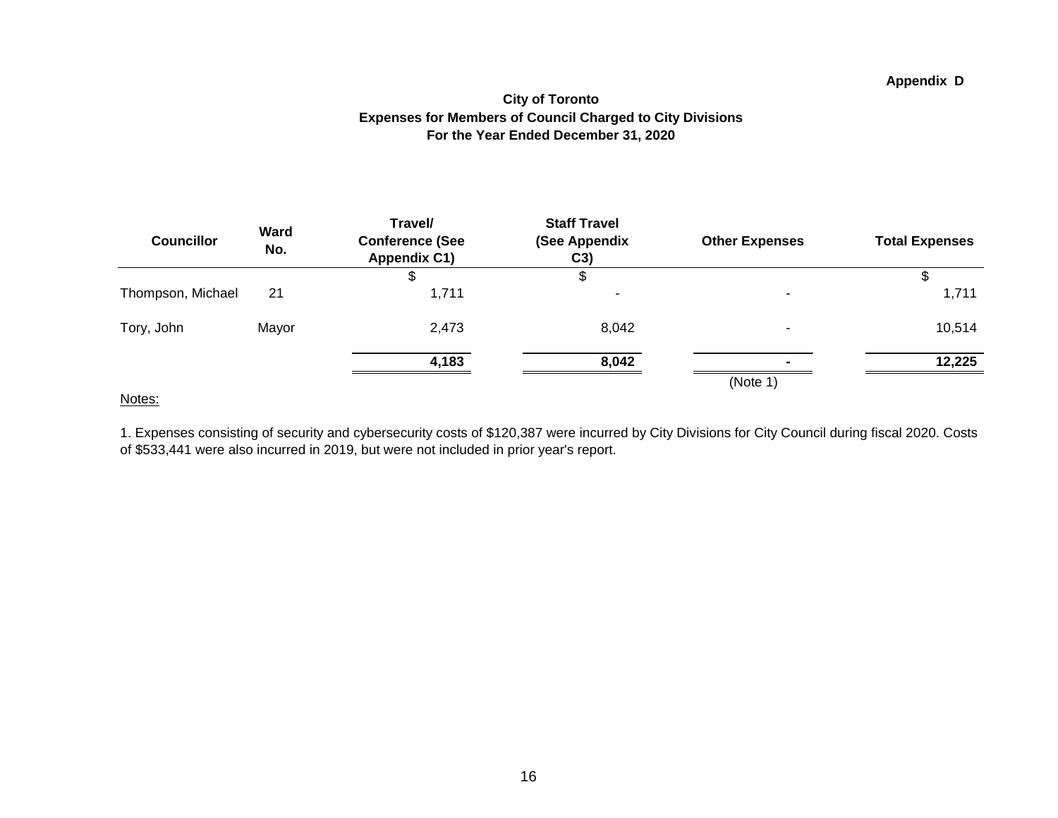Appendix D

**City of Toronto**
**Expenses for Members of Council Charged to City Divisions**
**For the Year Ended December 31, 2020**

| Councillor | Ward No. | Travel/ Conference (See Appendix C1) | Staff Travel (See Appendix C3) | Other Expenses | Total Expenses |
|---|---|---|---|---|---|
| | | $ | $ | | $ |
| Thompson, Michael | 21 | 1,711 | - | - | 1,711 |
| Tory, John | Mayor | 2,473 | 8,042 | - | 10,514 |
| | | **4,183** | **8,042** | **-** | **12,225** |
| | | | | (Note 1) | |

Notes:

1. Expenses consisting of security and cybersecurity costs of $120,387 were incurred by City Divisions for City Council during fiscal 2020. Costs of $533,441 were also incurred in 2019, but were not included in prior year's report.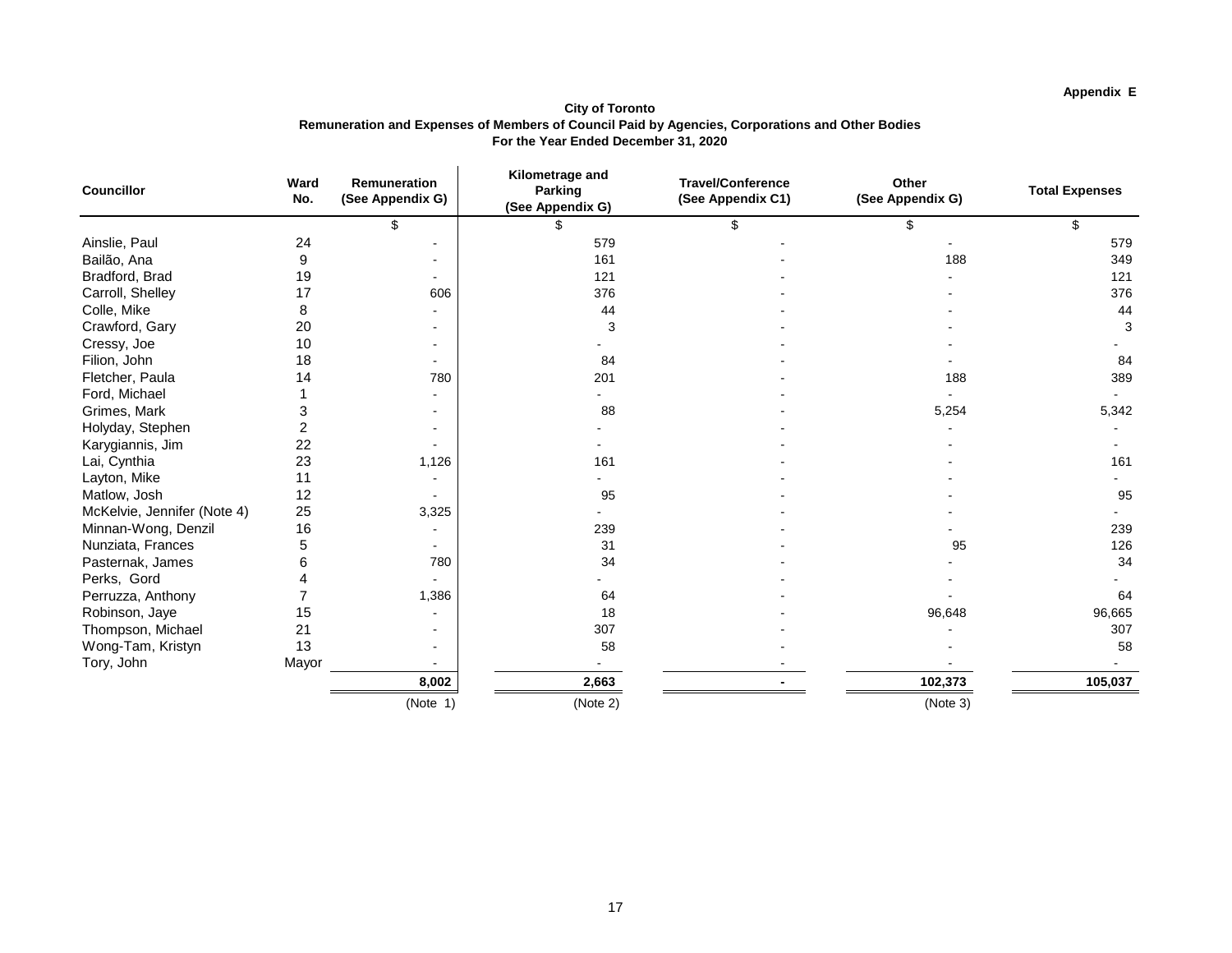**Appendix E**

**City of Toronto**
**Remuneration and Expenses of Members of Council Paid by Agencies, Corporations and Other Bodies**
**For the Year Ended December 31, 2020**

| Councillor | Ward No. | Remuneration (See Appendix G) | Kilometrage and Parking (See Appendix G) | Travel/Conference (See Appendix C1) | Other (See Appendix G) | Total Expenses |
|---|---|---|---|---|---|---|
| | | $ | $ | $ | $ | $ |
| Ainslie, Paul | 24 | - | 579 | - | - | 579 |
| Bailão, Ana | 9 | - | 161 | - | 188 | 349 |
| Bradford, Brad | 19 | - | 121 | - | - | 121 |
| Carroll, Shelley | 17 | 606 | 376 | - | - | 376 |
| Colle, Mike | 8 | - | 44 | - | - | 44 |
| Crawford, Gary | 20 | - | 3 | - | - | 3 |
| Cressy, Joe | 10 | - | - | - | - | - |
| Filion, John | 18 | - | 84 | - | - | 84 |
| Fletcher, Paula | 14 | 780 | 201 | - | 188 | 389 |
| Ford, Michael | 1 | - | - | - | - | - |
| Grimes, Mark | 3 | - | 88 | - | 5,254 | 5,342 |
| Holyday, Stephen | 2 | - | - | - | - | - |
| Karygiannis, Jim | 22 | - | - | - | - | - |
| Lai, Cynthia | 23 | 1,126 | 161 | - | - | 161 |
| Layton, Mike | 11 | - | - | - | - | - |
| Matlow, Josh | 12 | - | 95 | - | - | 95 |
| McKelvie, Jennifer (Note 4) | 25 | 3,325 | - | - | - | - |
| Minnan-Wong, Denzil | 16 | - | 239 | - | - | 239 |
| Nunziata, Frances | 5 | - | 31 | - | 95 | 126 |
| Pasternak, James | 6 | 780 | 34 | - | - | 34 |
| Perks, Gord | 4 | - | - | - | - | - |
| Perruzza, Anthony | 7 | 1,386 | 64 | - | - | 64 |
| Robinson, Jaye | 15 | - | 18 | - | 96,648 | 96,665 |
| Thompson, Michael | 21 | - | 307 | - | - | 307 |
| Wong-Tam, Kristyn | 13 | - | 58 | - | - | 58 |
| Tory, John | Mayor | - | - | - | - | - |
| | | **8,002** | **2,663** | **-** | **102,373** | **105,037** |
| | | (Note 1) | (Note 2) | | (Note 3) | |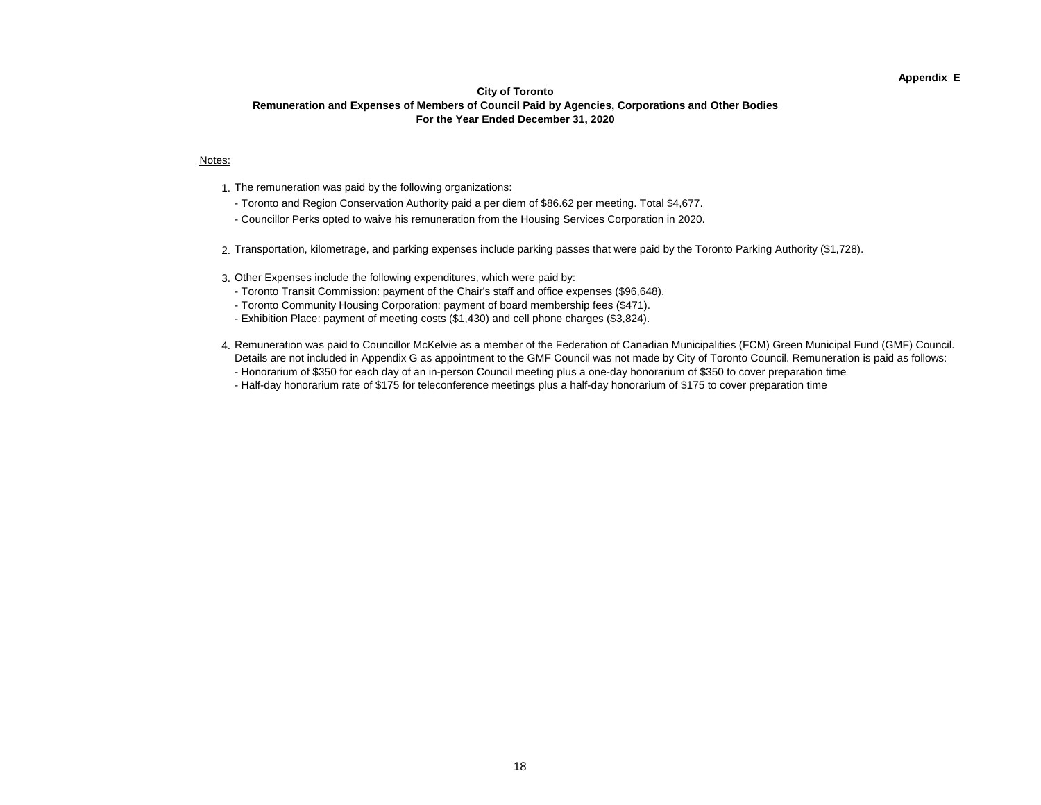**Appendix E**

**City of Toronto**
**Remuneration and Expenses of Members of Council Paid by Agencies, Corporations and Other Bodies**
**For the Year Ended December 31, 2020**

Notes:

1. The remuneration was paid by the following organizations:
   - Toronto and Region Conservation Authority paid a per diem of $86.62 per meeting. Total $4,677.
   - Councillor Perks opted to waive his remuneration from the Housing Services Corporation in 2020.

2. Transportation, kilometrage, and parking expenses include parking passes that were paid by the Toronto Parking Authority ($1,728).

3. Other Expenses include the following expenditures, which were paid by:
   - Toronto Transit Commission: payment of the Chair's staff and office expenses ($96,648).
   - Toronto Community Housing Corporation: payment of board membership fees ($471).
   - Exhibition Place: payment of meeting costs ($1,430) and cell phone charges ($3,824).

4. Remuneration was paid to Councillor McKelvie as a member of the Federation of Canadian Municipalities (FCM) Green Municipal Fund (GMF) Council. Details are not included in Appendix G as appointment to the GMF Council was not made by City of Toronto Council. Remuneration is paid as follows:
   - Honorarium of $350 for each day of an in-person Council meeting plus a one-day honorarium of $350 to cover preparation time
   - Half-day honorarium rate of $175 for teleconference meetings plus a half-day honorarium of $175 to cover preparation time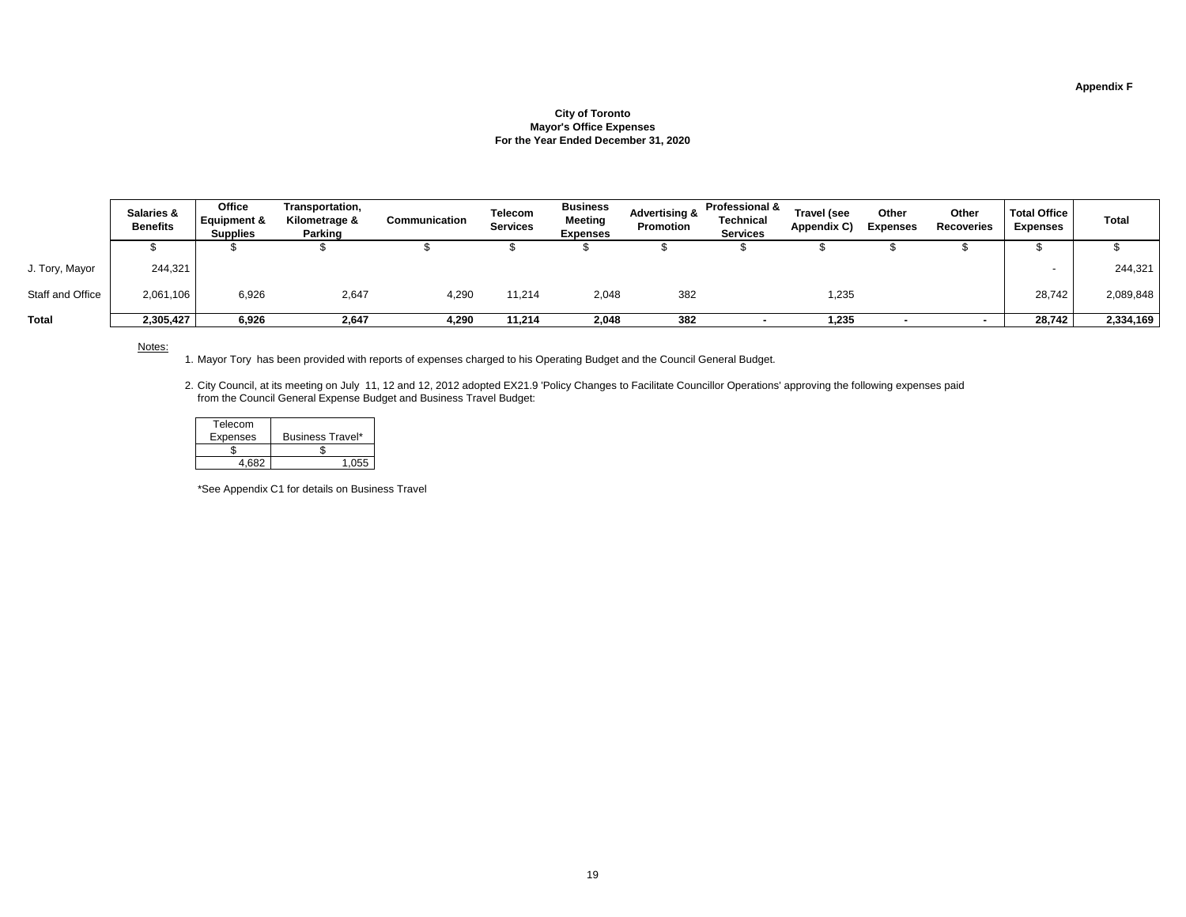**Appendix F**

**City of Toronto**
**Mayor's Office Expenses**
**For the Year Ended December 31, 2020**

| | Salaries & Benefits | Office Equipment & Supplies | Transportation, Kilometrage & Parking | Communication | Telecom Services | Business Meeting Expenses | Advertising & Promotion | Professional & Technical Services | Travel (see Appendix C) | Other Expenses | Other Recoveries | Total Office Expenses | Total |
|---|---|---|---|---|---|---|---|---|---|---|---|---|---|
| | $ | $ | $ | $ | $ | $ | $ | $ | $ | $ | $ | $ | $ |
| J. Tory, Mayor | 244,321 | | | | | | | | | | | - | 244,321 |
| Staff and Office | 2,061,106 | 6,926 | 2,647 | 4,290 | 11,214 | 2,048 | 382 | | 1,235 | | | 28,742 | 2,089,848 |
| **Total** | **2,305,427** | **6,926** | **2,647** | **4,290** | **11,214** | **2,048** | **382** | **-** | **1,235** | **-** | **-** | **28,742** | **2,334,169** |

Notes:

1. Mayor Tory has been provided with reports of expenses charged to his Operating Budget and the Council General Budget.

2. City Council, at its meeting on July 11, 12 and 12, 2012 adopted EX21.9 'Policy Changes to Facilitate Councillor Operations' approving the following expenses paid from the Council General Expense Budget and Business Travel Budget:

| Telecom Expenses | Business Travel* |
|---|---|
| $ | $ |
| 4,682 | 1,055 |

*See Appendix C1 for details on Business Travel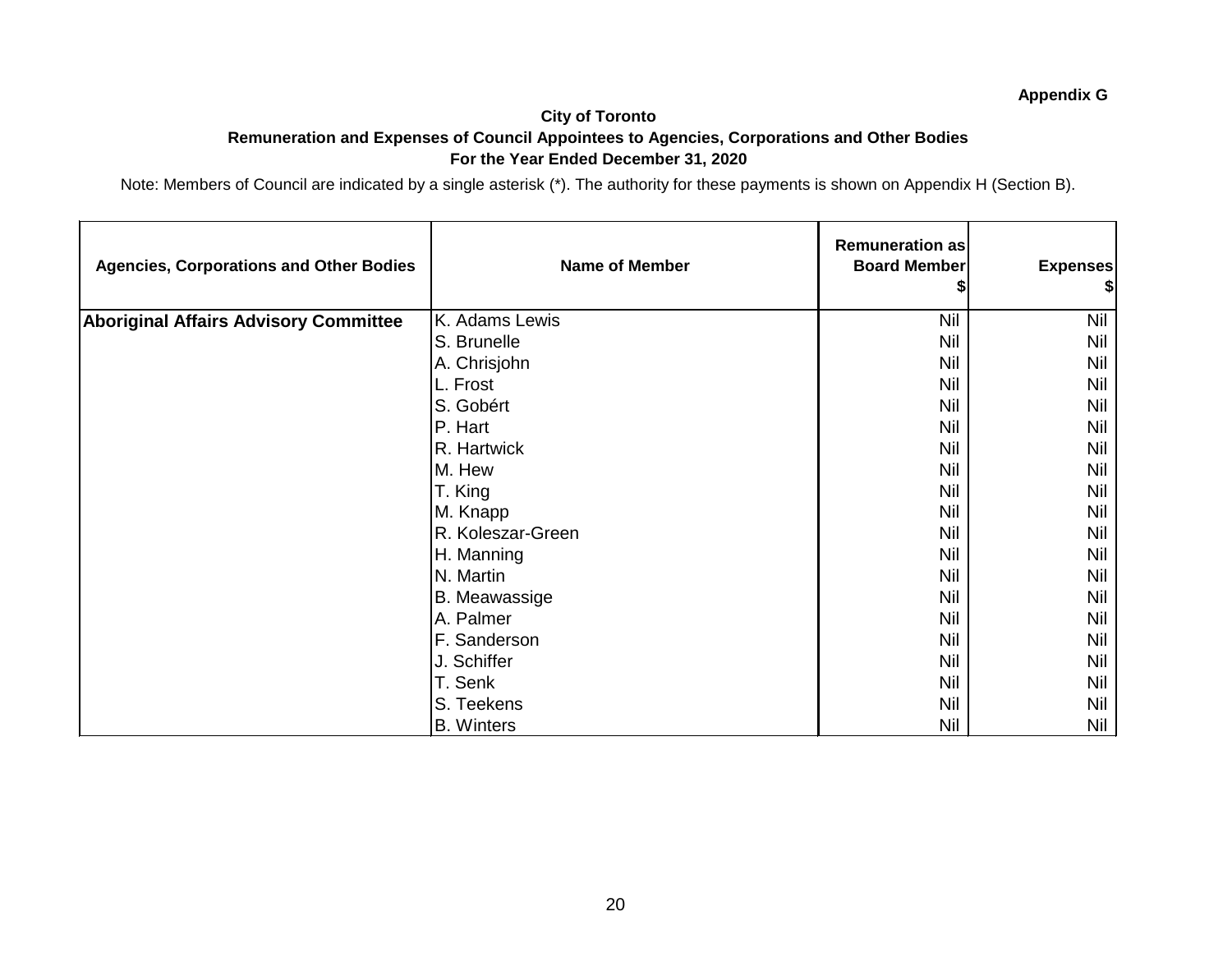**Appendix G**

**City of Toronto**

**Remuneration and Expenses of Council Appointees to Agencies, Corporations and Other Bodies**

**For the Year Ended December 31, 2020**

Note: Members of Council are indicated by a single asterisk (*). The authority for these payments is shown on Appendix H (Section B).

| Agencies, Corporations and Other Bodies | Name of Member | Remuneration as Board Member $ | Expenses $ |
|---|---|---|---|
| **Aboriginal Affairs Advisory Committee** | K. Adams Lewis | Nil | Nil |
| | S. Brunelle | Nil | Nil |
| | A. Chrisjohn | Nil | Nil |
| | L. Frost | Nil | Nil |
| | S. Gobért | Nil | Nil |
| | P. Hart | Nil | Nil |
| | R. Hartwick | Nil | Nil |
| | M. Hew | Nil | Nil |
| | T. King | Nil | Nil |
| | M. Knapp | Nil | Nil |
| | R. Koleszar-Green | Nil | Nil |
| | H. Manning | Nil | Nil |
| | N. Martin | Nil | Nil |
| | B. Meawassige | Nil | Nil |
| | A. Palmer | Nil | Nil |
| | F. Sanderson | Nil | Nil |
| | J. Schiffer | Nil | Nil |
| | T. Senk | Nil | Nil |
| | S. Teekens | Nil | Nil |
| | B. Winters | Nil | Nil |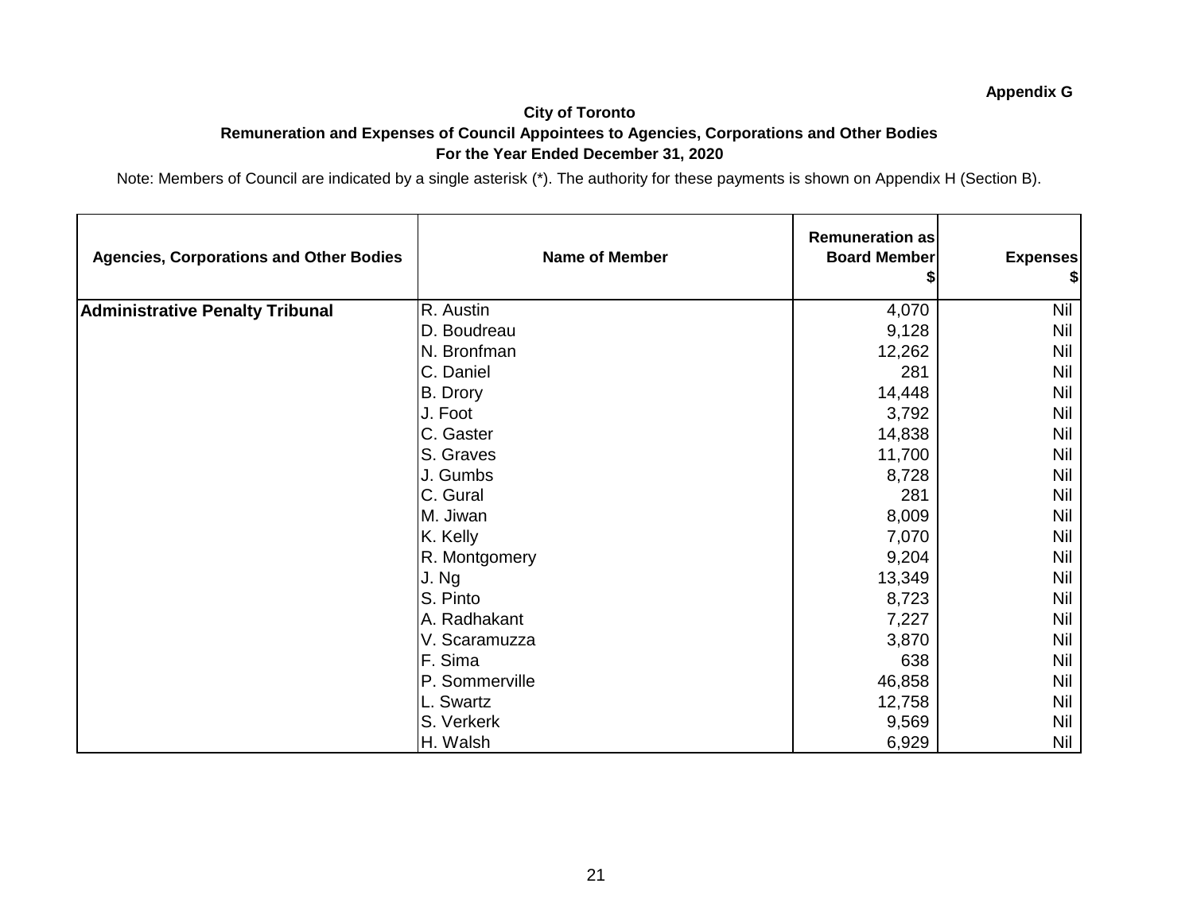**Appendix G**

**City of Toronto**

**Remuneration and Expenses of Council Appointees to Agencies, Corporations and Other Bodies**

**For the Year Ended December 31, 2020**

Note: Members of Council are indicated by a single asterisk (*). The authority for these payments is shown on Appendix H (Section B).

| Agencies, Corporations and Other Bodies | Name of Member | Remuneration as Board Member $ | Expenses $ |
|---|---|---|---|
| **Administrative Penalty Tribunal** | R. Austin | 4,070 | Nil |
| | D. Boudreau | 9,128 | Nil |
| | N. Bronfman | 12,262 | Nil |
| | C. Daniel | 281 | Nil |
| | B. Drory | 14,448 | Nil |
| | J. Foot | 3,792 | Nil |
| | C. Gaster | 14,838 | Nil |
| | S. Graves | 11,700 | Nil |
| | J. Gumbs | 8,728 | Nil |
| | C. Gural | 281 | Nil |
| | M. Jiwan | 8,009 | Nil |
| | K. Kelly | 7,070 | Nil |
| | R. Montgomery | 9,204 | Nil |
| | J. Ng | 13,349 | Nil |
| | S. Pinto | 8,723 | Nil |
| | A. Radhakant | 7,227 | Nil |
| | V. Scaramuzza | 3,870 | Nil |
| | F. Sima | 638 | Nil |
| | P. Sommerville | 46,858 | Nil |
| | L. Swartz | 12,758 | Nil |
| | S. Verkerk | 9,569 | Nil |
| | H. Walsh | 6,929 | Nil |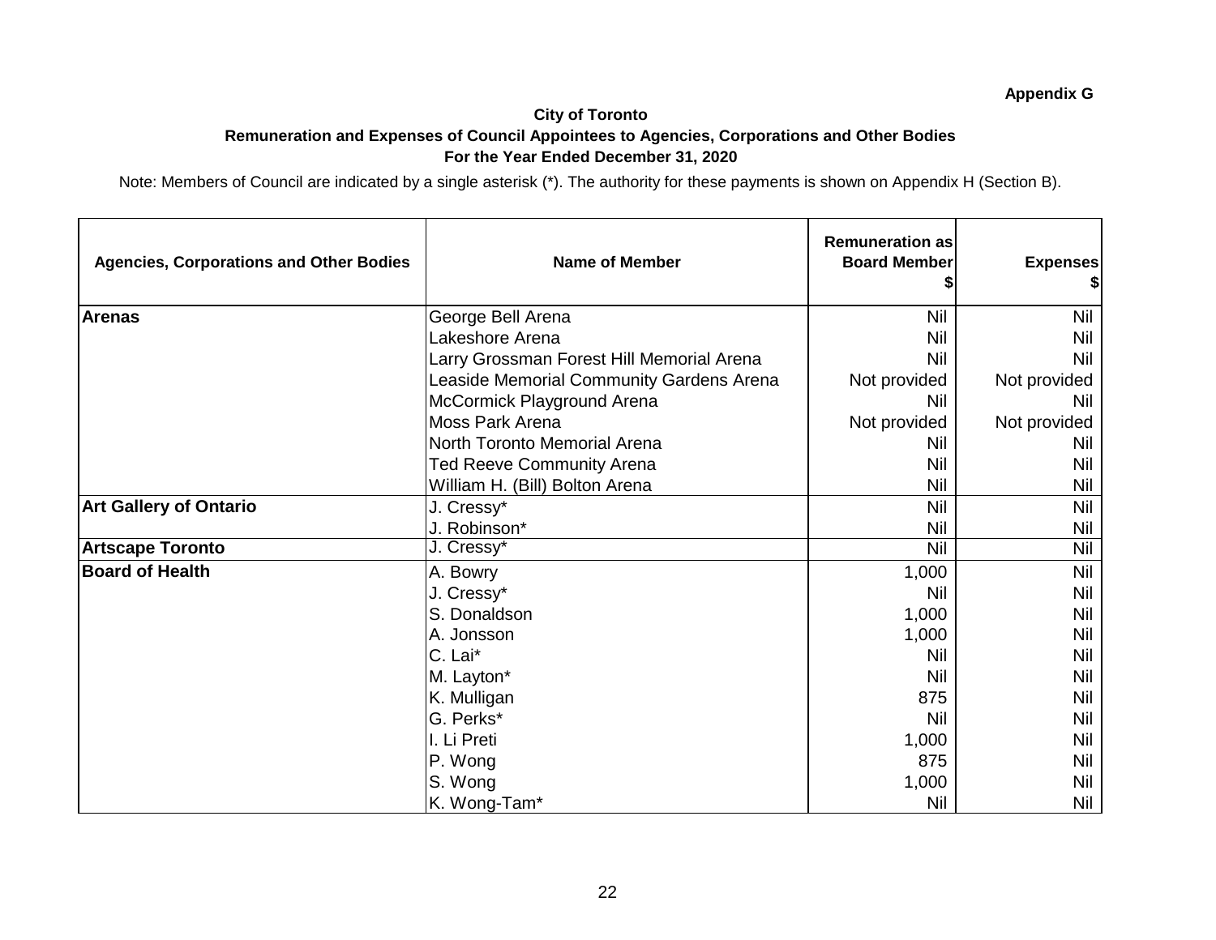**Appendix G**

**City of Toronto**

**Remuneration and Expenses of Council Appointees to Agencies, Corporations and Other Bodies**

**For the Year Ended December 31, 2020**

Note: Members of Council are indicated by a single asterisk (*). The authority for these payments is shown on Appendix H (Section B).

| Agencies, Corporations and Other Bodies | Name of Member | Remuneration as Board Member $ | Expenses $ |
|---|---|---|---|
| **Arenas** | George Bell Arena | Nil | Nil |
| | Lakeshore Arena | Nil | Nil |
| | Larry Grossman Forest Hill Memorial Arena | Nil | Nil |
| | Leaside Memorial Community Gardens Arena | Not provided | Not provided |
| | McCormick Playground Arena | Nil | Nil |
| | Moss Park Arena | Not provided | Not provided |
| | North Toronto Memorial Arena | Nil | Nil |
| | Ted Reeve Community Arena | Nil | Nil |
| | William H. (Bill) Bolton Arena | Nil | Nil |
| **Art Gallery of Ontario** | J. Cressy* | Nil | Nil |
| | J. Robinson* | Nil | Nil |
| **Artscape Toronto** | J. Cressy* | Nil | Nil |
| **Board of Health** | A. Bowry | 1,000 | Nil |
| | J. Cressy* | Nil | Nil |
| | S. Donaldson | 1,000 | Nil |
| | A. Jonsson | 1,000 | Nil |
| | C. Lai* | Nil | Nil |
| | M. Layton* | Nil | Nil |
| | K. Mulligan | 875 | Nil |
| | G. Perks* | Nil | Nil |
| | I. Li Preti | 1,000 | Nil |
| | P. Wong | 875 | Nil |
| | S. Wong | 1,000 | Nil |
| | K. Wong-Tam* | Nil | Nil |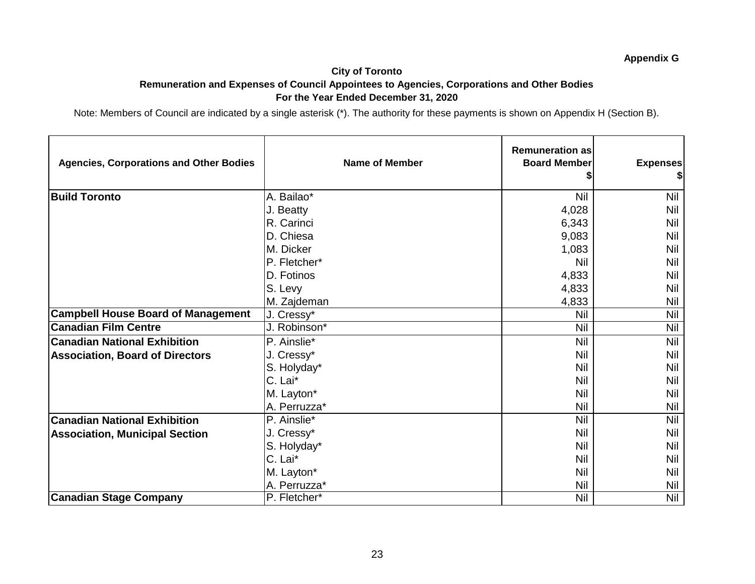**Appendix G**

**City of Toronto**

**Remuneration and Expenses of Council Appointees to Agencies, Corporations and Other Bodies**

**For the Year Ended December 31, 2020**

Note: Members of Council are indicated by a single asterisk (*). The authority for these payments is shown on Appendix H (Section B).

| Agencies, Corporations and Other Bodies | Name of Member | Remuneration as Board Member $ | Expenses $ |
|---|---|---|---|
| **Build Toronto** | A. Bailao* | Nil | Nil |
| | J. Beatty | 4,028 | Nil |
| | R. Carinci | 6,343 | Nil |
| | D. Chiesa | 9,083 | Nil |
| | M. Dicker | 1,083 | Nil |
| | P. Fletcher* | Nil | Nil |
| | D. Fotinos | 4,833 | Nil |
| | S. Levy | 4,833 | Nil |
| | M. Zajdeman | 4,833 | Nil |
| **Campbell House Board of Management** | J. Cressy* | Nil | Nil |
| **Canadian Film Centre** | J. Robinson* | Nil | Nil |
| **Canadian National Exhibition Association, Board of Directors** | P. Ainslie* | Nil | Nil |
| | J. Cressy* | Nil | Nil |
| | S. Holyday* | Nil | Nil |
| | C. Lai* | Nil | Nil |
| | M. Layton* | Nil | Nil |
| | A. Perruzza* | Nil | Nil |
| **Canadian National Exhibition Association, Municipal Section** | P. Ainslie* | Nil | Nil |
| | J. Cressy* | Nil | Nil |
| | S. Holyday* | Nil | Nil |
| | C. Lai* | Nil | Nil |
| | M. Layton* | Nil | Nil |
| | A. Perruzza* | Nil | Nil |
| **Canadian Stage Company** | P. Fletcher* | Nil | Nil |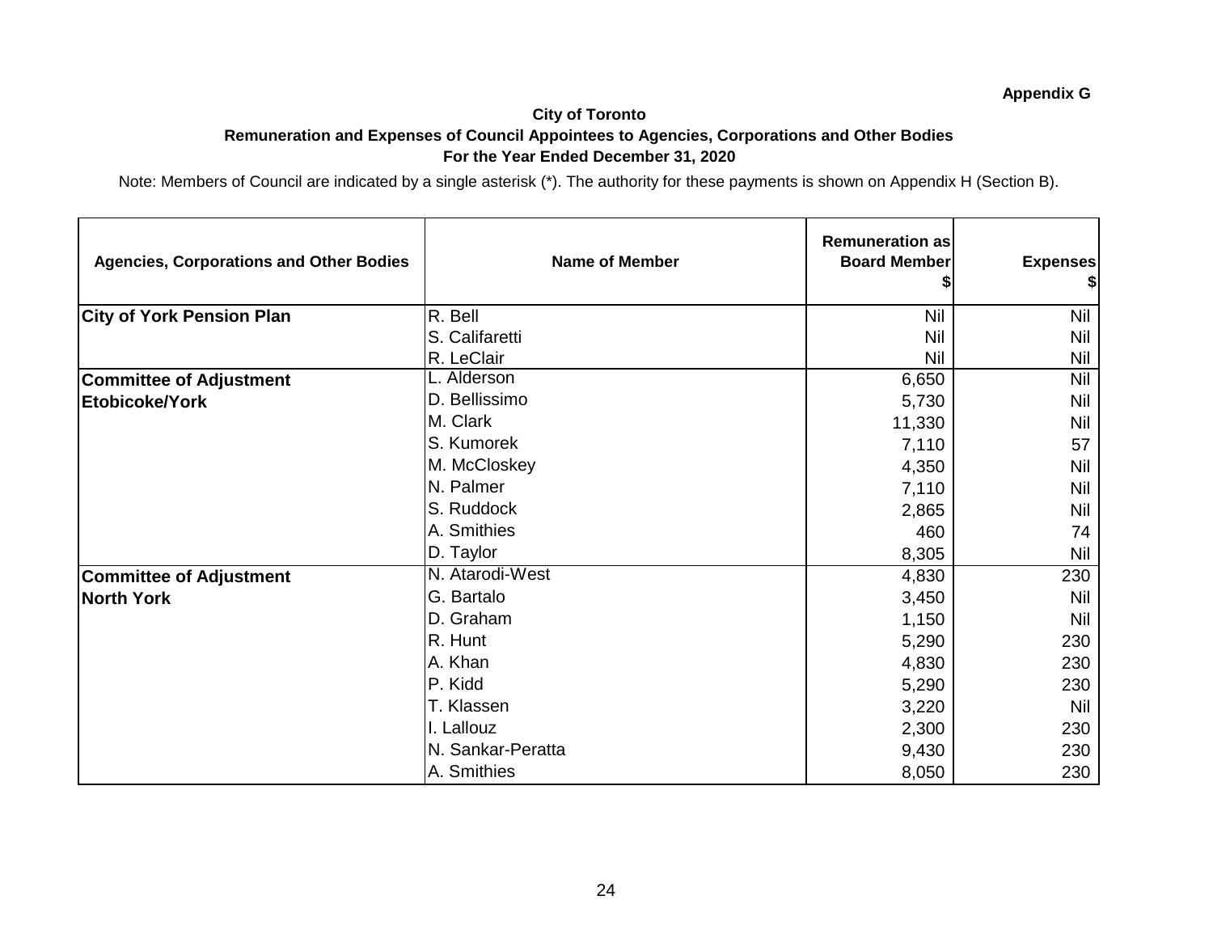**Appendix G**

**City of Toronto**

**Remuneration and Expenses of Council Appointees to Agencies, Corporations and Other Bodies**

**For the Year Ended December 31, 2020**

Note: Members of Council are indicated by a single asterisk (*). The authority for these payments is shown on Appendix H (Section B).

| Agencies, Corporations and Other Bodies | Name of Member | Remuneration as Board Member $ | Expenses $ |
|---|---|---|---|
| **City of York Pension Plan** | R. Bell | Nil | Nil |
| | S. Califaretti | Nil | Nil |
| | R. LeClair | Nil | Nil |
| **Committee of Adjustment Etobicoke/York** | L. Alderson | 6,650 | Nil |
| | D. Bellissimo | 5,730 | Nil |
| | M. Clark | 11,330 | Nil |
| | S. Kumorek | 7,110 | 57 |
| | M. McCloskey | 4,350 | Nil |
| | N. Palmer | 7,110 | Nil |
| | S. Ruddock | 2,865 | Nil |
| | A. Smithies | 460 | 74 |
| | D. Taylor | 8,305 | Nil |
| **Committee of Adjustment North York** | N. Atarodi-West | 4,830 | 230 |
| | G. Bartalo | 3,450 | Nil |
| | D. Graham | 1,150 | Nil |
| | R. Hunt | 5,290 | 230 |
| | A. Khan | 4,830 | 230 |
| | P. Kidd | 5,290 | 230 |
| | T. Klassen | 3,220 | Nil |
| | I. Lallouz | 2,300 | 230 |
| | N. Sankar-Peratta | 9,430 | 230 |
| | A. Smithies | 8,050 | 230 |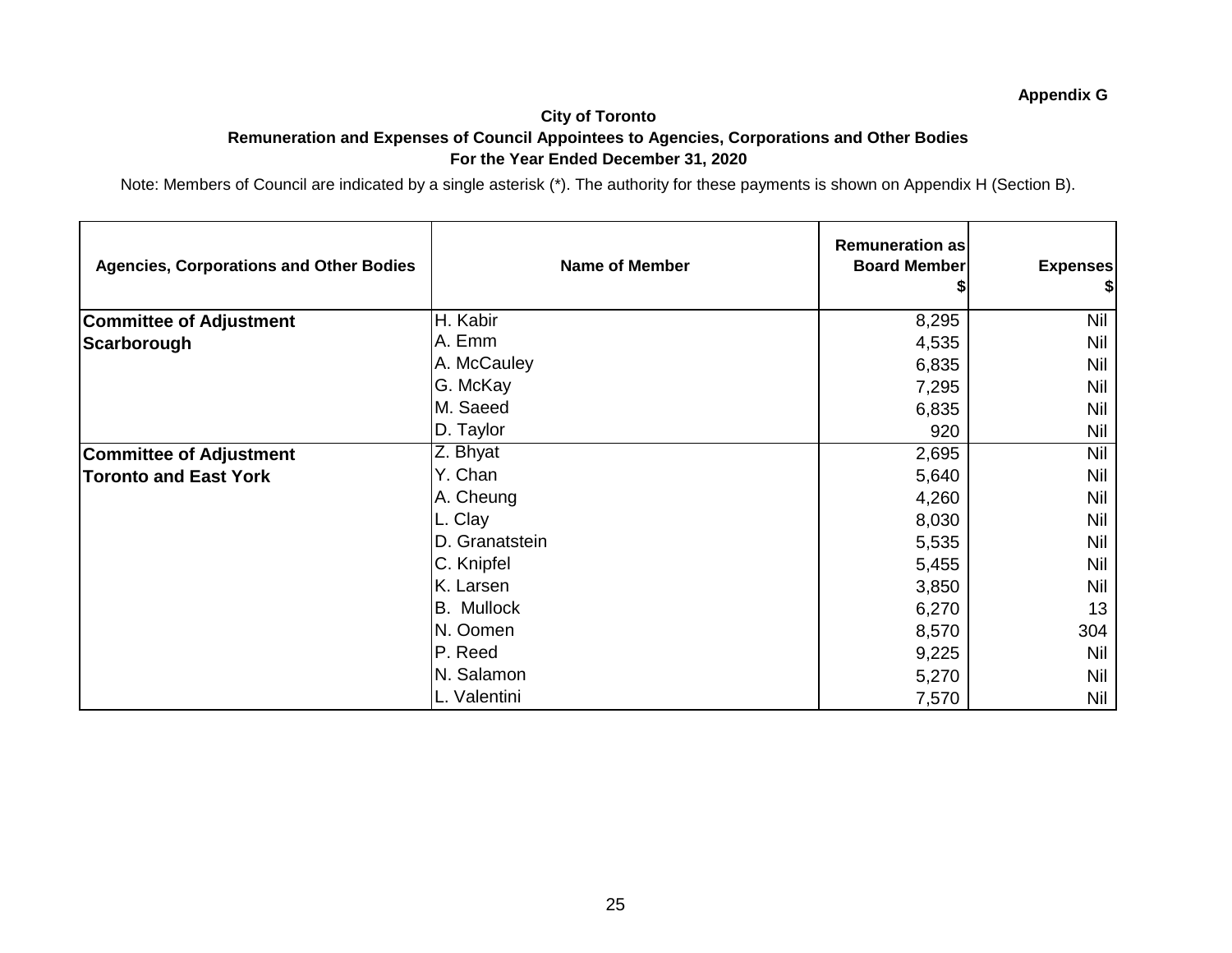**Appendix G**

**City of Toronto**

**Remuneration and Expenses of Council Appointees to Agencies, Corporations and Other Bodies**

**For the Year Ended December 31, 2020**

Note: Members of Council are indicated by a single asterisk (*). The authority for these payments is shown on Appendix H (Section B).

| Agencies, Corporations and Other Bodies | Name of Member | Remuneration as Board Member $ | Expenses $ |
|---|---|---|---|
| **Committee of Adjustment Scarborough** | H. Kabir | 8,295 | Nil |
| | A. Emm | 4,535 | Nil |
| | A. McCauley | 6,835 | Nil |
| | G. McKay | 7,295 | Nil |
| | M. Saeed | 6,835 | Nil |
| | D. Taylor | 920 | Nil |
| **Committee of Adjustment Toronto and East York** | Z. Bhyat | 2,695 | Nil |
| | Y. Chan | 5,640 | Nil |
| | A. Cheung | 4,260 | Nil |
| | L. Clay | 8,030 | Nil |
| | D. Granatstein | 5,535 | Nil |
| | C. Knipfel | 5,455 | Nil |
| | K. Larsen | 3,850 | Nil |
| | B. Mullock | 6,270 | 13 |
| | N. Oomen | 8,570 | 304 |
| | P. Reed | 9,225 | Nil |
| | N. Salamon | 5,270 | Nil |
| | L. Valentini | 7,570 | Nil |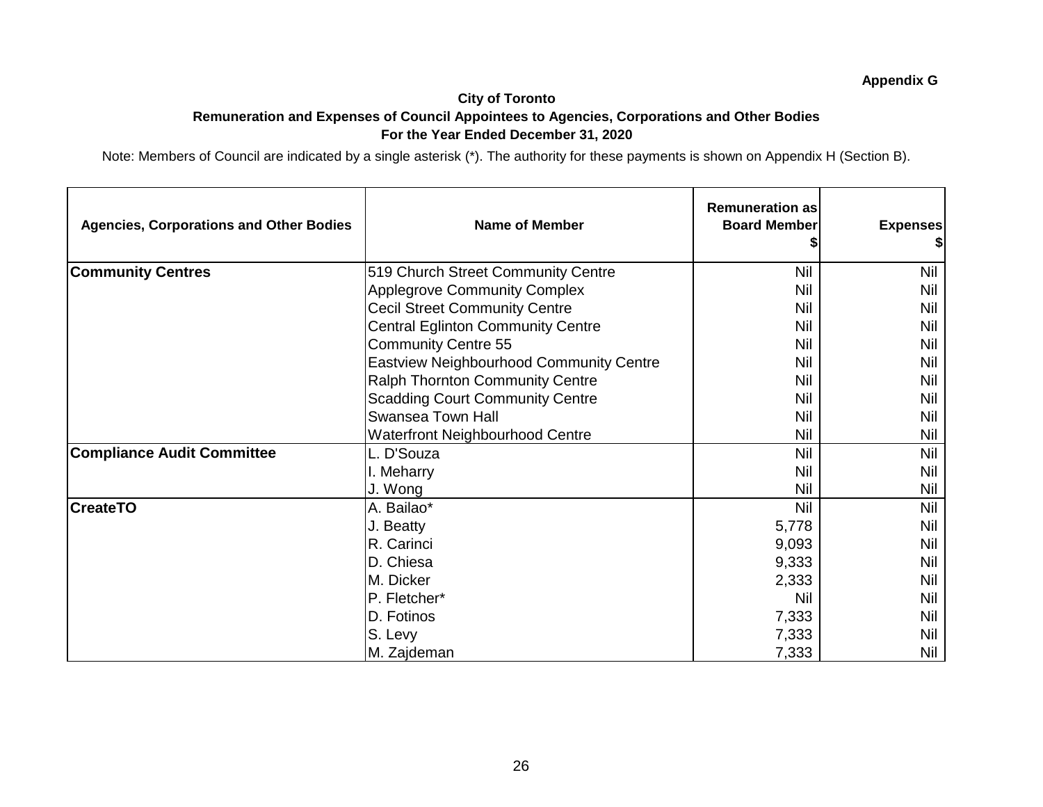**Appendix G**

**City of Toronto**

**Remuneration and Expenses of Council Appointees to Agencies, Corporations and Other Bodies**

**For the Year Ended December 31, 2020**

Note: Members of Council are indicated by a single asterisk (*). The authority for these payments is shown on Appendix H (Section B).

| Agencies, Corporations and Other Bodies | Name of Member | Remuneration as Board Member $ | Expenses $ |
|---|---|---|---|
| **Community Centres** | 519 Church Street Community Centre | Nil | Nil |
| | Applegrove Community Complex | Nil | Nil |
| | Cecil Street Community Centre | Nil | Nil |
| | Central Eglinton Community Centre | Nil | Nil |
| | Community Centre 55 | Nil | Nil |
| | Eastview Neighbourhood Community Centre | Nil | Nil |
| | Ralph Thornton Community Centre | Nil | Nil |
| | Scadding Court Community Centre | Nil | Nil |
| | Swansea Town Hall | Nil | Nil |
| | Waterfront Neighbourhood Centre | Nil | Nil |
| **Compliance Audit Committee** | L. D'Souza | Nil | Nil |
| | I. Meharry | Nil | Nil |
| | J. Wong | Nil | Nil |
| **CreateTO** | A. Bailao* | Nil | Nil |
| | J. Beatty | 5,778 | Nil |
| | R. Carinci | 9,093 | Nil |
| | D. Chiesa | 9,333 | Nil |
| | M. Dicker | 2,333 | Nil |
| | P. Fletcher* | Nil | Nil |
| | D. Fotinos | 7,333 | Nil |
| | S. Levy | 7,333 | Nil |
| | M. Zajdeman | 7,333 | Nil |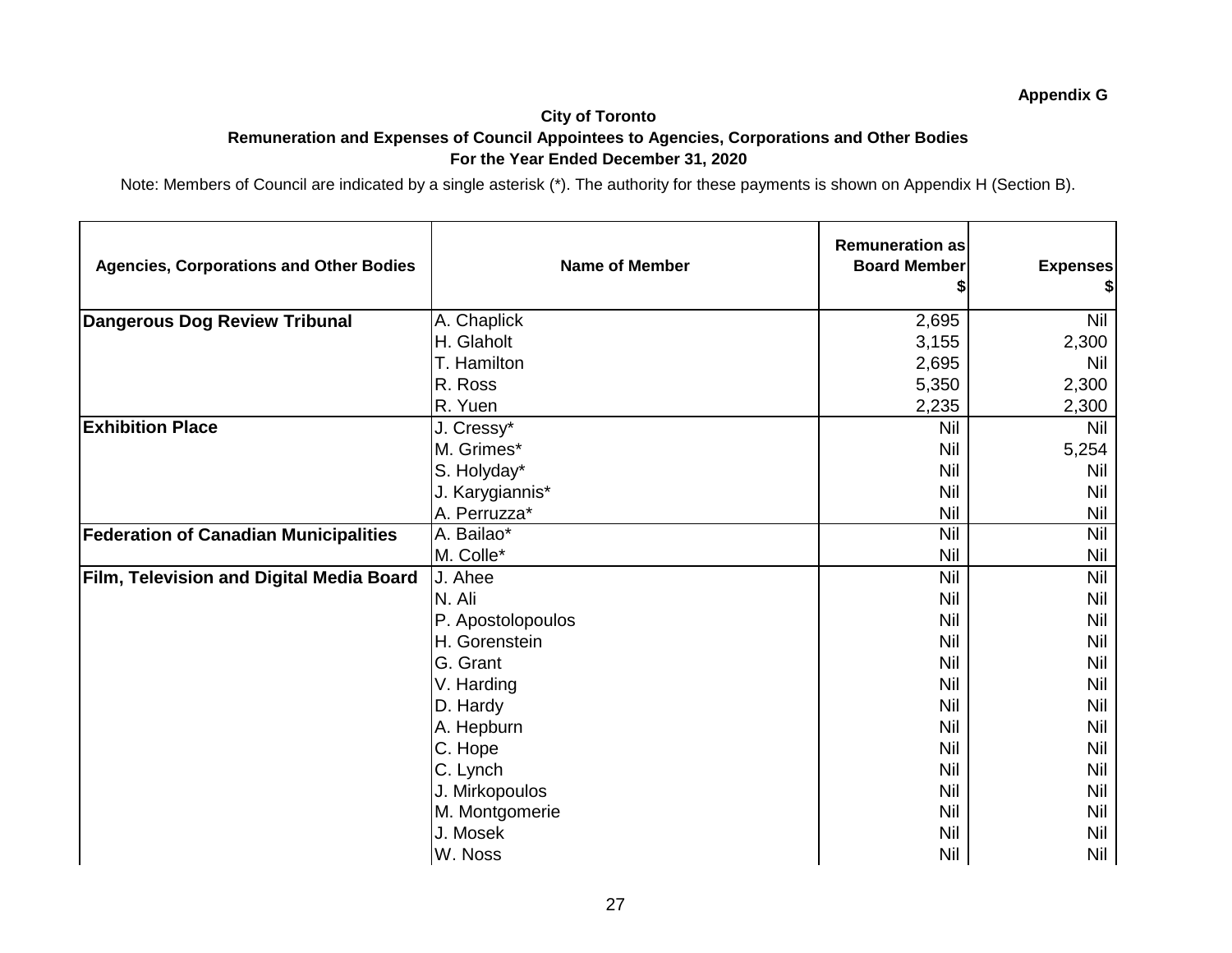**Appendix G**

**City of Toronto**

**Remuneration and Expenses of Council Appointees to Agencies, Corporations and Other Bodies**

**For the Year Ended December 31, 2020**

Note: Members of Council are indicated by a single asterisk (*). The authority for these payments is shown on Appendix H (Section B).

| Agencies, Corporations and Other Bodies | Name of Member | Remuneration as Board Member $ | Expenses $ |
|---|---|---|---|
| **Dangerous Dog Review Tribunal** | A. Chaplick | 2,695 | Nil |
| | H. Glaholt | 3,155 | 2,300 |
| | T. Hamilton | 2,695 | Nil |
| | R. Ross | 5,350 | 2,300 |
| | R. Yuen | 2,235 | 2,300 |
| **Exhibition Place** | J. Cressy* | Nil | Nil |
| | M. Grimes* | Nil | 5,254 |
| | S. Holyday* | Nil | Nil |
| | J. Karygiannis* | Nil | Nil |
| | A. Perruzza* | Nil | Nil |
| **Federation of Canadian Municipalities** | A. Bailao* | Nil | Nil |
| | M. Colle* | Nil | Nil |
| **Film, Television and Digital Media Board** | J. Ahee | Nil | Nil |
| | N. Ali | Nil | Nil |
| | P. Apostolopoulos | Nil | Nil |
| | H. Gorenstein | Nil | Nil |
| | G. Grant | Nil | Nil |
| | V. Harding | Nil | Nil |
| | D. Hardy | Nil | Nil |
| | A. Hepburn | Nil | Nil |
| | C. Hope | Nil | Nil |
| | C. Lynch | Nil | Nil |
| | J. Mirkopoulos | Nil | Nil |
| | M. Montgomerie | Nil | Nil |
| | J. Mosek | Nil | Nil |
| | W. Noss | Nil | Nil |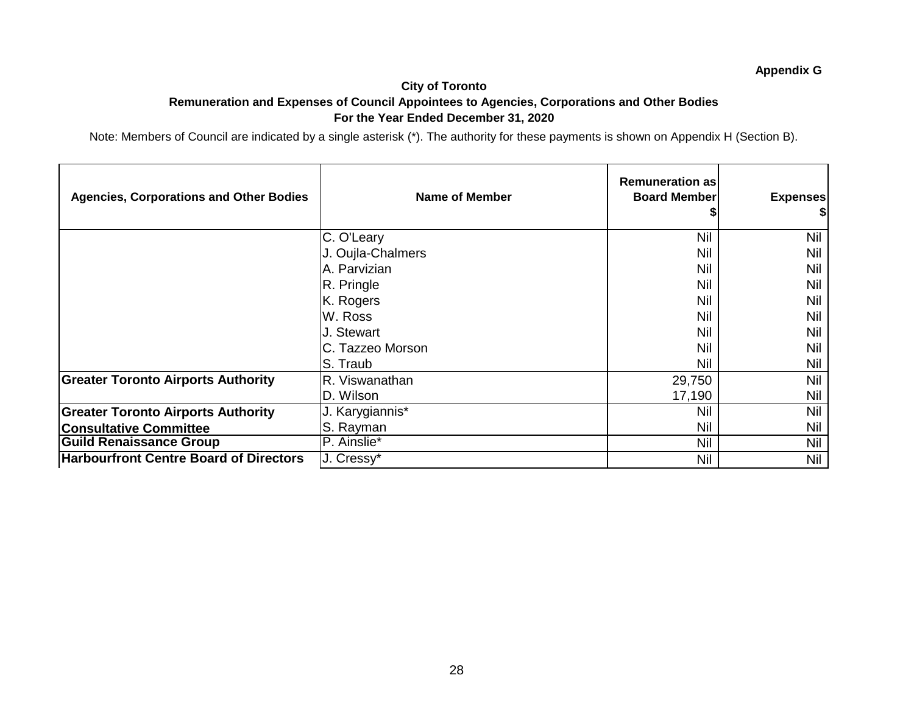**Appendix G**

**City of Toronto**
**Remuneration and Expenses of Council Appointees to Agencies, Corporations and Other Bodies**
**For the Year Ended December 31, 2020**

Note: Members of Council are indicated by a single asterisk (*). The authority for these payments is shown on Appendix H (Section B).

| Agencies, Corporations and Other Bodies | Name of Member | Remuneration as Board Member $ | Expenses $ |
|---|---|---|---|
| | C. O'Leary | Nil | Nil |
| | J. Oujla-Chalmers | Nil | Nil |
| | A. Parvizian | Nil | Nil |
| | R. Pringle | Nil | Nil |
| | K. Rogers | Nil | Nil |
| | W. Ross | Nil | Nil |
| | J. Stewart | Nil | Nil |
| | C. Tazzeo Morson | Nil | Nil |
| | S. Traub | Nil | Nil |
| **Greater Toronto Airports Authority** | R. Viswanathan | 29,750 | Nil |
| | D. Wilson | 17,190 | Nil |
| **Greater Toronto Airports Authority Consultative Committee** | J. Karygiannis* | Nil | Nil |
| | S. Rayman | Nil | Nil |
| **Guild Renaissance Group** | P. Ainslie* | Nil | Nil |
| **Harbourfront Centre Board of Directors** | J. Cressy* | Nil | Nil |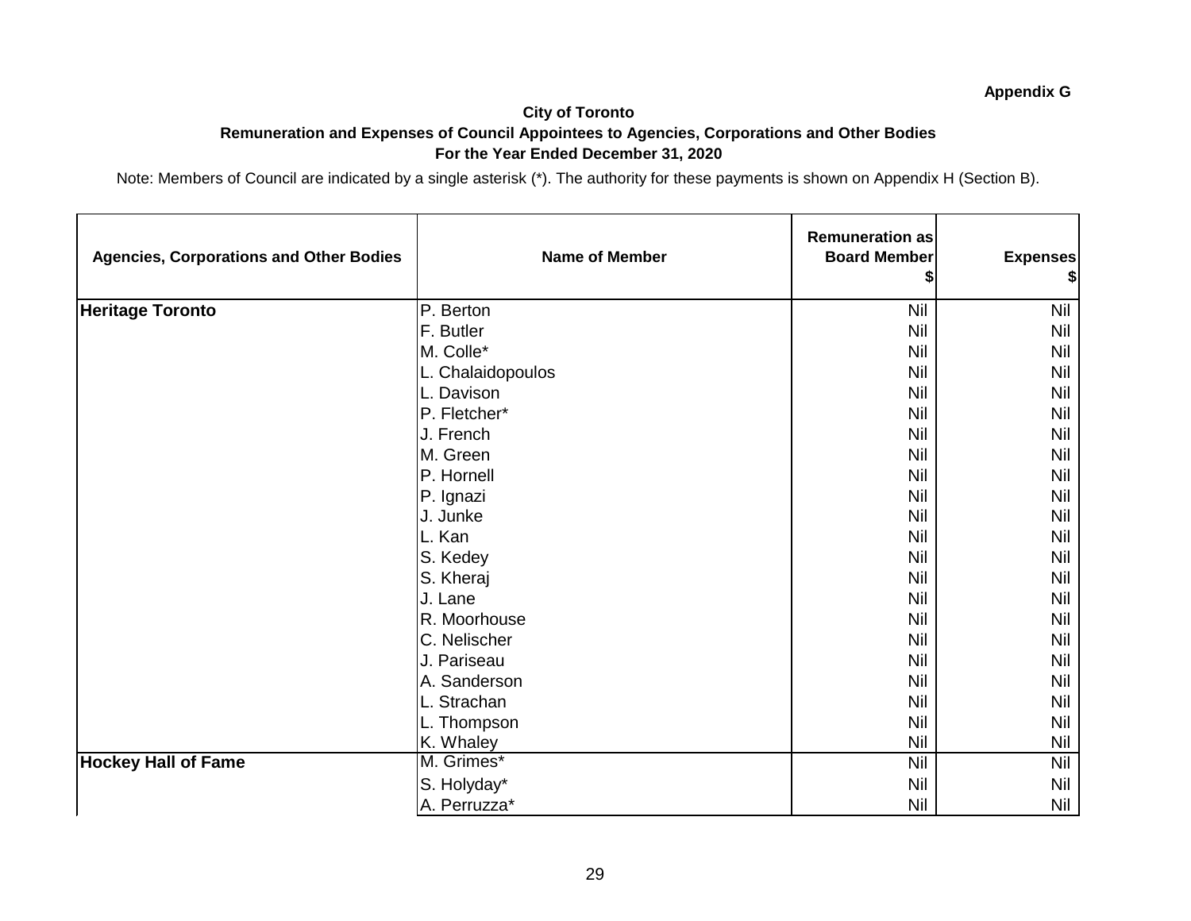**Appendix G**

**City of Toronto**

**Remuneration and Expenses of Council Appointees to Agencies, Corporations and Other Bodies**

**For the Year Ended December 31, 2020**

Note: Members of Council are indicated by a single asterisk (*). The authority for these payments is shown on Appendix H (Section B).

| Agencies, Corporations and Other Bodies | Name of Member | Remuneration as Board Member $ | Expenses $ |
|---|---|---|---|
| **Heritage Toronto** | P. Berton | Nil | Nil |
| | F. Butler | Nil | Nil |
| | M. Colle* | Nil | Nil |
| | L. Chalaidopoulos | Nil | Nil |
| | L. Davison | Nil | Nil |
| | P. Fletcher* | Nil | Nil |
| | J. French | Nil | Nil |
| | M. Green | Nil | Nil |
| | P. Hornell | Nil | Nil |
| | P. Ignazi | Nil | Nil |
| | J. Junke | Nil | Nil |
| | L. Kan | Nil | Nil |
| | S. Kedey | Nil | Nil |
| | S. Kheraj | Nil | Nil |
| | J. Lane | Nil | Nil |
| | R. Moorhouse | Nil | Nil |
| | C. Nelischer | Nil | Nil |
| | J. Pariseau | Nil | Nil |
| | A. Sanderson | Nil | Nil |
| | L. Strachan | Nil | Nil |
| | L. Thompson | Nil | Nil |
| | K. Whaley | Nil | Nil |
| **Hockey Hall of Fame** | M. Grimes* | Nil | Nil |
| | S. Holyday* | Nil | Nil |
| | A. Perruzza* | Nil | Nil |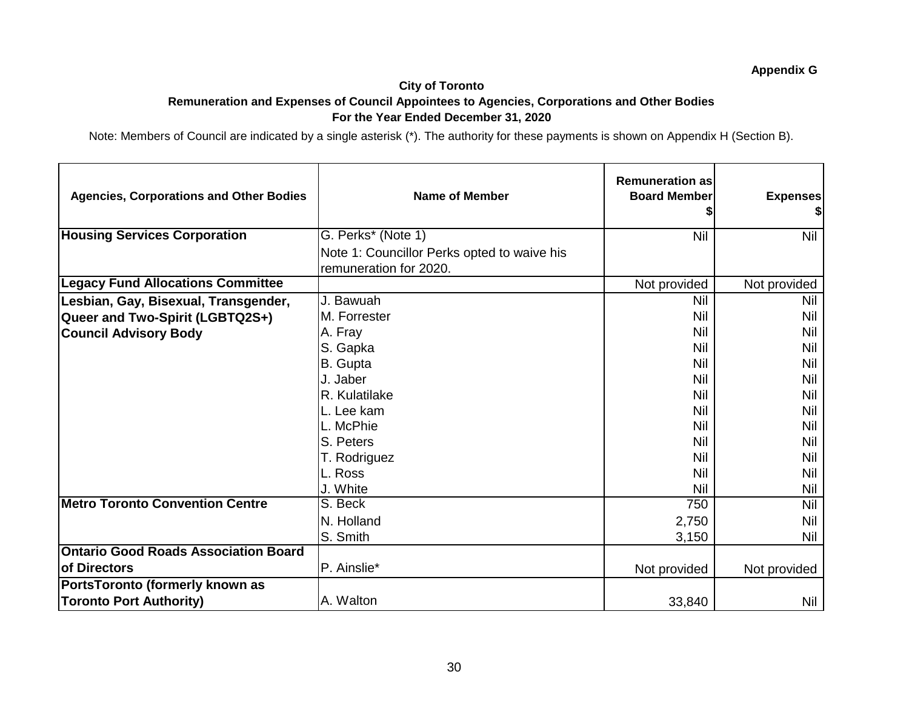Appendix G

**City of Toronto**
**Remuneration and Expenses of Council Appointees to Agencies, Corporations and Other Bodies**
**For the Year Ended December 31, 2020**

Note: Members of Council are indicated by a single asterisk (*). The authority for these payments is shown on Appendix H (Section B).

| Agencies, Corporations and Other Bodies | Name of Member | Remuneration as Board Member $ | Expenses $ |
|---|---|---|---|
| **Housing Services Corporation** | G. Perks* (Note 1) | Nil | Nil |
| | Note 1: Councillor Perks opted to waive his remuneration for 2020. | | |
| **Legacy Fund Allocations Committee** | | Not provided | Not provided |
| **Lesbian, Gay, Bisexual, Transgender, Queer and Two-Spirit (LGBTQ2S+) Council Advisory Body** | J. Bawuah | Nil | Nil |
| | M. Forrester | Nil | Nil |
| | A. Fray | Nil | Nil |
| | S. Gapka | Nil | Nil |
| | B. Gupta | Nil | Nil |
| | J. Jaber | Nil | Nil |
| | R. Kulatilake | Nil | Nil |
| | L. Lee kam | Nil | Nil |
| | L. McPhie | Nil | Nil |
| | S. Peters | Nil | Nil |
| | T. Rodriguez | Nil | Nil |
| | L. Ross | Nil | Nil |
| | J. White | Nil | Nil |
| **Metro Toronto Convention Centre** | S. Beck | 750 | Nil |
| | N. Holland | 2,750 | Nil |
| | S. Smith | 3,150 | Nil |
| **Ontario Good Roads Association Board of Directors** | P. Ainslie* | Not provided | Not provided |
| **PortsToronto (formerly known as Toronto Port Authority)** | A. Walton | 33,840 | Nil |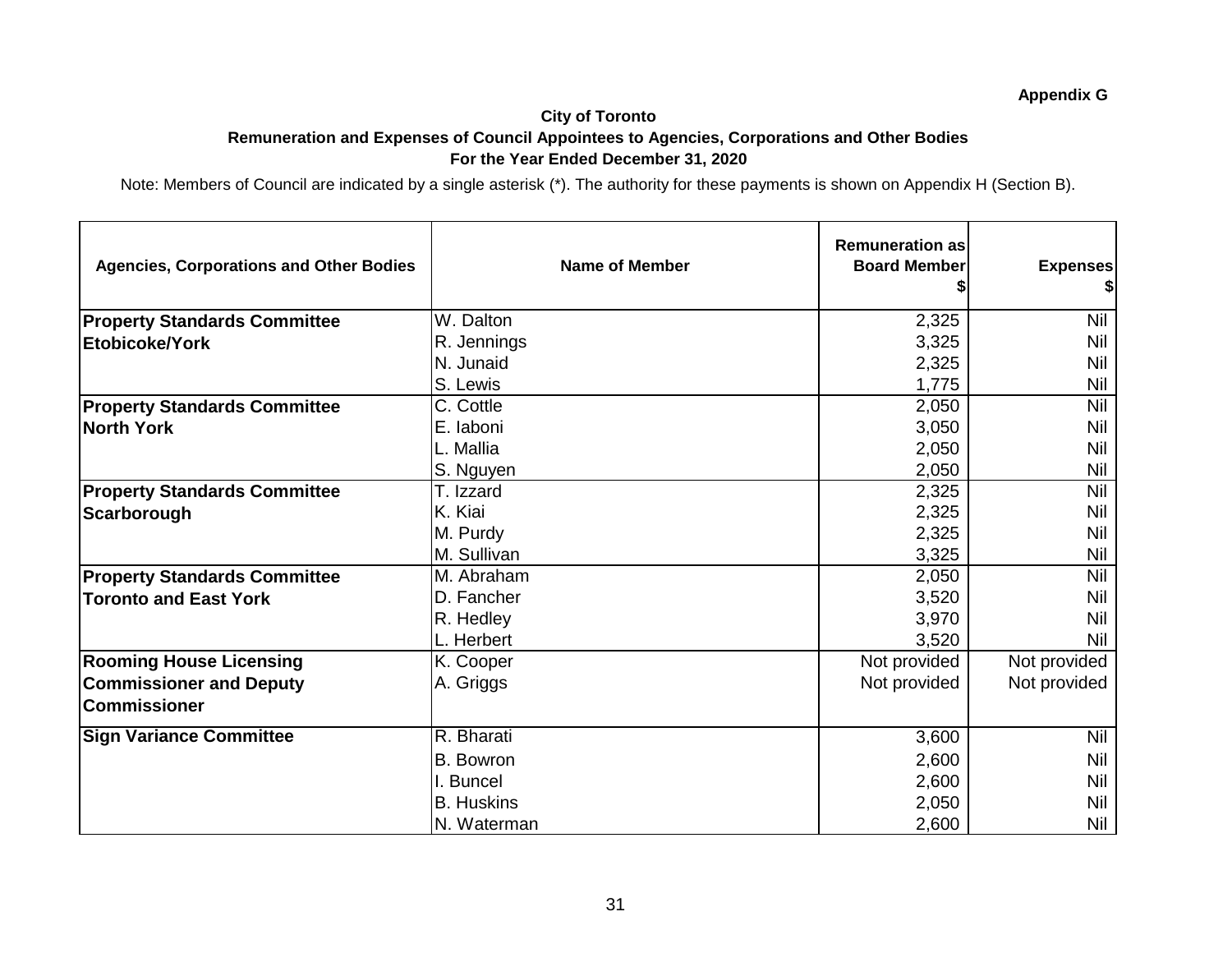Appendix G

**City of Toronto**

**Remuneration and Expenses of Council Appointees to Agencies, Corporations and Other Bodies**

**For the Year Ended December 31, 2020**

Note: Members of Council are indicated by a single asterisk (*). The authority for these payments is shown on Appendix H (Section B).

| Agencies, Corporations and Other Bodies | Name of Member | Remuneration as Board Member $ | Expenses $ |
|---|---|---|---|
| **Property Standards Committee Etobicoke/York** | W. Dalton | 2,325 | Nil |
| | R. Jennings | 3,325 | Nil |
| | N. Junaid | 2,325 | Nil |
| | S. Lewis | 1,775 | Nil |
| **Property Standards Committee North York** | C. Cottle | 2,050 | Nil |
| | E. Iaboni | 3,050 | Nil |
| | L. Mallia | 2,050 | Nil |
| | S. Nguyen | 2,050 | Nil |
| **Property Standards Committee Scarborough** | T. Izzard | 2,325 | Nil |
| | K. Kiai | 2,325 | Nil |
| | M. Purdy | 2,325 | Nil |
| | M. Sullivan | 3,325 | Nil |
| **Property Standards Committee Toronto and East York** | M. Abraham | 2,050 | Nil |
| | D. Fancher | 3,520 | Nil |
| | R. Hedley | 3,970 | Nil |
| | L. Herbert | 3,520 | Nil |
| **Rooming House Licensing Commissioner and Deputy Commissioner** | K. Cooper | Not provided | Not provided |
| | A. Griggs | Not provided | Not provided |
| **Sign Variance Committee** | R. Bharati | 3,600 | Nil |
| | B. Bowron | 2,600 | Nil |
| | I. Buncel | 2,600 | Nil |
| | B. Huskins | 2,050 | Nil |
| | N. Waterman | 2,600 | Nil |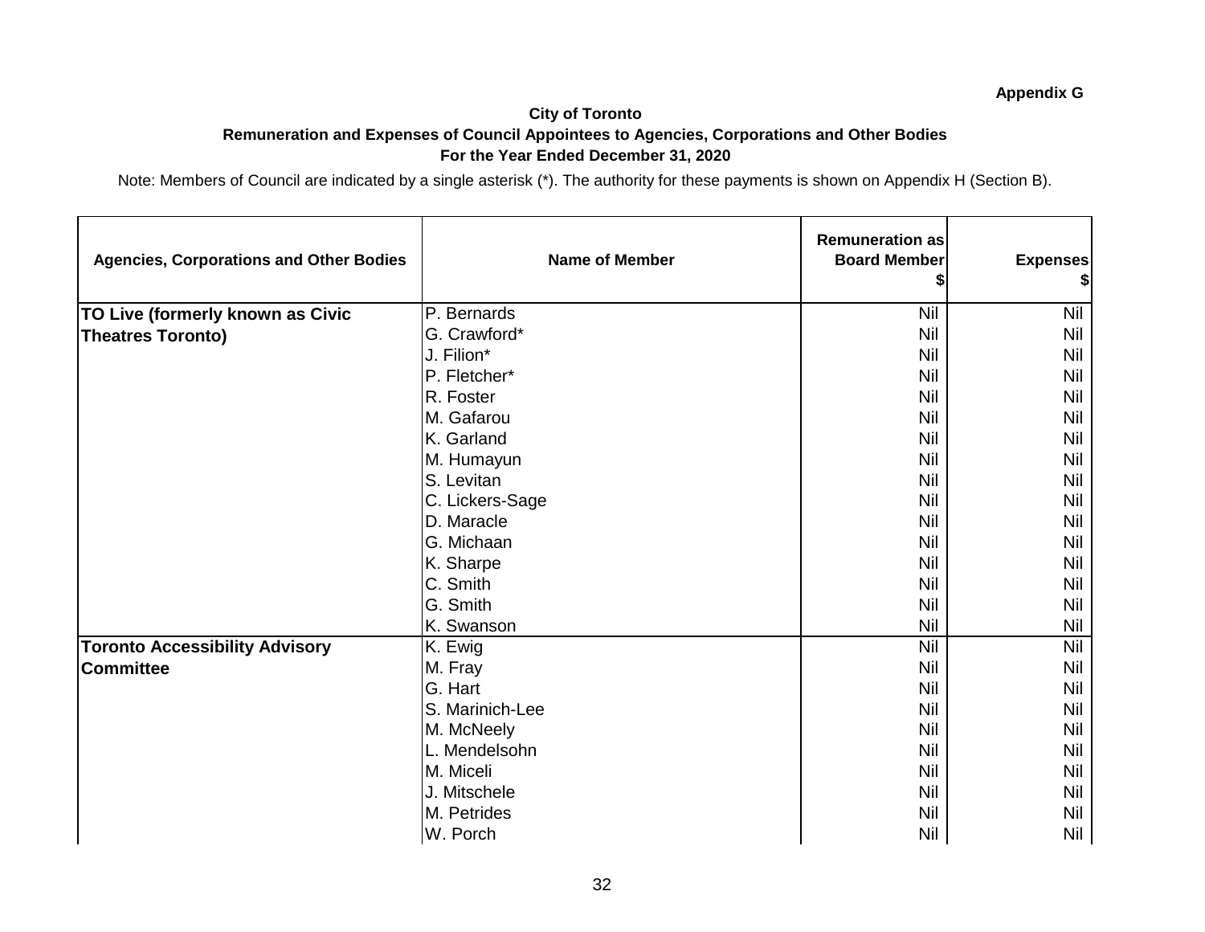**Appendix G**

**City of Toronto**

**Remuneration and Expenses of Council Appointees to Agencies, Corporations and Other Bodies**

**For the Year Ended December 31, 2020**

Note: Members of Council are indicated by a single asterisk (*). The authority for these payments is shown on Appendix H (Section B).

| Agencies, Corporations and Other Bodies | Name of Member | Remuneration as Board Member $ | Expenses $ |
|---|---|---|---|
| **TO Live (formerly known as Civic Theatres Toronto)** | P. Bernards | Nil | Nil |
| | G. Crawford* | Nil | Nil |
| | J. Filion* | Nil | Nil |
| | P. Fletcher* | Nil | Nil |
| | R. Foster | Nil | Nil |
| | M. Gafarou | Nil | Nil |
| | K. Garland | Nil | Nil |
| | M. Humayun | Nil | Nil |
| | S. Levitan | Nil | Nil |
| | C. Lickers-Sage | Nil | Nil |
| | D. Maracle | Nil | Nil |
| | G. Michaan | Nil | Nil |
| | K. Sharpe | Nil | Nil |
| | C. Smith | Nil | Nil |
| | G. Smith | Nil | Nil |
| | K. Swanson | Nil | Nil |
| **Toronto Accessibility Advisory Committee** | K. Ewig | Nil | Nil |
| | M. Fray | Nil | Nil |
| | G. Hart | Nil | Nil |
| | S. Marinich-Lee | Nil | Nil |
| | M. McNeely | Nil | Nil |
| | L. Mendelsohn | Nil | Nil |
| | M. Miceli | Nil | Nil |
| | J. Mitschele | Nil | Nil |
| | M. Petrides | Nil | Nil |
| | W. Porch | Nil | Nil |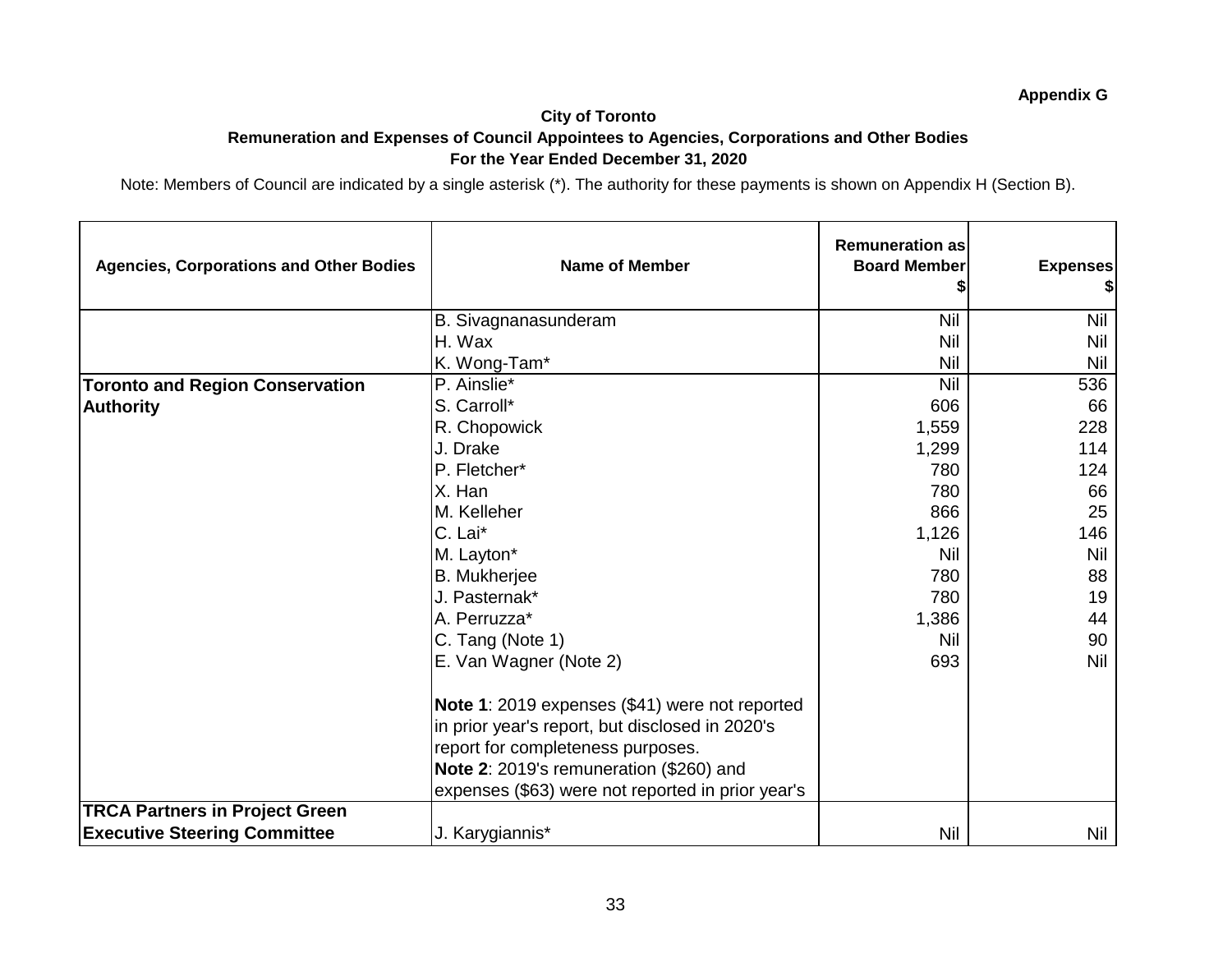**Appendix G**

### City of Toronto
### Remuneration and Expenses of Council Appointees to Agencies, Corporations and Other Bodies
### For the Year Ended December 31, 2020

Note: Members of Council are indicated by a single asterisk (*). The authority for these payments is shown on Appendix H (Section B).

| Agencies, Corporations and Other Bodies | Name of Member | Remuneration as Board Member $ | Expenses $ |
|---|---|---|---|
| | B. Sivagnanasunderam | Nil | Nil |
| | H. Wax | Nil | Nil |
| | K. Wong-Tam* | Nil | Nil |
| **Toronto and Region Conservation Authority** | P. Ainslie* | Nil | 536 |
| | S. Carroll* | 606 | 66 |
| | R. Chopowick | 1,559 | 228 |
| | J. Drake | 1,299 | 114 |
| | P. Fletcher* | 780 | 124 |
| | X. Han | 780 | 66 |
| | M. Kelleher | 866 | 25 |
| | C. Lai* | 1,126 | 146 |
| | M. Layton* | Nil | Nil |
| | B. Mukherjee | 780 | 88 |
| | J. Pasternak* | 780 | 19 |
| | A. Perruzza* | 1,386 | 44 |
| | C. Tang (Note 1) | Nil | 90 |
| | E. Van Wagner (Note 2) | 693 | Nil |
| | **Note 1**: 2019 expenses ($41) were not reported in prior year's report, but disclosed in 2020's report for completeness purposes. **Note 2**: 2019's remuneration ($260) and expenses ($63) were not reported in prior year's | | |
| **TRCA Partners in Project Green Executive Steering Committee** | J. Karygiannis* | Nil | Nil |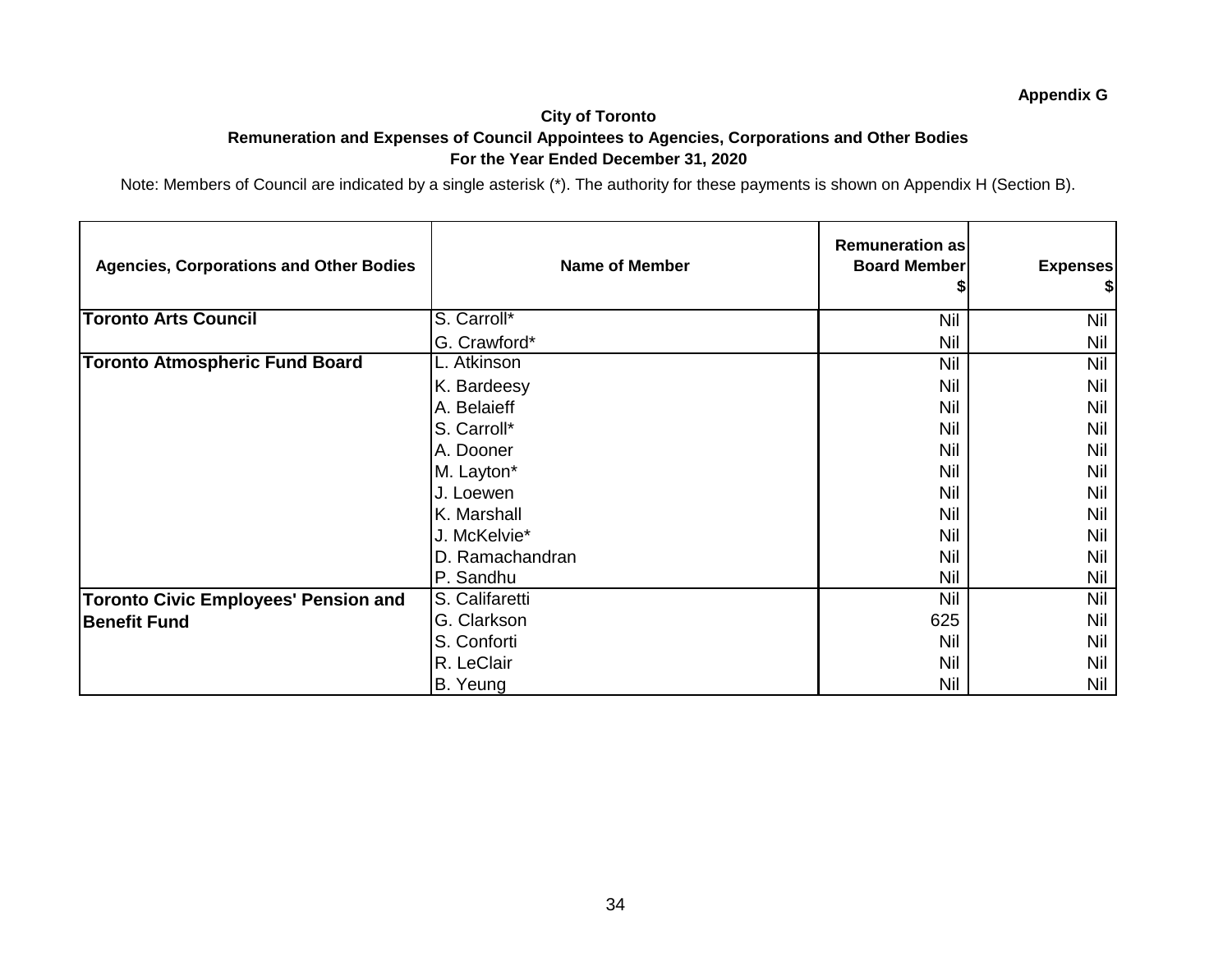Appendix G

**City of Toronto**

**Remuneration and Expenses of Council Appointees to Agencies, Corporations and Other Bodies**

**For the Year Ended December 31, 2020**

Note: Members of Council are indicated by a single asterisk (*). The authority for these payments is shown on Appendix H (Section B).

| Agencies, Corporations and Other Bodies | Name of Member | Remuneration as Board Member $ | Expenses $ |
|---|---|---|---|
| **Toronto Arts Council** | S. Carroll* | Nil | Nil |
| | G. Crawford* | Nil | Nil |
| **Toronto Atmospheric Fund Board** | L. Atkinson | Nil | Nil |
| | K. Bardeesy | Nil | Nil |
| | A. Belaieff | Nil | Nil |
| | S. Carroll* | Nil | Nil |
| | A. Dooner | Nil | Nil |
| | M. Layton* | Nil | Nil |
| | J. Loewen | Nil | Nil |
| | K. Marshall | Nil | Nil |
| | J. McKelvie* | Nil | Nil |
| | D. Ramachandran | Nil | Nil |
| | P. Sandhu | Nil | Nil |
| **Toronto Civic Employees' Pension and Benefit Fund** | S. Califaretti | Nil | Nil |
| | G. Clarkson | 625 | Nil |
| | S. Conforti | Nil | Nil |
| | R. LeClair | Nil | Nil |
| | B. Yeung | Nil | Nil |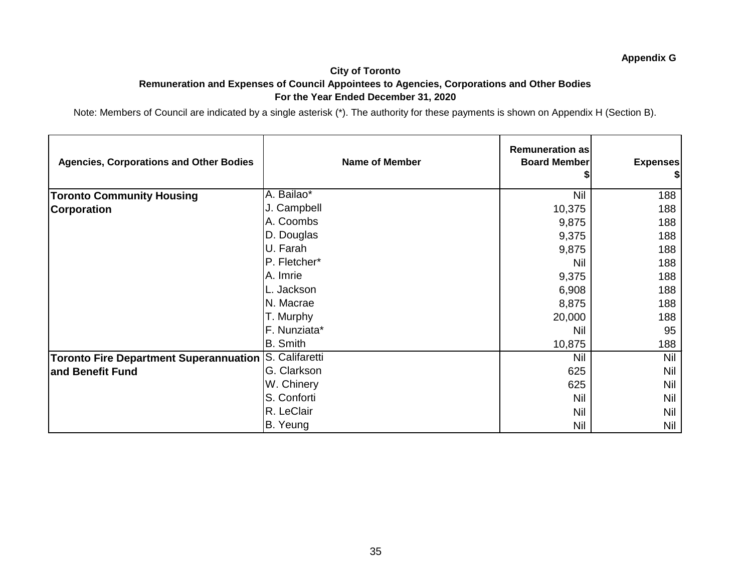**Appendix G**

**City of Toronto**

**Remuneration and Expenses of Council Appointees to Agencies, Corporations and Other Bodies**

**For the Year Ended December 31, 2020**

Note: Members of Council are indicated by a single asterisk (*). The authority for these payments is shown on Appendix H (Section B).

| Agencies, Corporations and Other Bodies | Name of Member | Remuneration as Board Member $ | Expenses $ |
|---|---|---|---|
| **Toronto Community Housing Corporation** | A. Bailao* | Nil | 188 |
| | J. Campbell | 10,375 | 188 |
| | A. Coombs | 9,875 | 188 |
| | D. Douglas | 9,375 | 188 |
| | U. Farah | 9,875 | 188 |
| | P. Fletcher* | Nil | 188 |
| | A. Imrie | 9,375 | 188 |
| | L. Jackson | 6,908 | 188 |
| | N. Macrae | 8,875 | 188 |
| | T. Murphy | 20,000 | 188 |
| | F. Nunziata* | Nil | 95 |
| | B. Smith | 10,875 | 188 |
| **Toronto Fire Department Superannuation and Benefit Fund** | S. Califaretti | Nil | Nil |
| | G. Clarkson | 625 | Nil |
| | W. Chinery | 625 | Nil |
| | S. Conforti | Nil | Nil |
| | R. LeClair | Nil | Nil |
| | B. Yeung | Nil | Nil |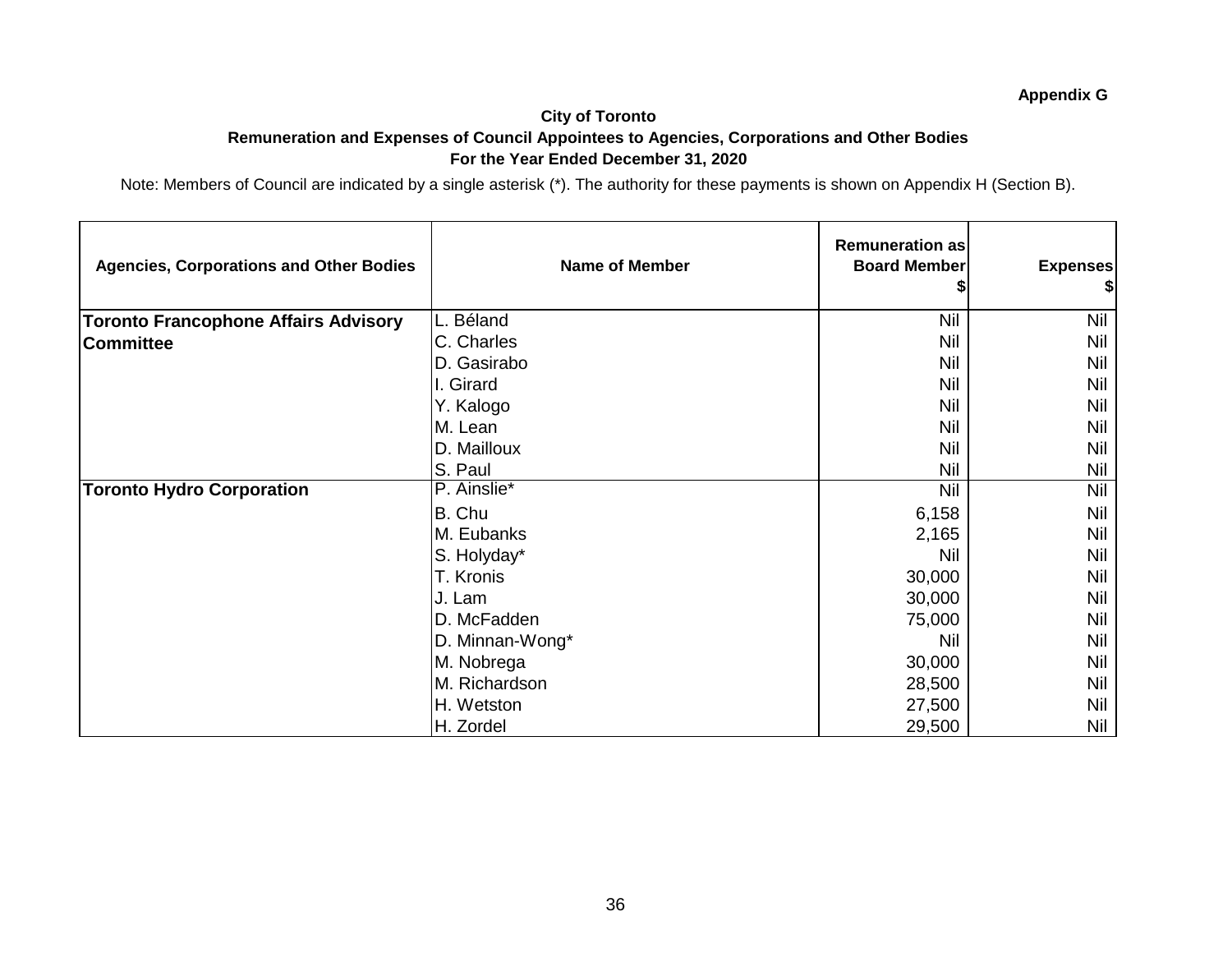**Appendix G**

**City of Toronto**
**Remuneration and Expenses of Council Appointees to Agencies, Corporations and Other Bodies**
**For the Year Ended December 31, 2020**

Note: Members of Council are indicated by a single asterisk (*). The authority for these payments is shown on Appendix H (Section B).

| Agencies, Corporations and Other Bodies | Name of Member | Remuneration as Board Member $ | Expenses $ |
|---|---|---|---|
| **Toronto Francophone Affairs Advisory Committee** | L. Béland | Nil | Nil |
| | C. Charles | Nil | Nil |
| | D. Gasirabo | Nil | Nil |
| | I. Girard | Nil | Nil |
| | Y. Kalogo | Nil | Nil |
| | M. Lean | Nil | Nil |
| | D. Mailloux | Nil | Nil |
| | S. Paul | Nil | Nil |
| **Toronto Hydro Corporation** | P. Ainslie* | Nil | Nil |
| | B. Chu | 6,158 | Nil |
| | M. Eubanks | 2,165 | Nil |
| | S. Holyday* | Nil | Nil |
| | T. Kronis | 30,000 | Nil |
| | J. Lam | 30,000 | Nil |
| | D. McFadden | 75,000 | Nil |
| | D. Minnan-Wong* | Nil | Nil |
| | M. Nobrega | 30,000 | Nil |
| | M. Richardson | 28,500 | Nil |
| | H. Wetston | 27,500 | Nil |
| | H. Zordel | 29,500 | Nil |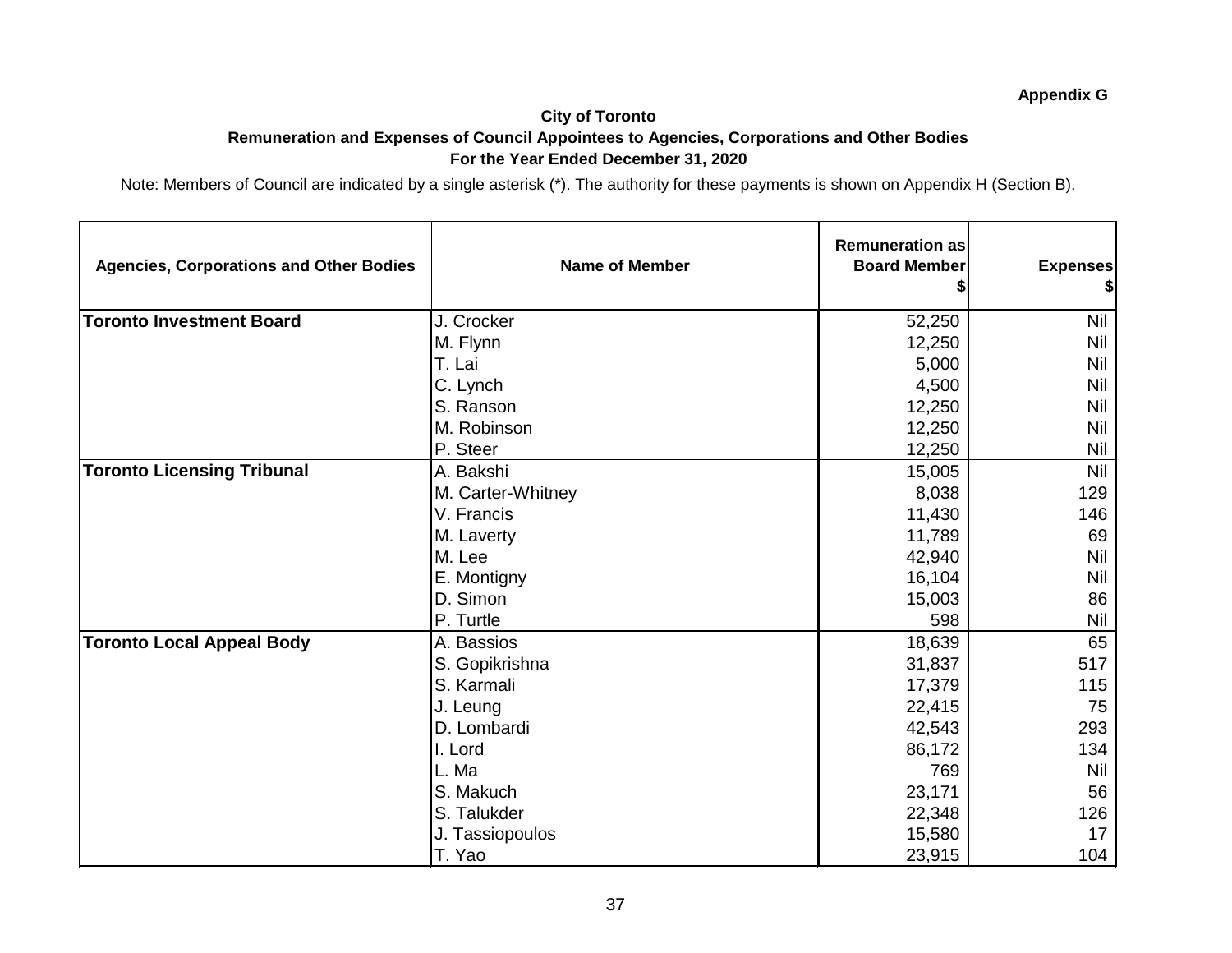**Appendix G**

## City of Toronto
### Remuneration and Expenses of Council Appointees to Agencies, Corporations and Other Bodies
### For the Year Ended December 31, 2020

Note: Members of Council are indicated by a single asterisk (*). The authority for these payments is shown on Appendix H (Section B).

| Agencies, Corporations and Other Bodies | Name of Member | Remuneration as Board Member $ | Expenses $ |
|---|---|---|---|
| **Toronto Investment Board** | J. Crocker | 52,250 | Nil |
| | M. Flynn | 12,250 | Nil |
| | T. Lai | 5,000 | Nil |
| | C. Lynch | 4,500 | Nil |
| | S. Ranson | 12,250 | Nil |
| | M. Robinson | 12,250 | Nil |
| | P. Steer | 12,250 | Nil |
| **Toronto Licensing Tribunal** | A. Bakshi | 15,005 | Nil |
| | M. Carter-Whitney | 8,038 | 129 |
| | V. Francis | 11,430 | 146 |
| | M. Laverty | 11,789 | 69 |
| | M. Lee | 42,940 | Nil |
| | E. Montigny | 16,104 | Nil |
| | D. Simon | 15,003 | 86 |
| | P. Turtle | 598 | Nil |
| **Toronto Local Appeal Body** | A. Bassios | 18,639 | 65 |
| | S. Gopikrishna | 31,837 | 517 |
| | S. Karmali | 17,379 | 115 |
| | J. Leung | 22,415 | 75 |
| | D. Lombardi | 42,543 | 293 |
| | I. Lord | 86,172 | 134 |
| | L. Ma | 769 | Nil |
| | S. Makuch | 23,171 | 56 |
| | S. Talukder | 22,348 | 126 |
| | J. Tassiopoulos | 15,580 | 17 |
| | T. Yao | 23,915 | 104 |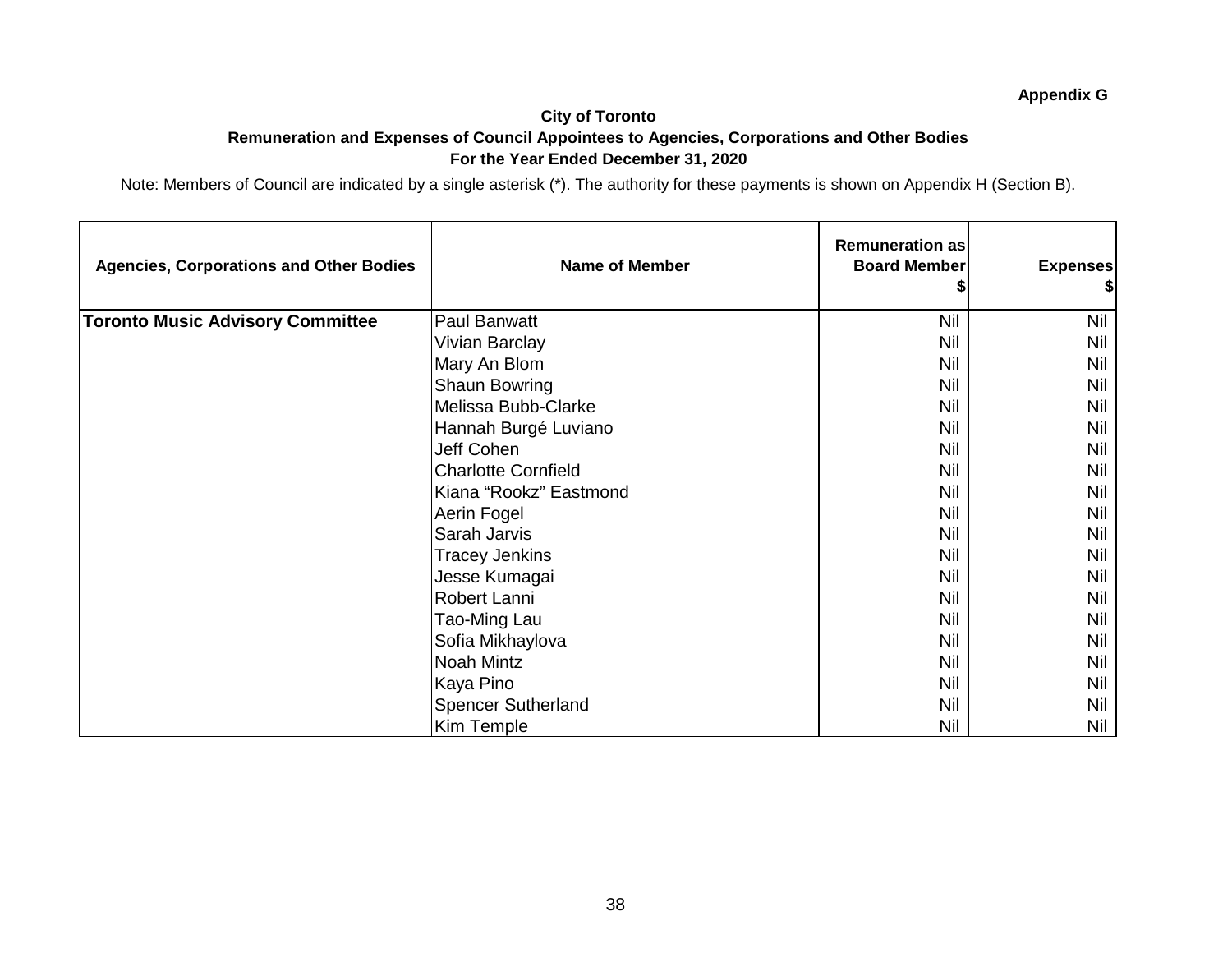**Appendix G**

**City of Toronto**

**Remuneration and Expenses of Council Appointees to Agencies, Corporations and Other Bodies**

**For the Year Ended December 31, 2020**

Note: Members of Council are indicated by a single asterisk (*). The authority for these payments is shown on Appendix H (Section B).

| Agencies, Corporations and Other Bodies | Name of Member | Remuneration as Board Member $ | Expenses $ |
|---|---|---|---|
| **Toronto Music Advisory Committee** | Paul Banwatt | Nil | Nil |
| | Vivian Barclay | Nil | Nil |
| | Mary An Blom | Nil | Nil |
| | Shaun Bowring | Nil | Nil |
| | Melissa Bubb-Clarke | Nil | Nil |
| | Hannah Burgé Luviano | Nil | Nil |
| | Jeff Cohen | Nil | Nil |
| | Charlotte Cornfield | Nil | Nil |
| | Kiana “Rookz” Eastmond | Nil | Nil |
| | Aerin Fogel | Nil | Nil |
| | Sarah Jarvis | Nil | Nil |
| | Tracey Jenkins | Nil | Nil |
| | Jesse Kumagai | Nil | Nil |
| | Robert Lanni | Nil | Nil |
| | Tao-Ming Lau | Nil | Nil |
| | Sofia Mikhaylova | Nil | Nil |
| | Noah Mintz | Nil | Nil |
| | Kaya Pino | Nil | Nil |
| | Spencer Sutherland | Nil | Nil |
| | Kim Temple | Nil | Nil |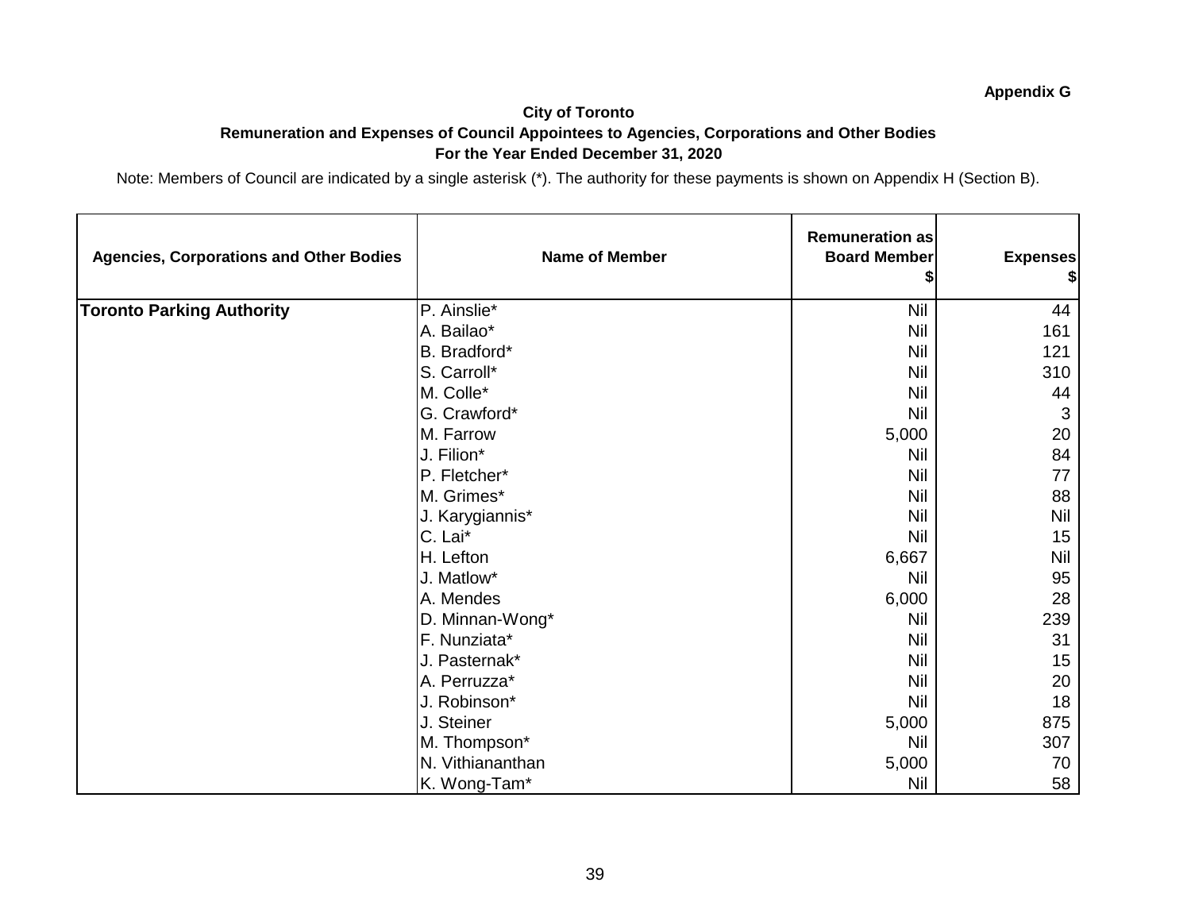**Appendix G**

**City of Toronto**

**Remuneration and Expenses of Council Appointees to Agencies, Corporations and Other Bodies**

**For the Year Ended December 31, 2020**

Note: Members of Council are indicated by a single asterisk (*). The authority for these payments is shown on Appendix H (Section B).

| Agencies, Corporations and Other Bodies | Name of Member | Remuneration as Board Member $ | Expenses $ |
|---|---|---|---|
| **Toronto Parking Authority** | P. Ainslie* | Nil | 44 |
| | A. Bailao* | Nil | 161 |
| | B. Bradford* | Nil | 121 |
| | S. Carroll* | Nil | 310 |
| | M. Colle* | Nil | 44 |
| | G. Crawford* | Nil | 3 |
| | M. Farrow | 5,000 | 20 |
| | J. Filion* | Nil | 84 |
| | P. Fletcher* | Nil | 77 |
| | M. Grimes* | Nil | 88 |
| | J. Karygiannis* | Nil | Nil |
| | C. Lai* | Nil | 15 |
| | H. Lefton | 6,667 | Nil |
| | J. Matlow* | Nil | 95 |
| | A. Mendes | 6,000 | 28 |
| | D. Minnan-Wong* | Nil | 239 |
| | F. Nunziata* | Nil | 31 |
| | J. Pasternak* | Nil | 15 |
| | A. Perruzza* | Nil | 20 |
| | J. Robinson* | Nil | 18 |
| | J. Steiner | 5,000 | 875 |
| | M. Thompson* | Nil | 307 |
| | N. Vithiananthan | 5,000 | 70 |
| | K. Wong-Tam* | Nil | 58 |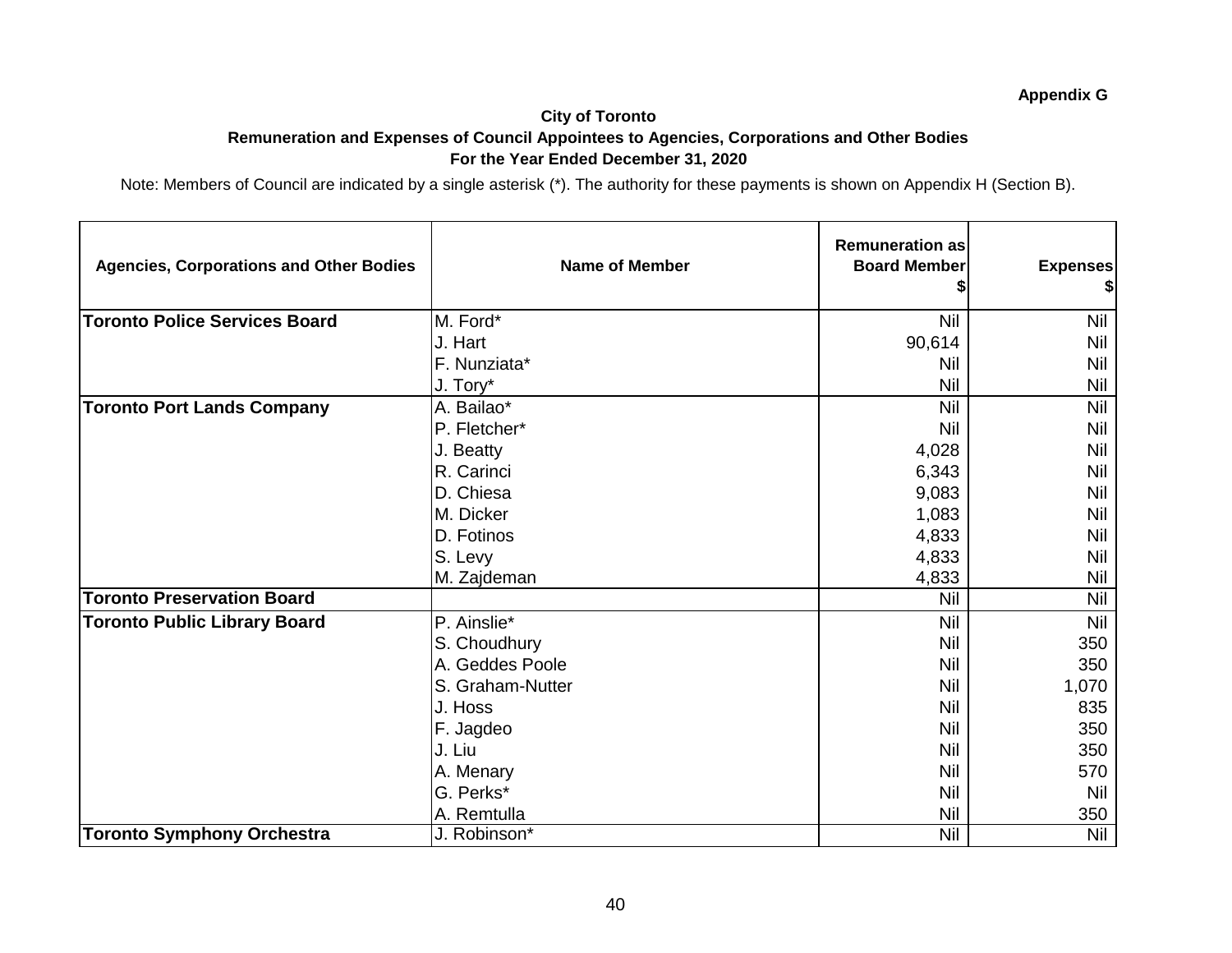**Appendix G**

**City of Toronto**
**Remuneration and Expenses of Council Appointees to Agencies, Corporations and Other Bodies**
**For the Year Ended December 31, 2020**

Note: Members of Council are indicated by a single asterisk (*). The authority for these payments is shown on Appendix H (Section B).

| Agencies, Corporations and Other Bodies | Name of Member | Remuneration as Board Member $ | Expenses $ |
|---|---|---|---|
| **Toronto Police Services Board** | M. Ford* | Nil | Nil |
| | J. Hart | 90,614 | Nil |
| | F. Nunziata* | Nil | Nil |
| | J. Tory* | Nil | Nil |
| **Toronto Port Lands Company** | A. Bailao* | Nil | Nil |
| | P. Fletcher* | Nil | Nil |
| | J. Beatty | 4,028 | Nil |
| | R. Carinci | 6,343 | Nil |
| | D. Chiesa | 9,083 | Nil |
| | M. Dicker | 1,083 | Nil |
| | D. Fotinos | 4,833 | Nil |
| | S. Levy | 4,833 | Nil |
| | M. Zajdeman | 4,833 | Nil |
| **Toronto Preservation Board** | | Nil | Nil |
| **Toronto Public Library Board** | P. Ainslie* | Nil | Nil |
| | S. Choudhury | Nil | 350 |
| | A. Geddes Poole | Nil | 350 |
| | S. Graham-Nutter | Nil | 1,070 |
| | J. Hoss | Nil | 835 |
| | F. Jagdeo | Nil | 350 |
| | J. Liu | Nil | 350 |
| | A. Menary | Nil | 570 |
| | G. Perks* | Nil | Nil |
| | A. Remtulla | Nil | 350 |
| **Toronto Symphony Orchestra** | J. Robinson* | Nil | Nil |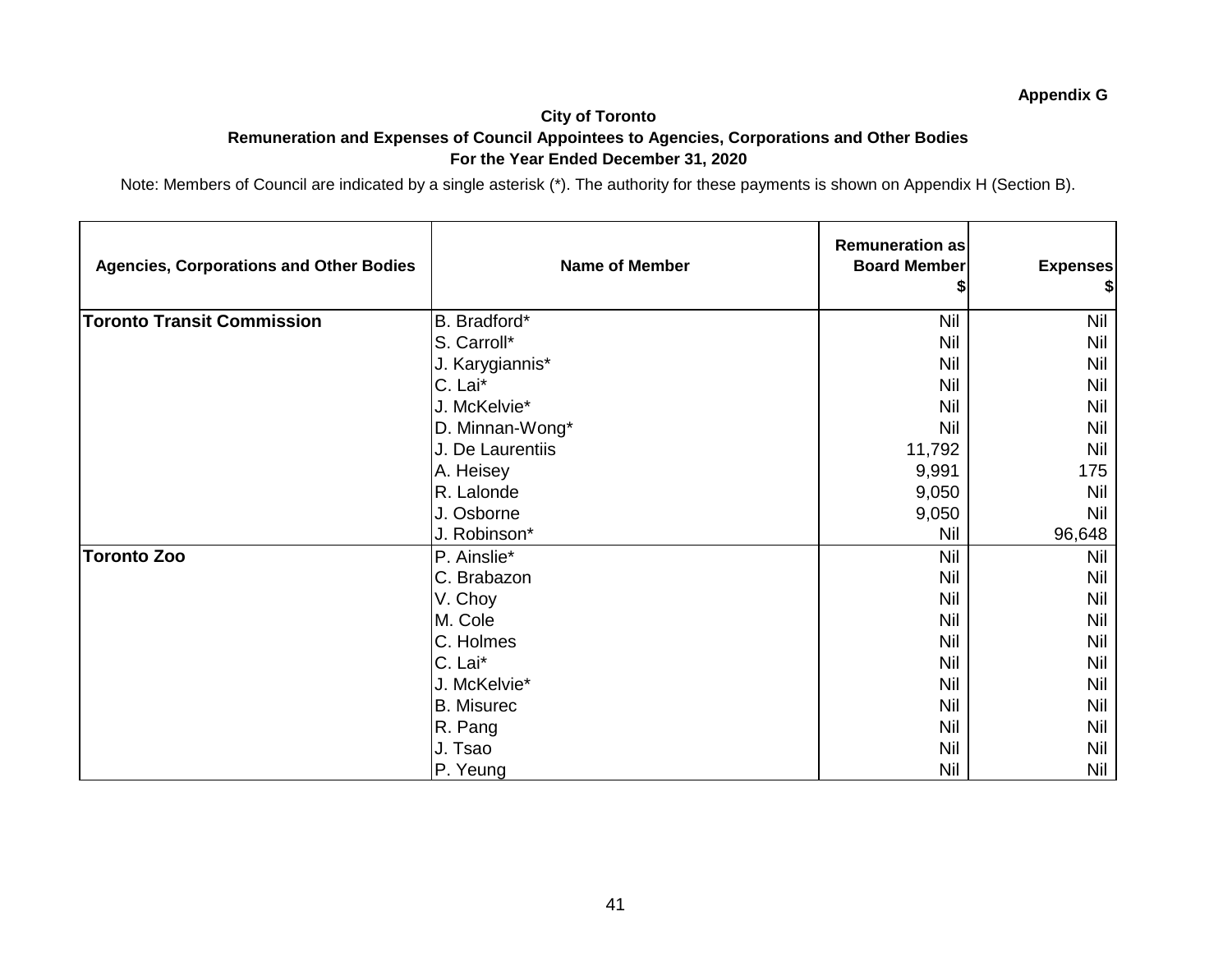**Appendix G**

**City of Toronto**

**Remuneration and Expenses of Council Appointees to Agencies, Corporations and Other Bodies**

**For the Year Ended December 31, 2020**

Note: Members of Council are indicated by a single asterisk (*). The authority for these payments is shown on Appendix H (Section B).

| Agencies, Corporations and Other Bodies | Name of Member | Remuneration as Board Member $ | Expenses $ |
|---|---|---|---|
| **Toronto Transit Commission** | B. Bradford* | Nil | Nil |
| | S. Carroll* | Nil | Nil |
| | J. Karygiannis* | Nil | Nil |
| | C. Lai* | Nil | Nil |
| | J. McKelvie* | Nil | Nil |
| | D. Minnan-Wong* | Nil | Nil |
| | J. De Laurentiis | 11,792 | Nil |
| | A. Heisey | 9,991 | 175 |
| | R. Lalonde | 9,050 | Nil |
| | J. Osborne | 9,050 | Nil |
| | J. Robinson* | Nil | 96,648 |
| **Toronto Zoo** | P. Ainslie* | Nil | Nil |
| | C. Brabazon | Nil | Nil |
| | V. Choy | Nil | Nil |
| | M. Cole | Nil | Nil |
| | C. Holmes | Nil | Nil |
| | C. Lai* | Nil | Nil |
| | J. McKelvie* | Nil | Nil |
| | B. Misurec | Nil | Nil |
| | R. Pang | Nil | Nil |
| | J. Tsao | Nil | Nil |
| | P. Yeung | Nil | Nil |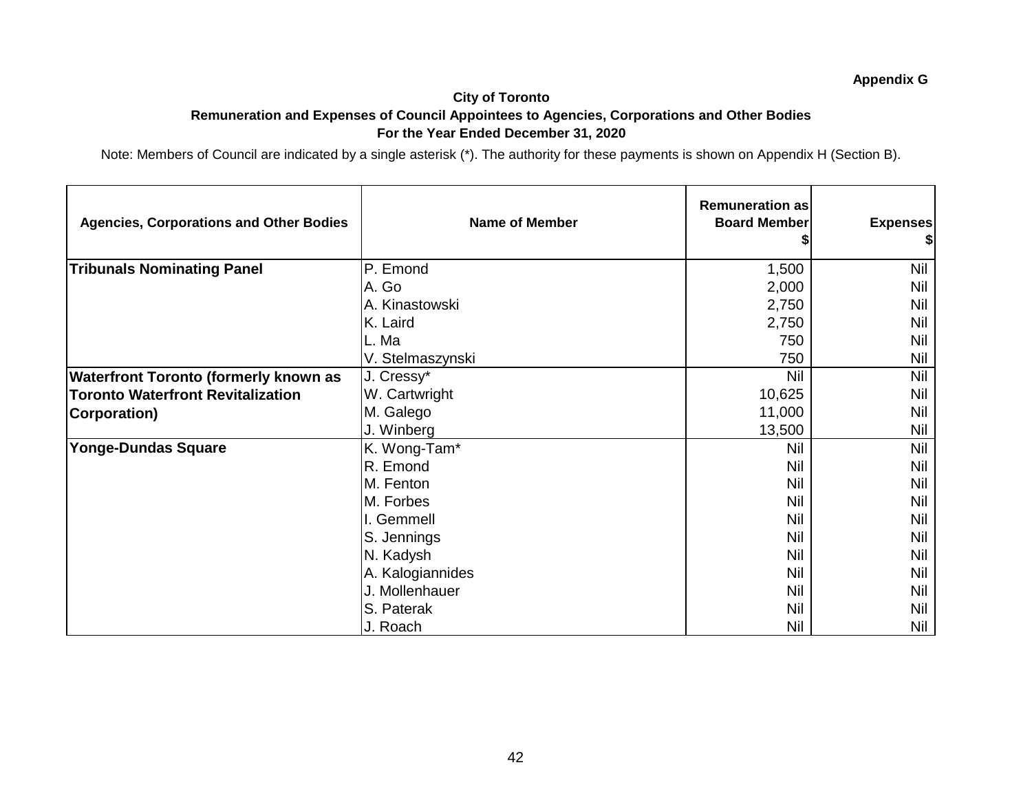**Appendix G**

**City of Toronto**

**Remuneration and Expenses of Council Appointees to Agencies, Corporations and Other Bodies**

**For the Year Ended December 31, 2020**

Note: Members of Council are indicated by a single asterisk (*). The authority for these payments is shown on Appendix H (Section B).

| Agencies, Corporations and Other Bodies | Name of Member | Remuneration as Board Member $ | Expenses $ |
|---|---|---|---|
| **Tribunals Nominating Panel** | P. Emond | 1,500 | Nil |
| | A. Go | 2,000 | Nil |
| | A. Kinastowski | 2,750 | Nil |
| | K. Laird | 2,750 | Nil |
| | L. Ma | 750 | Nil |
| | V. Stelmaszynski | 750 | Nil |
| **Waterfront Toronto (formerly known as Toronto Waterfront Revitalization Corporation)** | J. Cressy* | Nil | Nil |
| | W. Cartwright | 10,625 | Nil |
| | M. Galego | 11,000 | Nil |
| | J. Winberg | 13,500 | Nil |
| **Yonge-Dundas Square** | K. Wong-Tam* | Nil | Nil |
| | R. Emond | Nil | Nil |
| | M. Fenton | Nil | Nil |
| | M. Forbes | Nil | Nil |
| | I. Gemmell | Nil | Nil |
| | S. Jennings | Nil | Nil |
| | N. Kadysh | Nil | Nil |
| | A. Kalogiannides | Nil | Nil |
| | J. Mollenhauer | Nil | Nil |
| | S. Paterak | Nil | Nil |
| | J. Roach | Nil | Nil |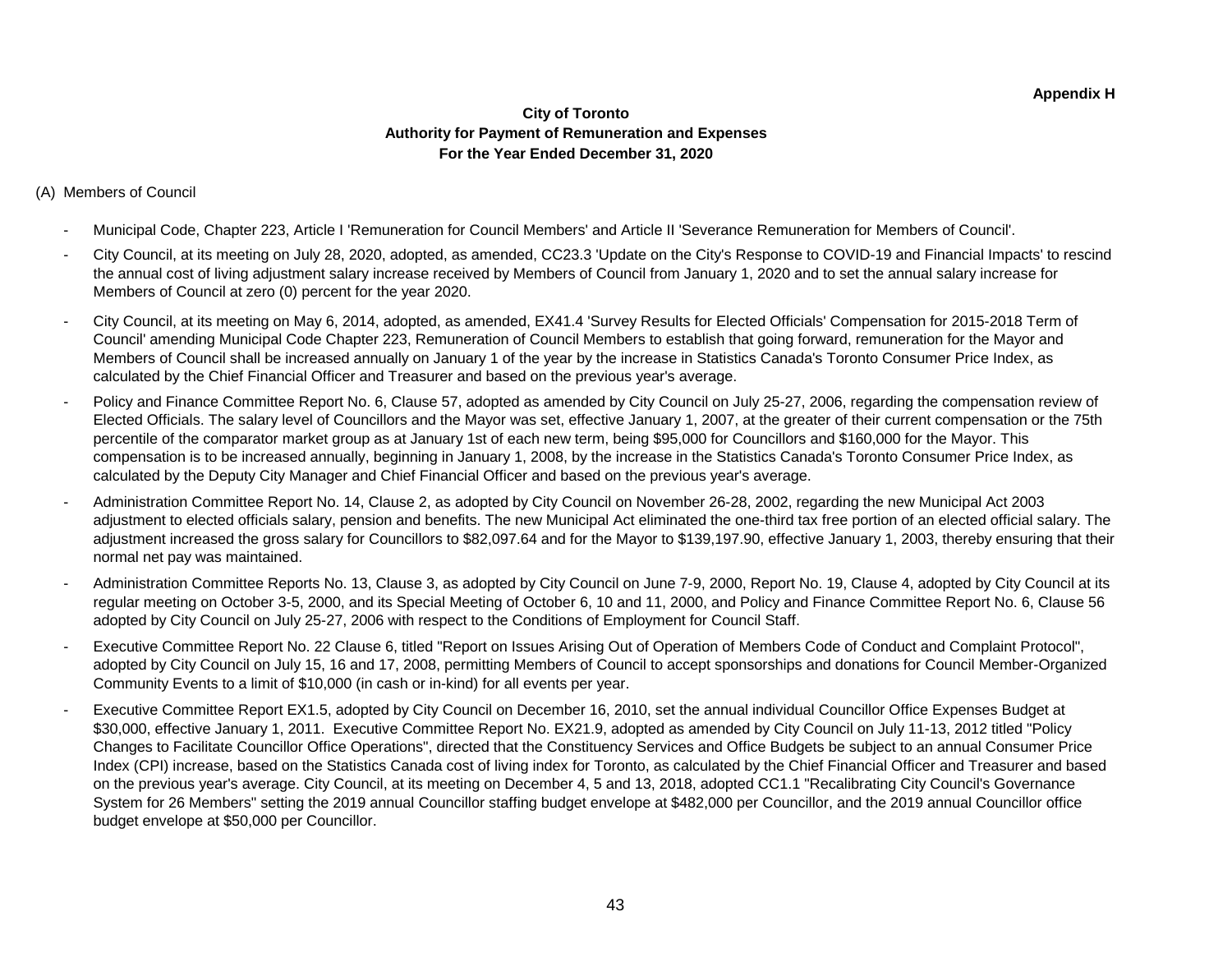**Appendix H**

# City of Toronto
## Authority for Payment of Remuneration and Expenses
### For the Year Ended December 31, 2020

(A) Members of Council

- Municipal Code, Chapter 223, Article I 'Remuneration for Council Members' and Article II 'Severance Remuneration for Members of Council'.
- City Council, at its meeting on July 28, 2020, adopted, as amended, CC23.3 'Update on the City's Response to COVID-19 and Financial Impacts' to rescind the annual cost of living adjustment salary increase received by Members of Council from January 1, 2020 and to set the annual salary increase for Members of Council at zero (0) percent for the year 2020.
- City Council, at its meeting on May 6, 2014, adopted, as amended, EX41.4 'Survey Results for Elected Officials' Compensation for 2015-2018 Term of Council' amending Municipal Code Chapter 223, Remuneration of Council Members to establish that going forward, remuneration for the Mayor and Members of Council shall be increased annually on January 1 of the year by the increase in Statistics Canada's Toronto Consumer Price Index, as calculated by the Chief Financial Officer and Treasurer and based on the previous year's average.
- Policy and Finance Committee Report No. 6, Clause 57, adopted as amended by City Council on July 25-27, 2006, regarding the compensation review of Elected Officials. The salary level of Councillors and the Mayor was set, effective January 1, 2007, at the greater of their current compensation or the 75th percentile of the comparator market group as at January 1st of each new term, being $95,000 for Councillors and $160,000 for the Mayor. This compensation is to be increased annually, beginning in January 1, 2008, by the increase in the Statistics Canada's Toronto Consumer Price Index, as calculated by the Deputy City Manager and Chief Financial Officer and based on the previous year's average.
- Administration Committee Report No. 14, Clause 2, as adopted by City Council on November 26-28, 2002, regarding the new Municipal Act 2003 adjustment to elected officials salary, pension and benefits. The new Municipal Act eliminated the one-third tax free portion of an elected official salary. The adjustment increased the gross salary for Councillors to $82,097.64 and for the Mayor to $139,197.90, effective January 1, 2003, thereby ensuring that their normal net pay was maintained.
- Administration Committee Reports No. 13, Clause 3, as adopted by City Council on June 7-9, 2000, Report No. 19, Clause 4, adopted by City Council at its regular meeting on October 3-5, 2000, and its Special Meeting of October 6, 10 and 11, 2000, and Policy and Finance Committee Report No. 6, Clause 56 adopted by City Council on July 25-27, 2006 with respect to the Conditions of Employment for Council Staff.
- Executive Committee Report No. 22 Clause 6, titled "Report on Issues Arising Out of Operation of Members Code of Conduct and Complaint Protocol", adopted by City Council on July 15, 16 and 17, 2008, permitting Members of Council to accept sponsorships and donations for Council Member-Organized Community Events to a limit of $10,000 (in cash or in-kind) for all events per year.
- Executive Committee Report EX1.5, adopted by City Council on December 16, 2010, set the annual individual Councillor Office Expenses Budget at $30,000, effective January 1, 2011. Executive Committee Report No. EX21.9, adopted as amended by City Council on July 11-13, 2012 titled "Policy Changes to Facilitate Councillor Office Operations", directed that the Constituency Services and Office Budgets be subject to an annual Consumer Price Index (CPI) increase, based on the Statistics Canada cost of living index for Toronto, as calculated by the Chief Financial Officer and Treasurer and based on the previous year's average. City Council, at its meeting on December 4, 5 and 13, 2018, adopted CC1.1 "Recalibrating City Council's Governance System for 26 Members" setting the 2019 annual Councillor staffing budget envelope at $482,000 per Councillor, and the 2019 annual Councillor office budget envelope at $50,000 per Councillor.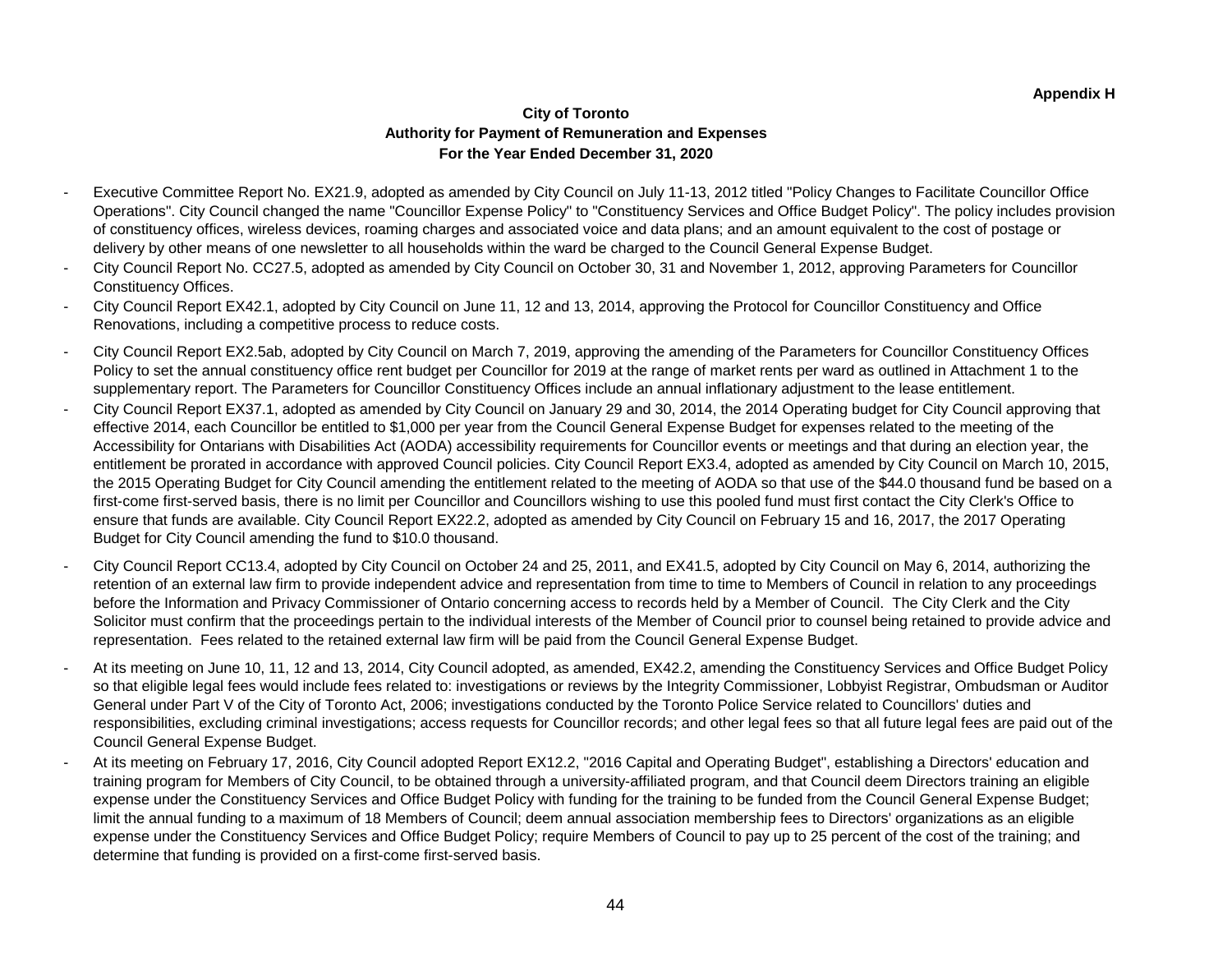**Appendix H**

**City of Toronto**
**Authority for Payment of Remuneration and Expenses**
**For the Year Ended December 31, 2020**

- Executive Committee Report No. EX21.9, adopted as amended by City Council on July 11-13, 2012 titled "Policy Changes to Facilitate Councillor Office Operations". City Council changed the name "Councillor Expense Policy" to "Constituency Services and Office Budget Policy". The policy includes provision of constituency offices, wireless devices, roaming charges and associated voice and data plans; and an amount equivalent to the cost of postage or delivery by other means of one newsletter to all households within the ward be charged to the Council General Expense Budget.
- City Council Report No. CC27.5, adopted as amended by City Council on October 30, 31 and November 1, 2012, approving Parameters for Councillor Constituency Offices.
- City Council Report EX42.1, adopted by City Council on June 11, 12 and 13, 2014, approving the Protocol for Councillor Constituency and Office Renovations, including a competitive process to reduce costs.
- City Council Report EX2.5ab, adopted by City Council on March 7, 2019, approving the amending of the Parameters for Councillor Constituency Offices Policy to set the annual constituency office rent budget per Councillor for 2019 at the range of market rents per ward as outlined in Attachment 1 to the supplementary report. The Parameters for Councillor Constituency Offices include an annual inflationary adjustment to the lease entitlement.
- City Council Report EX37.1, adopted as amended by City Council on January 29 and 30, 2014, the 2014 Operating budget for City Council approving that effective 2014, each Councillor be entitled to $1,000 per year from the Council General Expense Budget for expenses related to the meeting of the Accessibility for Ontarians with Disabilities Act (AODA) accessibility requirements for Councillor events or meetings and that during an election year, the entitlement be prorated in accordance with approved Council policies. City Council Report EX3.4, adopted as amended by City Council on March 10, 2015, the 2015 Operating Budget for City Council amending the entitlement related to the meeting of AODA so that use of the $44.0 thousand fund be based on a first-come first-served basis, there is no limit per Councillor and Councillors wishing to use this pooled fund must first contact the City Clerk's Office to ensure that funds are available. City Council Report EX22.2, adopted as amended by City Council on February 15 and 16, 2017, the 2017 Operating Budget for City Council amending the fund to $10.0 thousand.
- City Council Report CC13.4, adopted by City Council on October 24 and 25, 2011, and EX41.5, adopted by City Council on May 6, 2014, authorizing the retention of an external law firm to provide independent advice and representation from time to time to Members of Council in relation to any proceedings before the Information and Privacy Commissioner of Ontario concerning access to records held by a Member of Council. The City Clerk and the City Solicitor must confirm that the proceedings pertain to the individual interests of the Member of Council prior to counsel being retained to provide advice and representation. Fees related to the retained external law firm will be paid from the Council General Expense Budget.
- At its meeting on June 10, 11, 12 and 13, 2014, City Council adopted, as amended, EX42.2, amending the Constituency Services and Office Budget Policy so that eligible legal fees would include fees related to: investigations or reviews by the Integrity Commissioner, Lobbyist Registrar, Ombudsman or Auditor General under Part V of the City of Toronto Act, 2006; investigations conducted by the Toronto Police Service related to Councillors' duties and responsibilities, excluding criminal investigations; access requests for Councillor records; and other legal fees so that all future legal fees are paid out of the Council General Expense Budget.
- At its meeting on February 17, 2016, City Council adopted Report EX12.2, "2016 Capital and Operating Budget", establishing a Directors' education and training program for Members of City Council, to be obtained through a university-affiliated program, and that Council deem Directors training an eligible expense under the Constituency Services and Office Budget Policy with funding for the training to be funded from the Council General Expense Budget; limit the annual funding to a maximum of 18 Members of Council; deem annual association membership fees to Directors' organizations as an eligible expense under the Constituency Services and Office Budget Policy; require Members of Council to pay up to 25 percent of the cost of the training; and determine that funding is provided on a first-come first-served basis.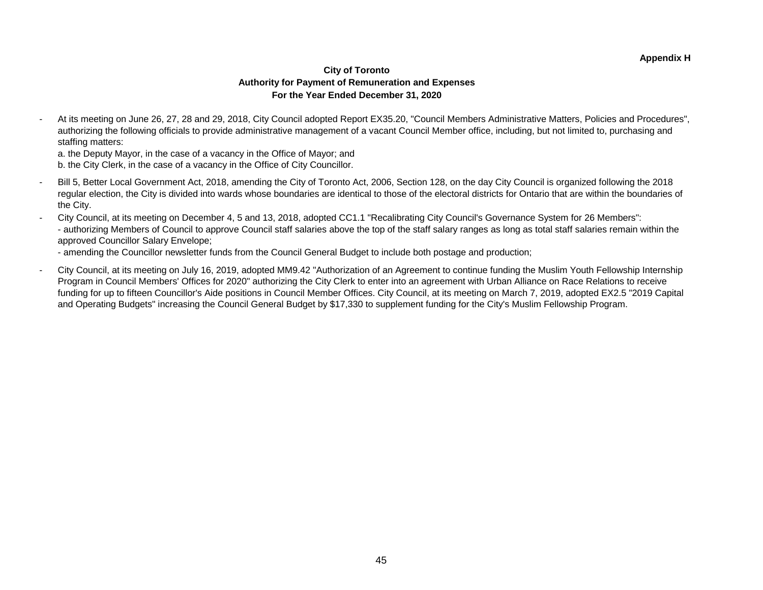**Appendix H**

**City of Toronto**
**Authority for Payment of Remuneration and Expenses**
**For the Year Ended December 31, 2020**

- At its meeting on June 26, 27, 28 and 29, 2018, City Council adopted Report EX35.20, "Council Members Administrative Matters, Policies and Procedures", authorizing the following officials to provide administrative management of a vacant Council Member office, including, but not limited to, purchasing and staffing matters:
  a. the Deputy Mayor, in the case of a vacancy in the Office of Mayor; and
  b. the City Clerk, in the case of a vacancy in the Office of City Councillor.
- Bill 5, Better Local Government Act, 2018, amending the City of Toronto Act, 2006, Section 128, on the day City Council is organized following the 2018 regular election, the City is divided into wards whose boundaries are identical to those of the electoral districts for Ontario that are within the boundaries of the City.
- City Council, at its meeting on December 4, 5 and 13, 2018, adopted CC1.1 "Recalibrating City Council's Governance System for 26 Members":
  - authorizing Members of Council to approve Council staff salaries above the top of the staff salary ranges as long as total staff salaries remain within the approved Councillor Salary Envelope;
  - amending the Councillor newsletter funds from the Council General Budget to include both postage and production;
- City Council, at its meeting on July 16, 2019, adopted MM9.42 "Authorization of an Agreement to continue funding the Muslim Youth Fellowship Internship Program in Council Members' Offices for 2020" authorizing the City Clerk to enter into an agreement with Urban Alliance on Race Relations to receive funding for up to fifteen Councillor's Aide positions in Council Member Offices. City Council, at its meeting on March 7, 2019, adopted EX2.5 "2019 Capital and Operating Budgets" increasing the Council General Budget by $17,330 to supplement funding for the City's Muslim Fellowship Program.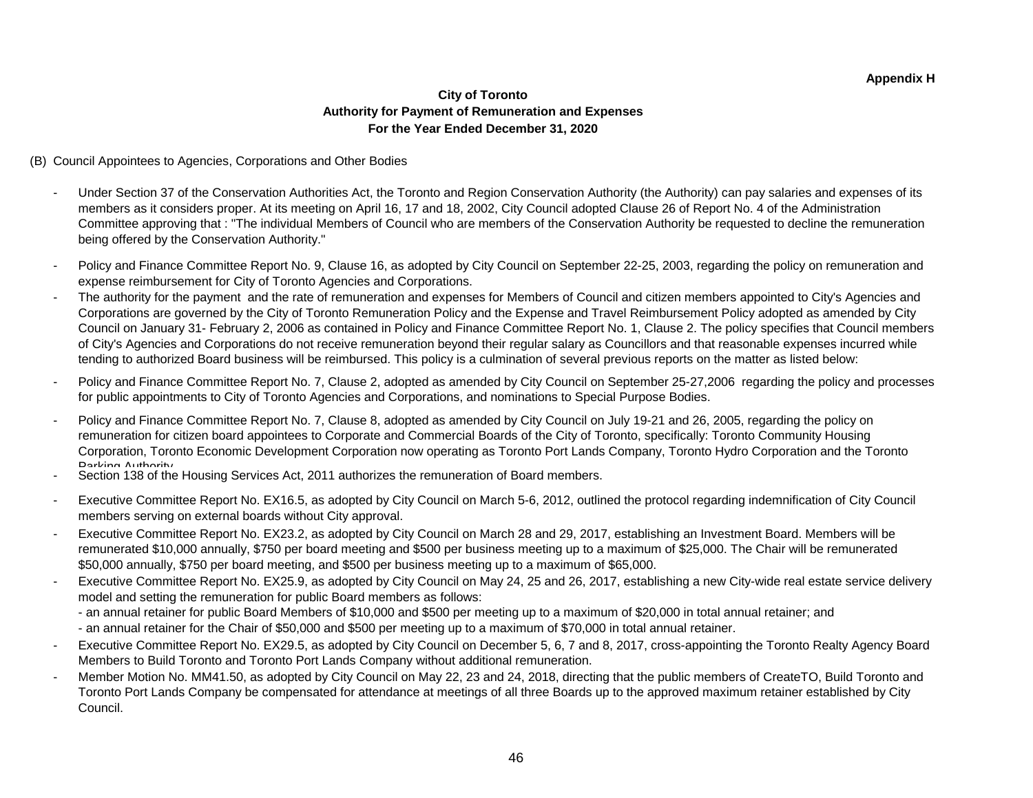Appendix H

**City of Toronto**
**Authority for Payment of Remuneration and Expenses**
**For the Year Ended December 31, 2020**

(B) Council Appointees to Agencies, Corporations and Other Bodies

- Under Section 37 of the Conservation Authorities Act, the Toronto and Region Conservation Authority (the Authority) can pay salaries and expenses of its members as it considers proper. At its meeting on April 16, 17 and 18, 2002, City Council adopted Clause 26 of Report No. 4 of the Administration Committee approving that : "The individual Members of Council who are members of the Conservation Authority be requested to decline the remuneration being offered by the Conservation Authority."
- Policy and Finance Committee Report No. 9, Clause 16, as adopted by City Council on September 22-25, 2003, regarding the policy on remuneration and expense reimbursement for City of Toronto Agencies and Corporations.
- The authority for the payment and the rate of remuneration and expenses for Members of Council and citizen members appointed to City's Agencies and Corporations are governed by the City of Toronto Remuneration Policy and the Expense and Travel Reimbursement Policy adopted as amended by City Council on January 31- February 2, 2006 as contained in Policy and Finance Committee Report No. 1, Clause 2. The policy specifies that Council members of City's Agencies and Corporations do not receive remuneration beyond their regular salary as Councillors and that reasonable expenses incurred while tending to authorized Board business will be reimbursed. This policy is a culmination of several previous reports on the matter as listed below:
- Policy and Finance Committee Report No. 7, Clause 2, adopted as amended by City Council on September 25-27,2006 regarding the policy and processes for public appointments to City of Toronto Agencies and Corporations, and nominations to Special Purpose Bodies.
- Policy and Finance Committee Report No. 7, Clause 8, adopted as amended by City Council on July 19-21 and 26, 2005, regarding the policy on remuneration for citizen board appointees to Corporate and Commercial Boards of the City of Toronto, specifically: Toronto Community Housing Corporation, Toronto Economic Development Corporation now operating as Toronto Port Lands Company, Toronto Hydro Corporation and the Toronto Parking Authority
- Section 138 of the Housing Services Act, 2011 authorizes the remuneration of Board members.
- Executive Committee Report No. EX16.5, as adopted by City Council on March 5-6, 2012, outlined the protocol regarding indemnification of City Council members serving on external boards without City approval.
- Executive Committee Report No. EX23.2, as adopted by City Council on March 28 and 29, 2017, establishing an Investment Board. Members will be remunerated $10,000 annually, $750 per board meeting and $500 per business meeting up to a maximum of $25,000. The Chair will be remunerated $50,000 annually, $750 per board meeting, and $500 per business meeting up to a maximum of $65,000.
- Executive Committee Report No. EX25.9, as adopted by City Council on May 24, 25 and 26, 2017, establishing a new City-wide real estate service delivery model and setting the remuneration for public Board members as follows:
  - an annual retainer for public Board Members of $10,000 and $500 per meeting up to a maximum of $20,000 in total annual retainer; and
  - an annual retainer for the Chair of $50,000 and $500 per meeting up to a maximum of $70,000 in total annual retainer.
- Executive Committee Report No. EX29.5, as adopted by City Council on December 5, 6, 7 and 8, 2017, cross-appointing the Toronto Realty Agency Board Members to Build Toronto and Toronto Port Lands Company without additional remuneration.
- Member Motion No. MM41.50, as adopted by City Council on May 22, 23 and 24, 2018, directing that the public members of CreateTO, Build Toronto and Toronto Port Lands Company be compensated for attendance at meetings of all three Boards up to the approved maximum retainer established by City Council.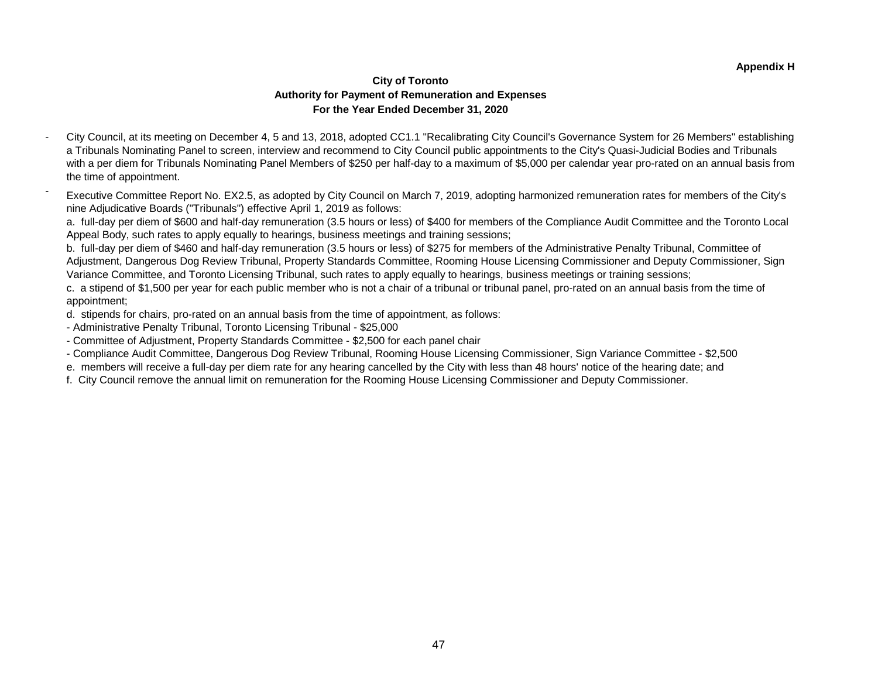**Appendix H**

## City of Toronto
### Authority for Payment of Remuneration and Expenses
### For the Year Ended December 31, 2020

- City Council, at its meeting on December 4, 5 and 13, 2018, adopted CC1.1 "Recalibrating City Council's Governance System for 26 Members" establishing a Tribunals Nominating Panel to screen, interview and recommend to City Council public appointments to the City's Quasi-Judicial Bodies and Tribunals with a per diem for Tribunals Nominating Panel Members of $250 per half-day to a maximum of $5,000 per calendar year pro-rated on an annual basis from the time of appointment.
- Executive Committee Report No. EX2.5, as adopted by City Council on March 7, 2019, adopting harmonized remuneration rates for members of the City's nine Adjudicative Boards ("Tribunals") effective April 1, 2019 as follows:

  a. full-day per diem of $600 and half-day remuneration (3.5 hours or less) of $400 for members of the Compliance Audit Committee and the Toronto Local Appeal Body, such rates to apply equally to hearings, business meetings and training sessions;

  b. full-day per diem of $460 and half-day remuneration (3.5 hours or less) of $275 for members of the Administrative Penalty Tribunal, Committee of Adjustment, Dangerous Dog Review Tribunal, Property Standards Committee, Rooming House Licensing Commissioner and Deputy Commissioner, Sign Variance Committee, and Toronto Licensing Tribunal, such rates to apply equally to hearings, business meetings or training sessions;

  c. a stipend of $1,500 per year for each public member who is not a chair of a tribunal or tribunal panel, pro-rated on an annual basis from the time of appointment;

  d. stipends for chairs, pro-rated on an annual basis from the time of appointment, as follows:

  - Administrative Penalty Tribunal, Toronto Licensing Tribunal - $25,000
  - Committee of Adjustment, Property Standards Committee - $2,500 for each panel chair
  - Compliance Audit Committee, Dangerous Dog Review Tribunal, Rooming House Licensing Commissioner, Sign Variance Committee - $2,500

  e. members will receive a full-day per diem rate for any hearing cancelled by the City with less than 48 hours' notice of the hearing date; and

  f. City Council remove the annual limit on remuneration for the Rooming House Licensing Commissioner and Deputy Commissioner.